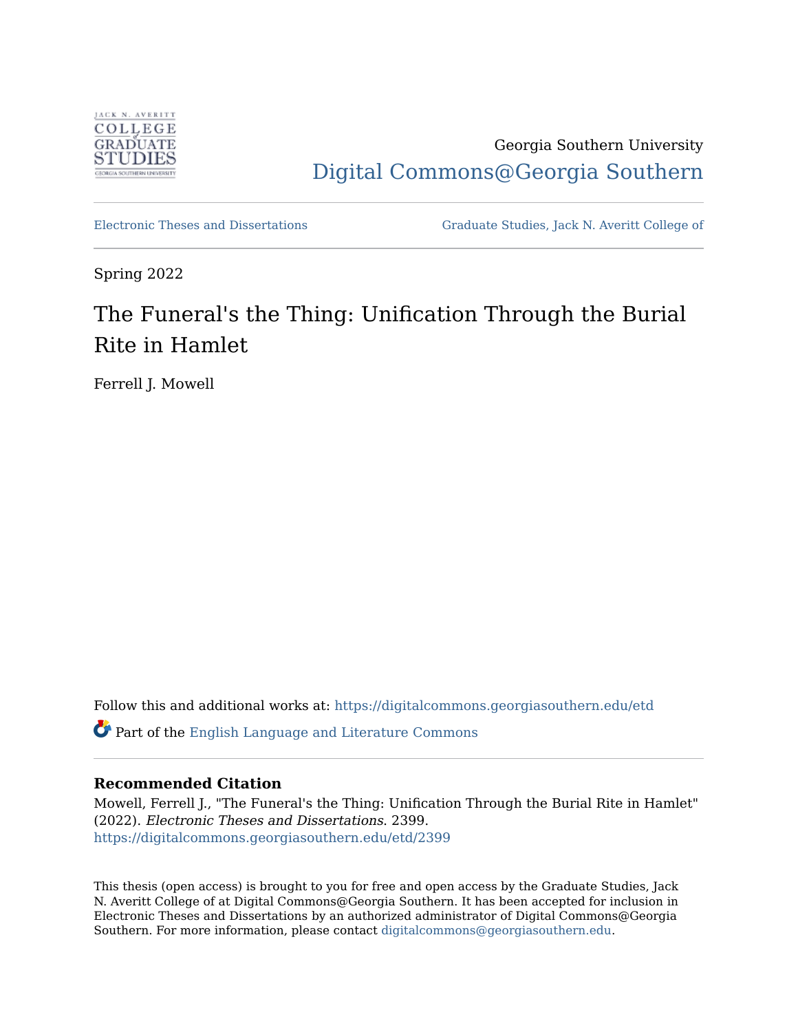Georgia Southern University

Digital Commons@Georgia Southern

Electronic Theses and Dissertations

Graduate Studies, Jack N. Averitt College of

Spring 2022

# The Funeral's the Thing: Unification Through the Burial Rite in Hamlet

Ferrell J. Mowell

Follow this and additional works at: https://digitalcommons.georgiasouthern.edu/etd

Part of the English Language and Literature Commons

**Recommended Citation**

Mowell, Ferrell J., "The Funeral's the Thing: Unification Through the Burial Rite in Hamlet" (2022). *Electronic Theses and Dissertations*. 2399.
https://digitalcommons.georgiasouthern.edu/etd/2399

This thesis (open access) is brought to you for free and open access by the Graduate Studies, Jack N. Averitt College of at Digital Commons@Georgia Southern. It has been accepted for inclusion in Electronic Theses and Dissertations by an authorized administrator of Digital Commons@Georgia Southern. For more information, please contact digitalcommons@georgiasouthern.edu.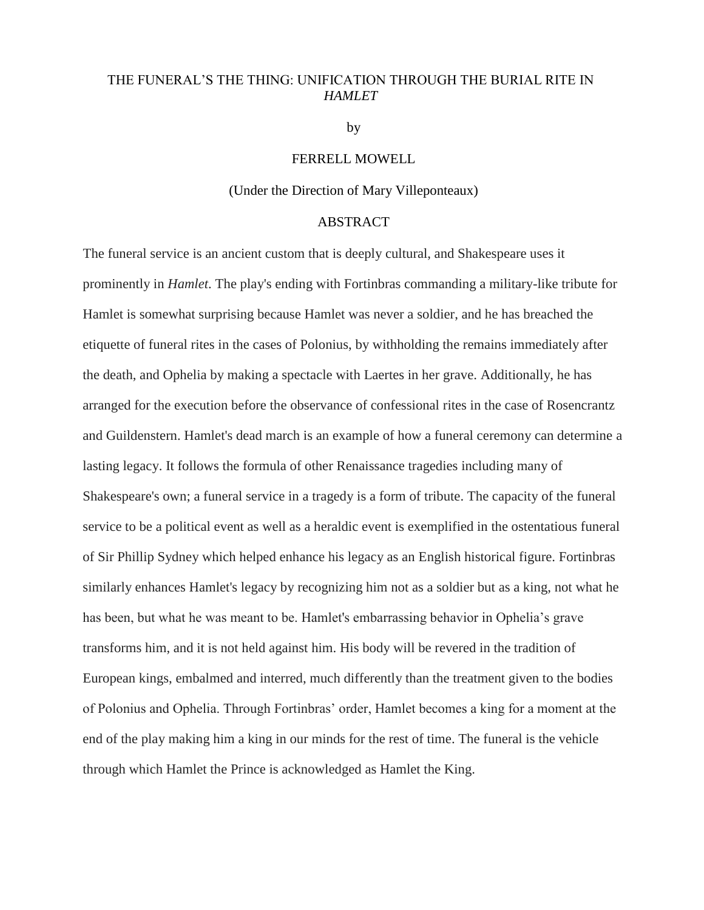# THE FUNERAL'S THE THING: UNIFICATION THROUGH THE BURIAL RITE IN *HAMLET*

by

FERRELL MOWELL

(Under the Direction of Mary Villeponteaux)

## ABSTRACT

The funeral service is an ancient custom that is deeply cultural, and Shakespeare uses it prominently in *Hamlet*. The play's ending with Fortinbras commanding a military-like tribute for Hamlet is somewhat surprising because Hamlet was never a soldier, and he has breached the etiquette of funeral rites in the cases of Polonius, by withholding the remains immediately after the death, and Ophelia by making a spectacle with Laertes in her grave. Additionally, he has arranged for the execution before the observance of confessional rites in the case of Rosencrantz and Guildenstern. Hamlet's dead march is an example of how a funeral ceremony can determine a lasting legacy. It follows the formula of other Renaissance tragedies including many of Shakespeare's own; a funeral service in a tragedy is a form of tribute. The capacity of the funeral service to be a political event as well as a heraldic event is exemplified in the ostentatious funeral of Sir Phillip Sydney which helped enhance his legacy as an English historical figure. Fortinbras similarly enhances Hamlet's legacy by recognizing him not as a soldier but as a king, not what he has been, but what he was meant to be. Hamlet's embarrassing behavior in Ophelia's grave transforms him, and it is not held against him. His body will be revered in the tradition of European kings, embalmed and interred, much differently than the treatment given to the bodies of Polonius and Ophelia. Through Fortinbras' order, Hamlet becomes a king for a moment at the end of the play making him a king in our minds for the rest of time. The funeral is the vehicle through which Hamlet the Prince is acknowledged as Hamlet the King.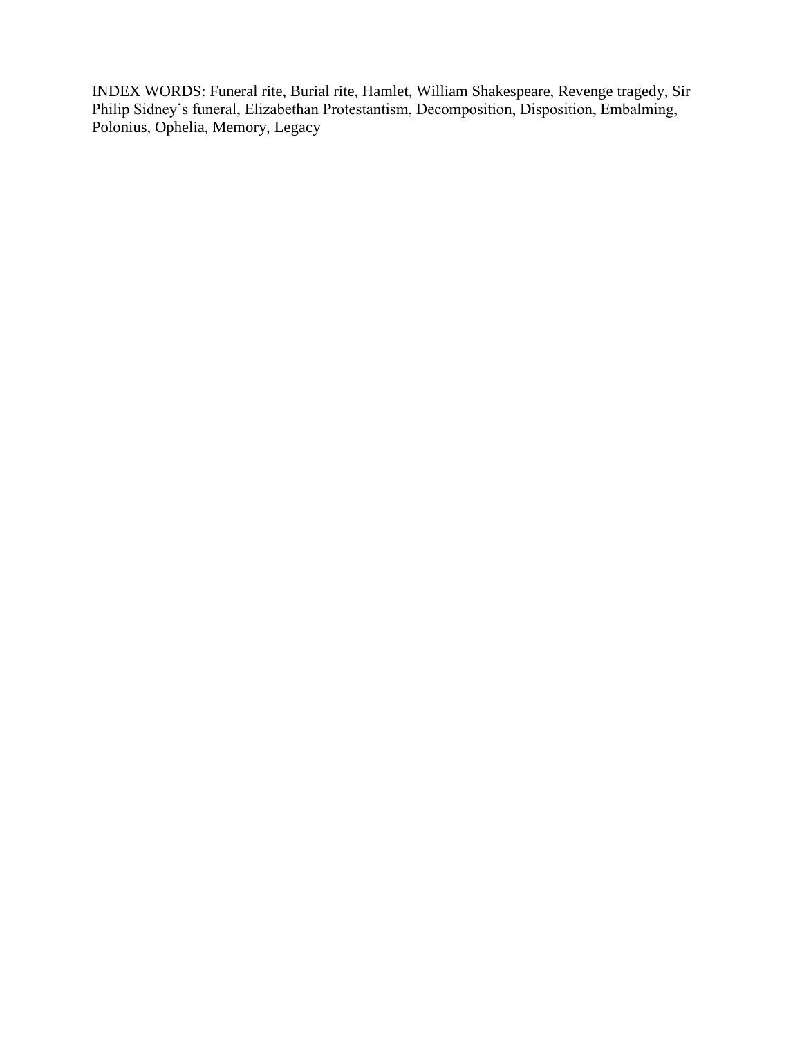INDEX WORDS: Funeral rite, Burial rite, Hamlet, William Shakespeare, Revenge tragedy, Sir Philip Sidney's funeral, Elizabethan Protestantism, Decomposition, Disposition, Embalming, Polonius, Ophelia, Memory, Legacy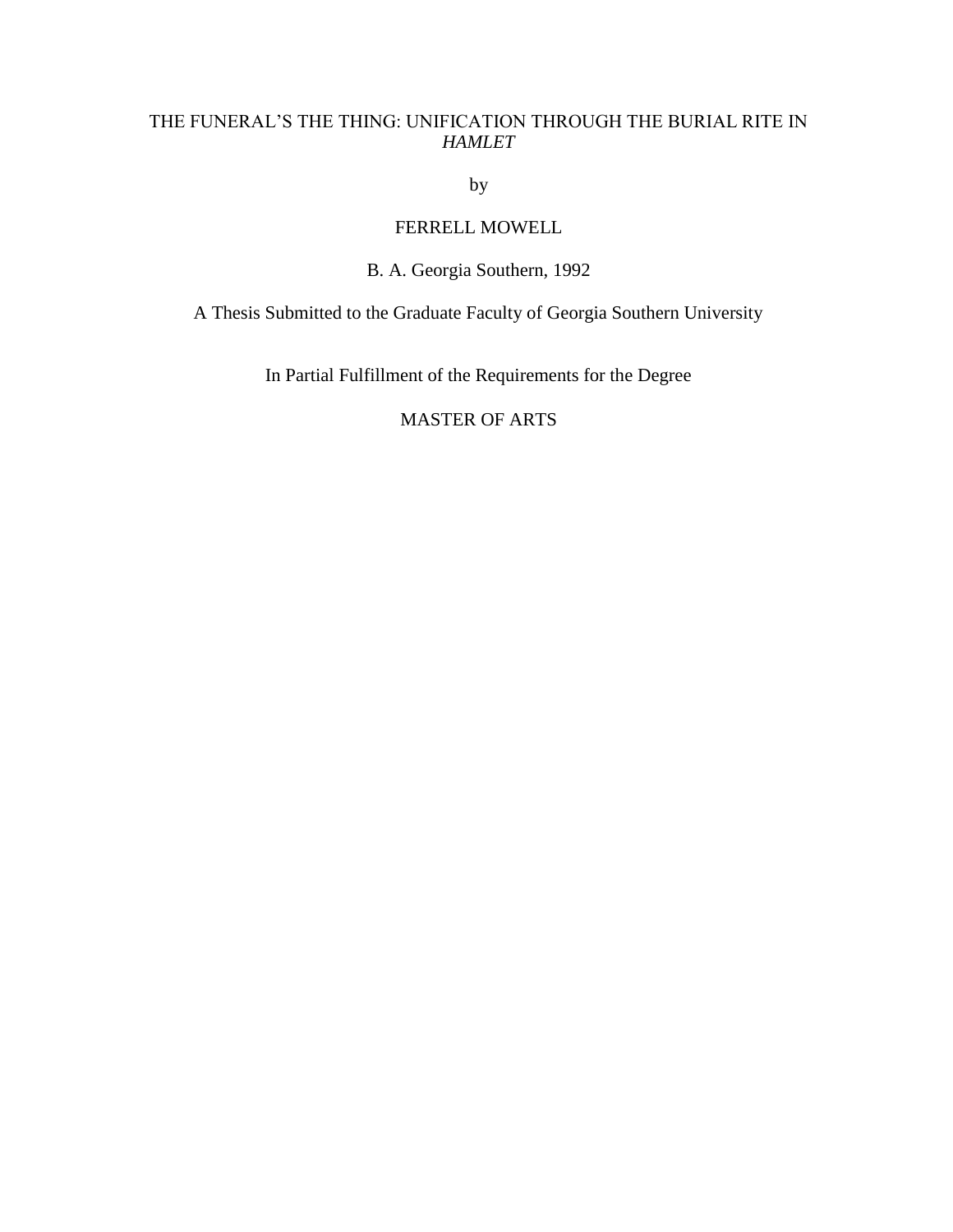THE FUNERAL'S THE THING: UNIFICATION THROUGH THE BURIAL RITE IN *HAMLET*

by

FERRELL MOWELL

B. A. Georgia Southern, 1992

A Thesis Submitted to the Graduate Faculty of Georgia Southern University

In Partial Fulfillment of the Requirements for the Degree

MASTER OF ARTS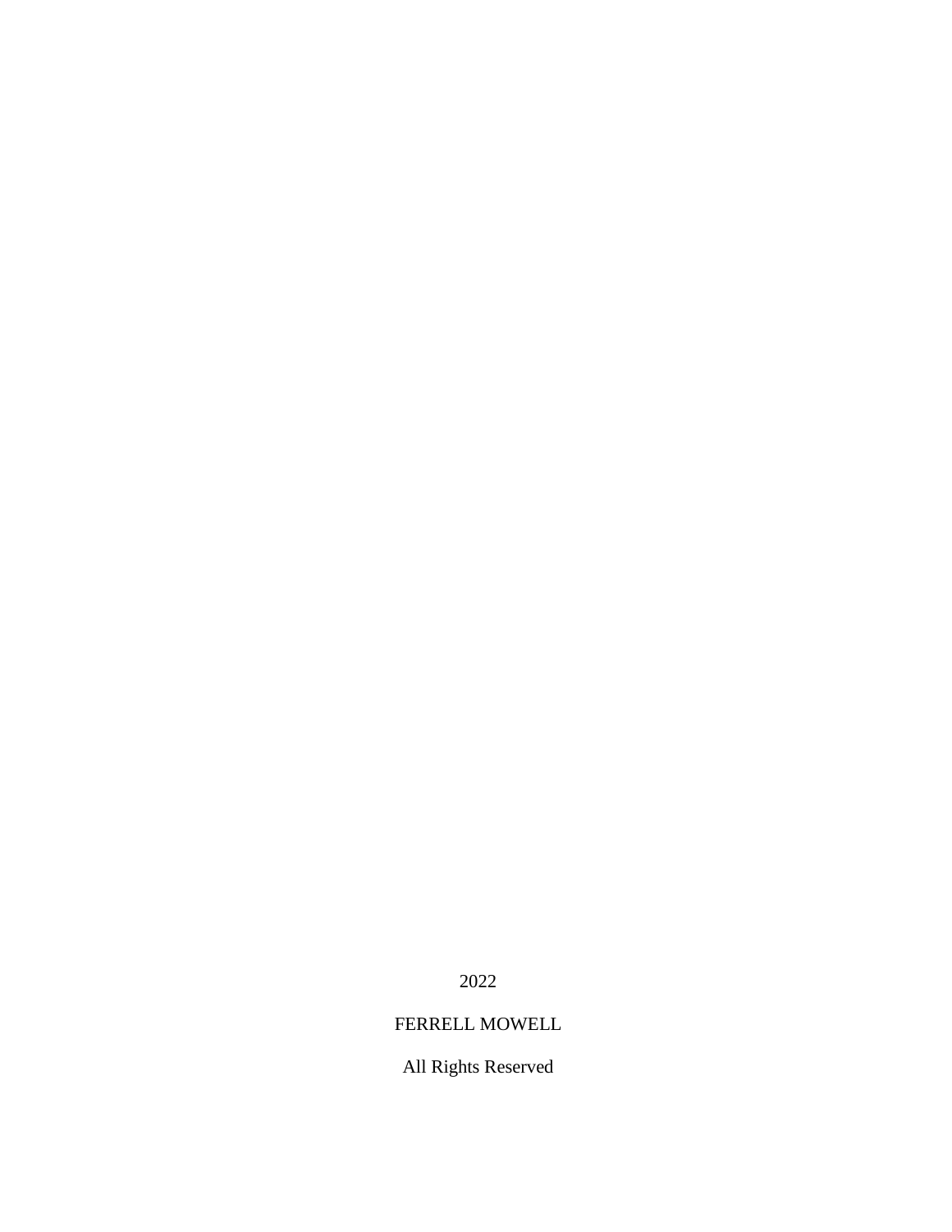2022

FERRELL MOWELL

All Rights Reserved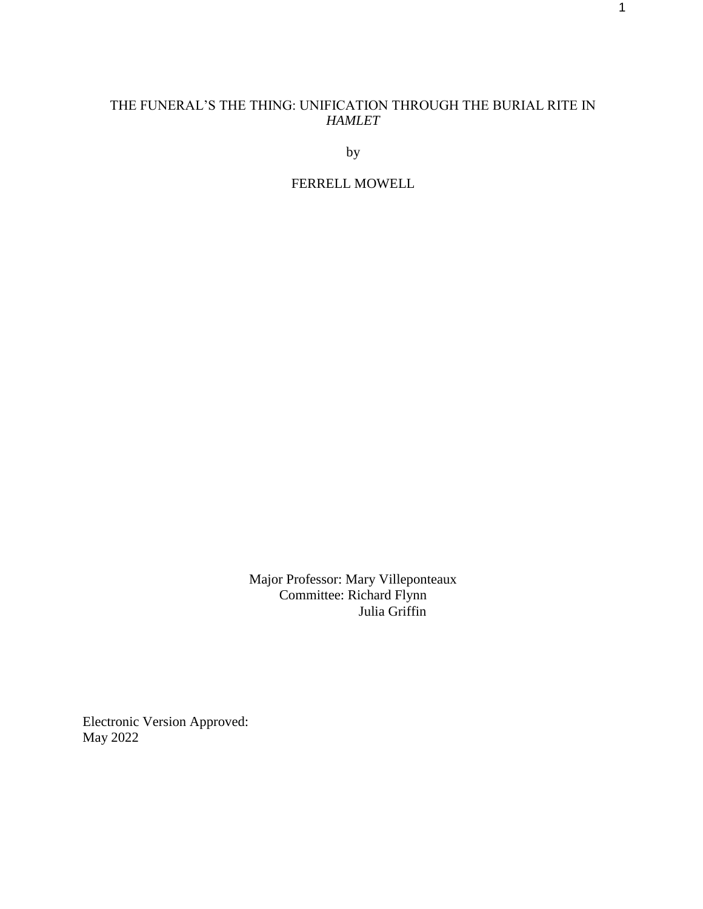THE FUNERAL'S THE THING: UNIFICATION THROUGH THE BURIAL RITE IN *HAMLET*

by

FERRELL MOWELL

Major Professor: Mary Villeponteaux
Committee: Richard Flynn
Julia Griffin

Electronic Version Approved:
May 2022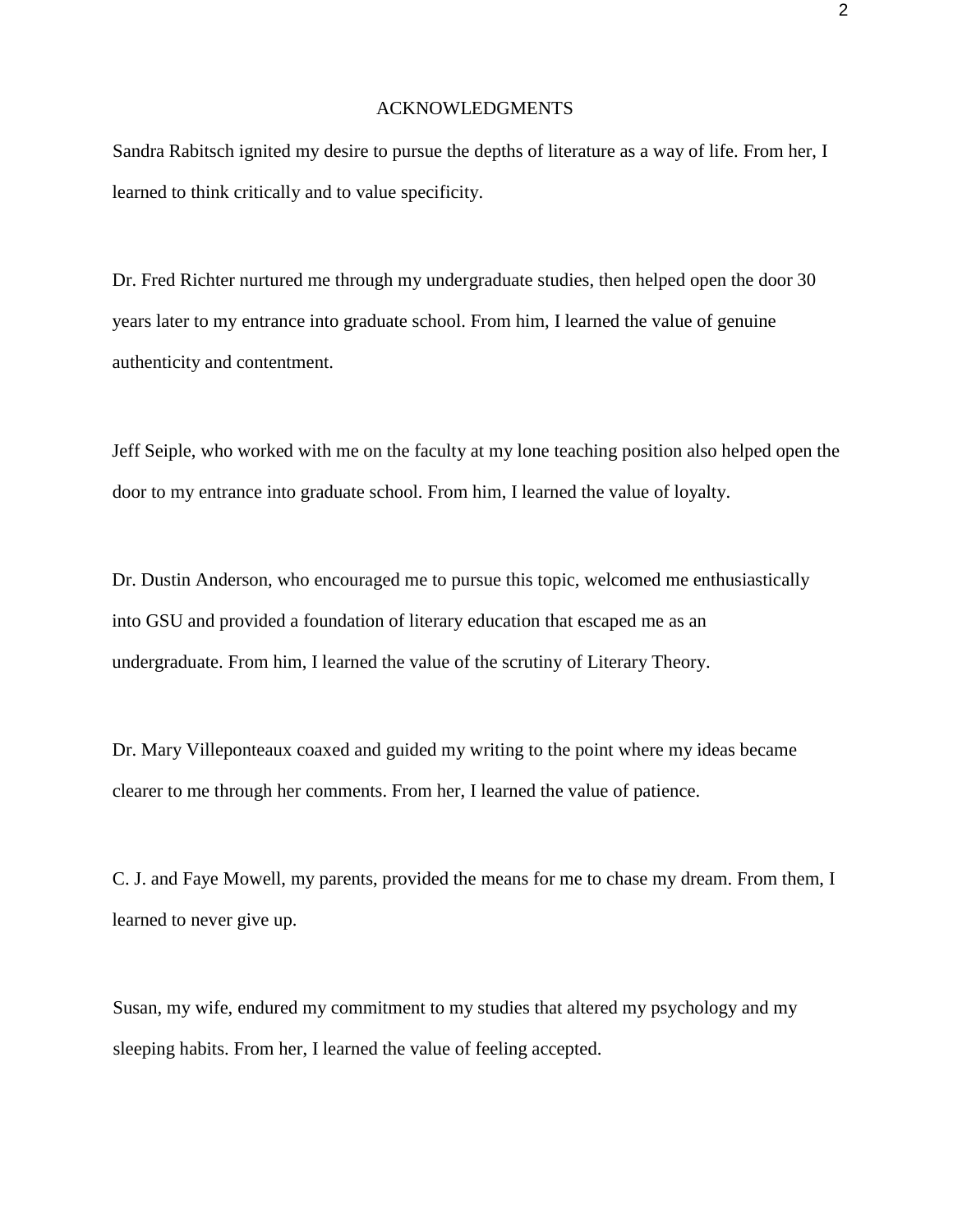# ACKNOWLEDGMENTS

Sandra Rabitsch ignited my desire to pursue the depths of literature as a way of life. From her, I learned to think critically and to value specificity.

Dr. Fred Richter nurtured me through my undergraduate studies, then helped open the door 30 years later to my entrance into graduate school. From him, I learned the value of genuine authenticity and contentment.

Jeff Seiple, who worked with me on the faculty at my lone teaching position also helped open the door to my entrance into graduate school. From him, I learned the value of loyalty.

Dr. Dustin Anderson, who encouraged me to pursue this topic, welcomed me enthusiastically into GSU and provided a foundation of literary education that escaped me as an undergraduate. From him, I learned the value of the scrutiny of Literary Theory.

Dr. Mary Villeponteaux coaxed and guided my writing to the point where my ideas became clearer to me through her comments. From her, I learned the value of patience.

C. J. and Faye Mowell, my parents, provided the means for me to chase my dream. From them, I learned to never give up.

Susan, my wife, endured my commitment to my studies that altered my psychology and my sleeping habits. From her, I learned the value of feeling accepted.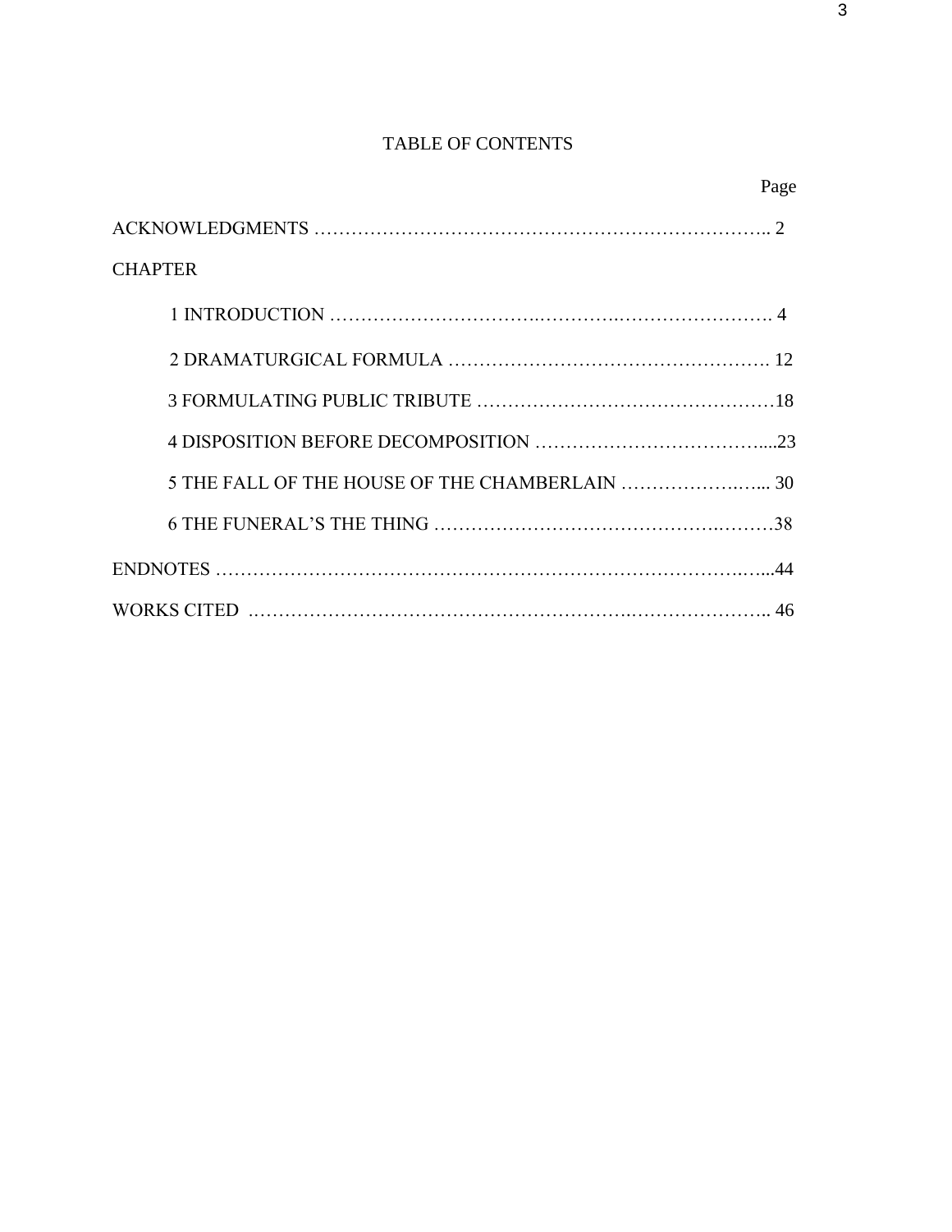# TABLE OF CONTENTS

| | Page |
|---|---|
| ACKNOWLEDGMENTS | 2 |
| CHAPTER | |
| 1 INTRODUCTION | 4 |
| 2 DRAMATURGICAL FORMULA | 12 |
| 3 FORMULATING PUBLIC TRIBUTE | 18 |
| 4 DISPOSITION BEFORE DECOMPOSITION | 23 |
| 5 THE FALL OF THE HOUSE OF THE CHAMBERLAIN | 30 |
| 6 THE FUNERAL'S THE THING | 38 |
| ENDNOTES | 44 |
| WORKS CITED | 46 |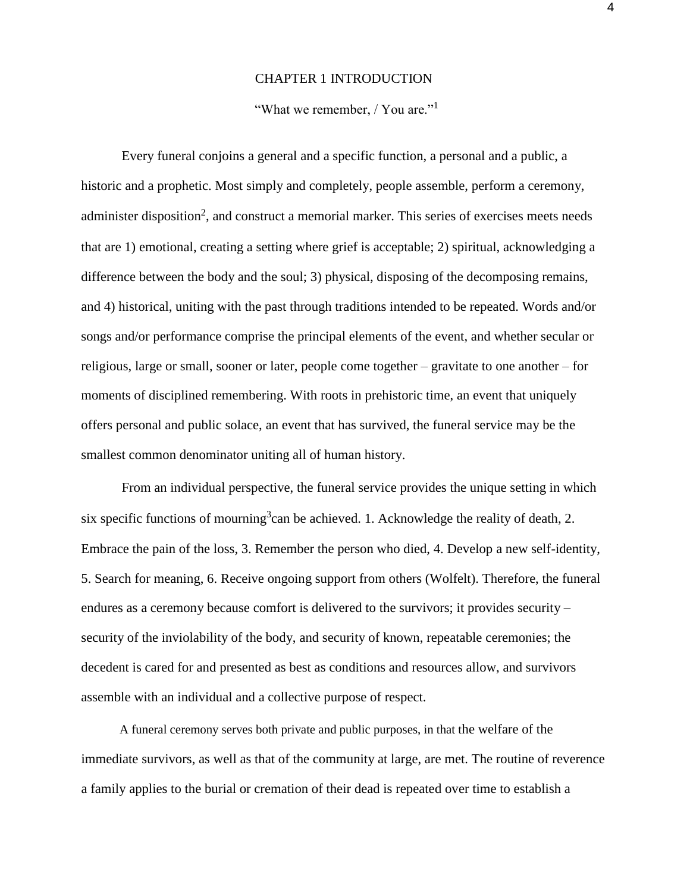# CHAPTER 1 INTRODUCTION

"What we remember, / You are."[1]

Every funeral conjoins a general and a specific function, a personal and a public, a historic and a prophetic. Most simply and completely, people assemble, perform a ceremony, administer disposition[2], and construct a memorial marker. This series of exercises meets needs that are 1) emotional, creating a setting where grief is acceptable; 2) spiritual, acknowledging a difference between the body and the soul; 3) physical, disposing of the decomposing remains, and 4) historical, uniting with the past through traditions intended to be repeated. Words and/or songs and/or performance comprise the principal elements of the event, and whether secular or religious, large or small, sooner or later, people come together – gravitate to one another – for moments of disciplined remembering. With roots in prehistoric time, an event that uniquely offers personal and public solace, an event that has survived, the funeral service may be the smallest common denominator uniting all of human history.

From an individual perspective, the funeral service provides the unique setting in which six specific functions of mourning[3]can be achieved. 1. Acknowledge the reality of death, 2. Embrace the pain of the loss, 3. Remember the person who died, 4. Develop a new self-identity, 5. Search for meaning, 6. Receive ongoing support from others (Wolfelt). Therefore, the funeral endures as a ceremony because comfort is delivered to the survivors; it provides security – security of the inviolability of the body, and security of known, repeatable ceremonies; the decedent is cared for and presented as best as conditions and resources allow, and survivors assemble with an individual and a collective purpose of respect.

A funeral ceremony serves both private and public purposes, in that the welfare of the immediate survivors, as well as that of the community at large, are met. The routine of reverence a family applies to the burial or cremation of their dead is repeated over time to establish a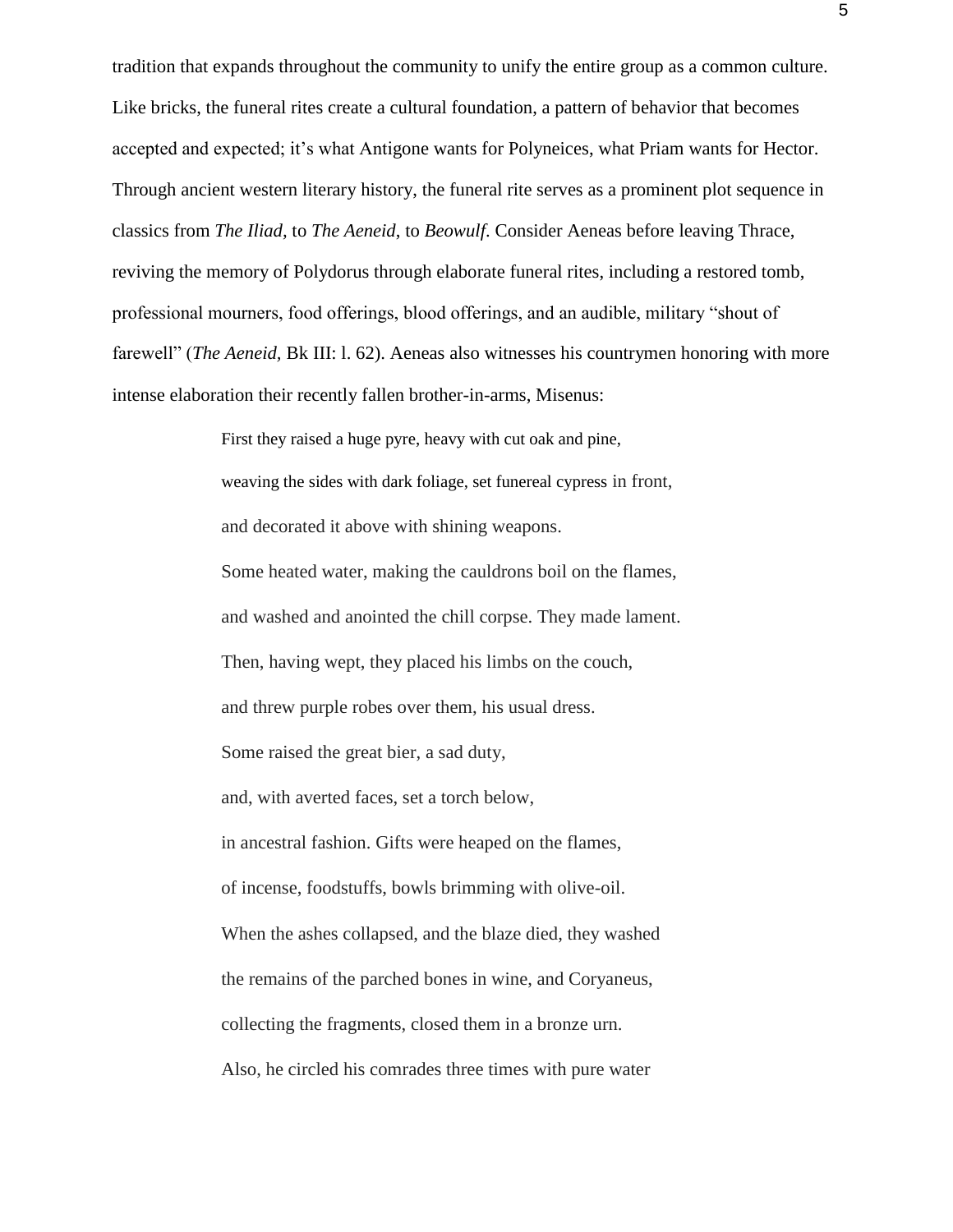tradition that expands throughout the community to unify the entire group as a common culture. Like bricks, the funeral rites create a cultural foundation, a pattern of behavior that becomes accepted and expected; it's what Antigone wants for Polyneices, what Priam wants for Hector. Through ancient western literary history, the funeral rite serves as a prominent plot sequence in classics from *The Iliad,* to *The Aeneid*, to *Beowulf.* Consider Aeneas before leaving Thrace, reviving the memory of Polydorus through elaborate funeral rites, including a restored tomb, professional mourners, food offerings, blood offerings, and an audible, military "shout of farewell" (*The Aeneid,* Bk III: l. 62). Aeneas also witnesses his countrymen honoring with more intense elaboration their recently fallen brother-in-arms, Misenus:

> First they raised a huge pyre, heavy with cut oak and pine,
> weaving the sides with dark foliage, set funereal cypress in front,
> and decorated it above with shining weapons.
> Some heated water, making the cauldrons boil on the flames,
> and washed and anointed the chill corpse. They made lament.
> Then, having wept, they placed his limbs on the couch,
> and threw purple robes over them, his usual dress.
> Some raised the great bier, a sad duty,
> and, with averted faces, set a torch below,
> in ancestral fashion. Gifts were heaped on the flames,
> of incense, foodstuffs, bowls brimming with olive-oil.
> When the ashes collapsed, and the blaze died, they washed
> the remains of the parched bones in wine, and Coryaneus,
> collecting the fragments, closed them in a bronze urn.
> Also, he circled his comrades three times with pure water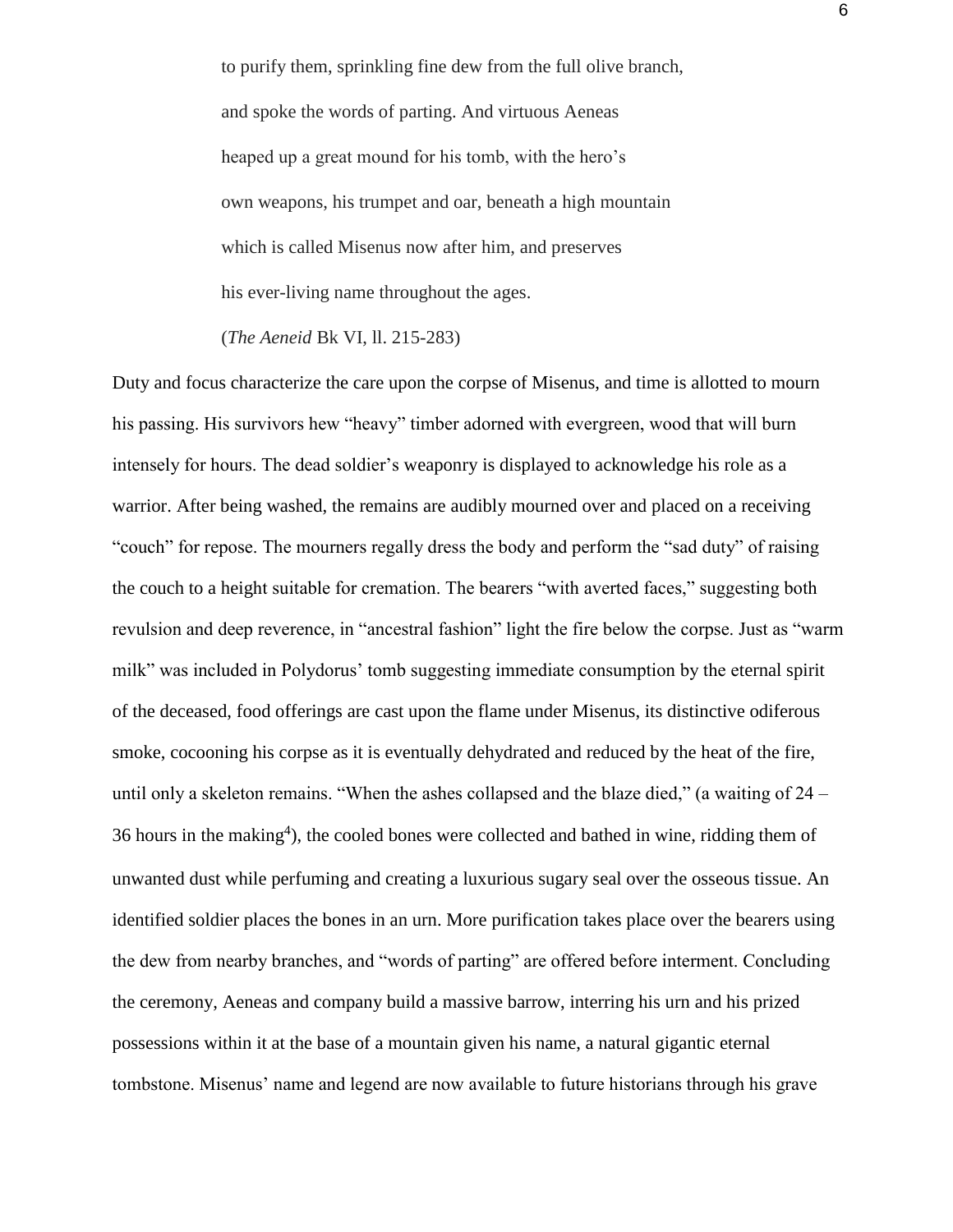to purify them, sprinkling fine dew from the full olive branch,

and spoke the words of parting. And virtuous Aeneas

heaped up a great mound for his tomb, with the hero's

own weapons, his trumpet and oar, beneath a high mountain

which is called Misenus now after him, and preserves

his ever-living name throughout the ages.

(*The Aeneid* Bk VI, ll. 215-283)

Duty and focus characterize the care upon the corpse of Misenus, and time is allotted to mourn his passing. His survivors hew "heavy" timber adorned with evergreen, wood that will burn intensely for hours. The dead soldier's weaponry is displayed to acknowledge his role as a warrior. After being washed, the remains are audibly mourned over and placed on a receiving "couch" for repose. The mourners regally dress the body and perform the "sad duty" of raising the couch to a height suitable for cremation. The bearers "with averted faces," suggesting both revulsion and deep reverence, in "ancestral fashion" light the fire below the corpse. Just as "warm milk" was included in Polydorus' tomb suggesting immediate consumption by the eternal spirit of the deceased, food offerings are cast upon the flame under Misenus, its distinctive odiferous smoke, cocooning his corpse as it is eventually dehydrated and reduced by the heat of the fire, until only a skeleton remains. "When the ashes collapsed and the blaze died," (a waiting of 24 – 36 hours in the making[4]), the cooled bones were collected and bathed in wine, ridding them of unwanted dust while perfuming and creating a luxurious sugary seal over the osseous tissue. An identified soldier places the bones in an urn. More purification takes place over the bearers using the dew from nearby branches, and "words of parting" are offered before interment. Concluding the ceremony, Aeneas and company build a massive barrow, interring his urn and his prized possessions within it at the base of a mountain given his name, a natural gigantic eternal tombstone. Misenus' name and legend are now available to future historians through his grave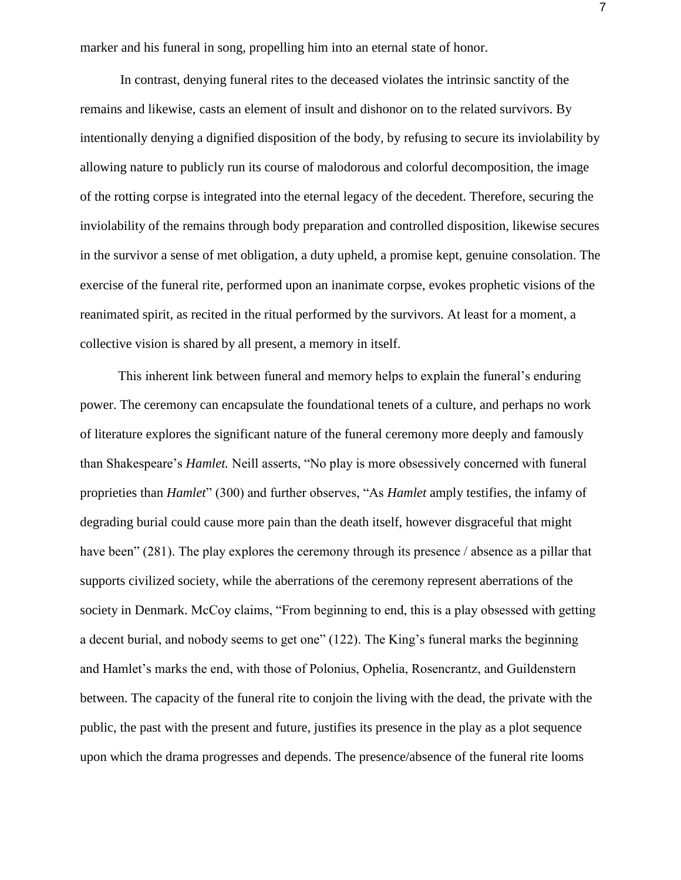marker and his funeral in song, propelling him into an eternal state of honor.

In contrast, denying funeral rites to the deceased violates the intrinsic sanctity of the remains and likewise, casts an element of insult and dishonor on to the related survivors. By intentionally denying a dignified disposition of the body, by refusing to secure its inviolability by allowing nature to publicly run its course of malodorous and colorful decomposition, the image of the rotting corpse is integrated into the eternal legacy of the decedent. Therefore, securing the inviolability of the remains through body preparation and controlled disposition, likewise secures in the survivor a sense of met obligation, a duty upheld, a promise kept, genuine consolation. The exercise of the funeral rite, performed upon an inanimate corpse, evokes prophetic visions of the reanimated spirit, as recited in the ritual performed by the survivors. At least for a moment, a collective vision is shared by all present, a memory in itself.

This inherent link between funeral and memory helps to explain the funeral's enduring power. The ceremony can encapsulate the foundational tenets of a culture, and perhaps no work of literature explores the significant nature of the funeral ceremony more deeply and famously than Shakespeare's *Hamlet.* Neill asserts, "No play is more obsessively concerned with funeral proprieties than *Hamlet*" (300) and further observes, "As *Hamlet* amply testifies, the infamy of degrading burial could cause more pain than the death itself, however disgraceful that might have been" (281). The play explores the ceremony through its presence / absence as a pillar that supports civilized society, while the aberrations of the ceremony represent aberrations of the society in Denmark. McCoy claims, "From beginning to end, this is a play obsessed with getting a decent burial, and nobody seems to get one" (122). The King's funeral marks the beginning and Hamlet's marks the end, with those of Polonius, Ophelia, Rosencrantz, and Guildenstern between. The capacity of the funeral rite to conjoin the living with the dead, the private with the public, the past with the present and future, justifies its presence in the play as a plot sequence upon which the drama progresses and depends. The presence/absence of the funeral rite looms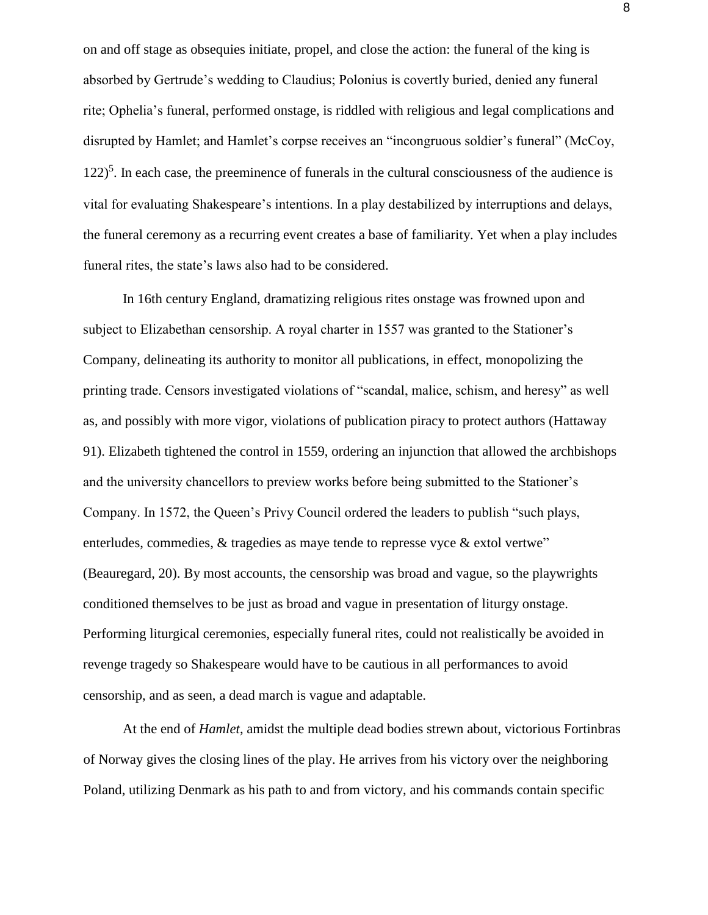on and off stage as obsequies initiate, propel, and close the action: the funeral of the king is absorbed by Gertrude's wedding to Claudius; Polonius is covertly buried, denied any funeral rite; Ophelia's funeral, performed onstage, is riddled with religious and legal complications and disrupted by Hamlet; and Hamlet's corpse receives an "incongruous soldier's funeral" (McCoy, 122)[5]. In each case, the preeminence of funerals in the cultural consciousness of the audience is vital for evaluating Shakespeare's intentions. In a play destabilized by interruptions and delays, the funeral ceremony as a recurring event creates a base of familiarity. Yet when a play includes funeral rites, the state's laws also had to be considered.

In 16th century England, dramatizing religious rites onstage was frowned upon and subject to Elizabethan censorship. A royal charter in 1557 was granted to the Stationer's Company, delineating its authority to monitor all publications, in effect, monopolizing the printing trade. Censors investigated violations of "scandal, malice, schism, and heresy" as well as, and possibly with more vigor, violations of publication piracy to protect authors (Hattaway 91). Elizabeth tightened the control in 1559, ordering an injunction that allowed the archbishops and the university chancellors to preview works before being submitted to the Stationer's Company. In 1572, the Queen's Privy Council ordered the leaders to publish "such plays, enterludes, commedies, & tragedies as maye tende to represse vyce & extol vertwe" (Beauregard, 20). By most accounts, the censorship was broad and vague, so the playwrights conditioned themselves to be just as broad and vague in presentation of liturgy onstage. Performing liturgical ceremonies, especially funeral rites, could not realistically be avoided in revenge tragedy so Shakespeare would have to be cautious in all performances to avoid censorship, and as seen, a dead march is vague and adaptable.

At the end of *Hamlet*, amidst the multiple dead bodies strewn about, victorious Fortinbras of Norway gives the closing lines of the play. He arrives from his victory over the neighboring Poland, utilizing Denmark as his path to and from victory, and his commands contain specific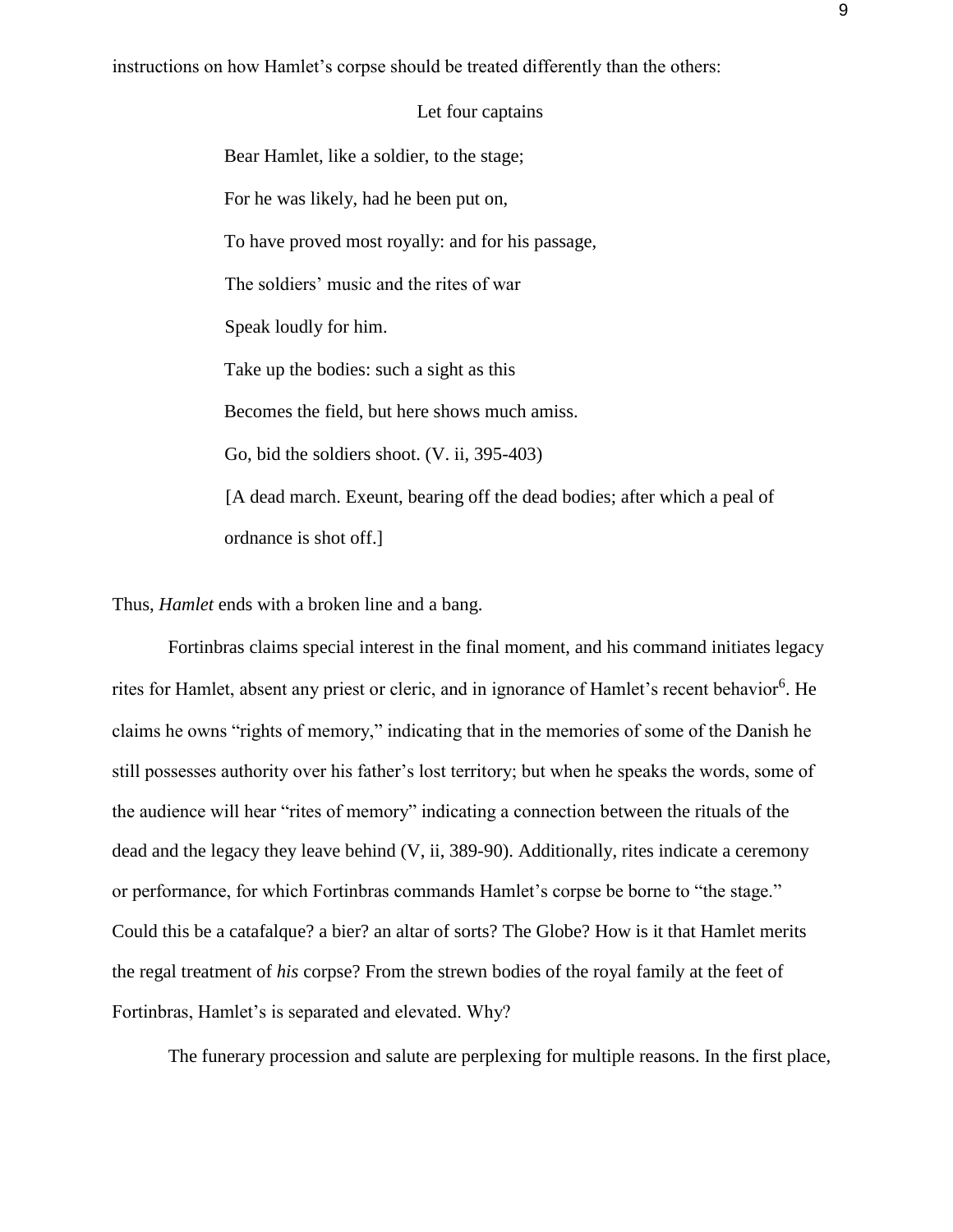instructions on how Hamlet's corpse should be treated differently than the others:

> Let four captains
>
> Bear Hamlet, like a soldier, to the stage;
>
> For he was likely, had he been put on,
>
> To have proved most royally: and for his passage,
>
> The soldiers' music and the rites of war
>
> Speak loudly for him.
>
> Take up the bodies: such a sight as this
>
> Becomes the field, but here shows much amiss.
>
> Go, bid the soldiers shoot. (V. ii, 395-403)
>
> [A dead march. Exeunt, bearing off the dead bodies; after which a peal of ordnance is shot off.]

Thus, *Hamlet* ends with a broken line and a bang.

Fortinbras claims special interest in the final moment, and his command initiates legacy rites for Hamlet, absent any priest or cleric, and in ignorance of Hamlet's recent behavior[6]. He claims he owns "rights of memory," indicating that in the memories of some of the Danish he still possesses authority over his father's lost territory; but when he speaks the words, some of the audience will hear "rites of memory" indicating a connection between the rituals of the dead and the legacy they leave behind (V, ii, 389-90). Additionally, rites indicate a ceremony or performance, for which Fortinbras commands Hamlet's corpse be borne to "the stage." Could this be a catafalque? a bier? an altar of sorts? The Globe? How is it that Hamlet merits the regal treatment of *his* corpse? From the strewn bodies of the royal family at the feet of Fortinbras, Hamlet's is separated and elevated. Why?

The funerary procession and salute are perplexing for multiple reasons. In the first place,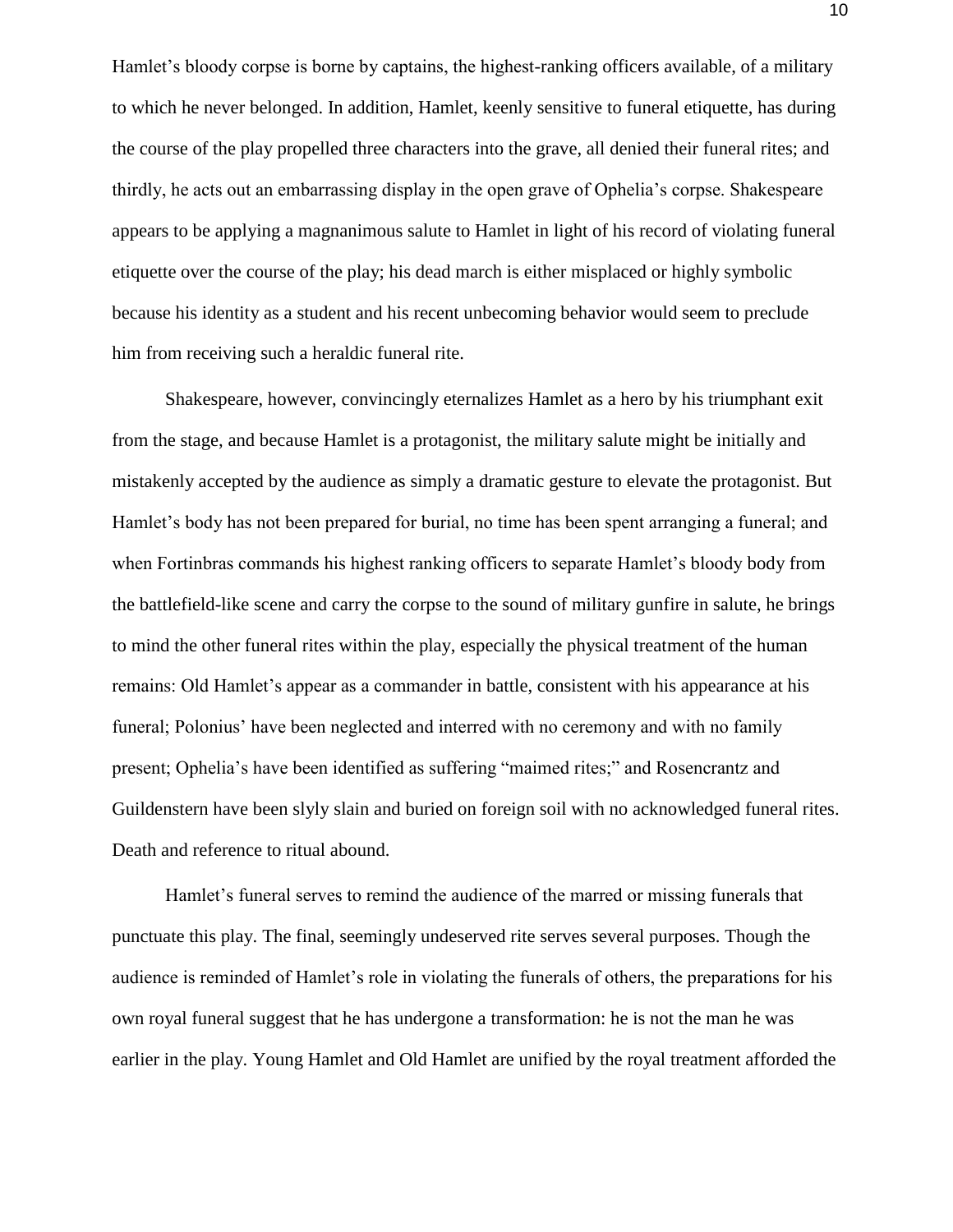Hamlet's bloody corpse is borne by captains, the highest-ranking officers available, of a military to which he never belonged. In addition, Hamlet, keenly sensitive to funeral etiquette, has during the course of the play propelled three characters into the grave, all denied their funeral rites; and thirdly, he acts out an embarrassing display in the open grave of Ophelia's corpse. Shakespeare appears to be applying a magnanimous salute to Hamlet in light of his record of violating funeral etiquette over the course of the play; his dead march is either misplaced or highly symbolic because his identity as a student and his recent unbecoming behavior would seem to preclude him from receiving such a heraldic funeral rite.

Shakespeare, however, convincingly eternalizes Hamlet as a hero by his triumphant exit from the stage, and because Hamlet is a protagonist, the military salute might be initially and mistakenly accepted by the audience as simply a dramatic gesture to elevate the protagonist. But Hamlet's body has not been prepared for burial, no time has been spent arranging a funeral; and when Fortinbras commands his highest ranking officers to separate Hamlet's bloody body from the battlefield-like scene and carry the corpse to the sound of military gunfire in salute, he brings to mind the other funeral rites within the play, especially the physical treatment of the human remains: Old Hamlet's appear as a commander in battle, consistent with his appearance at his funeral; Polonius' have been neglected and interred with no ceremony and with no family present; Ophelia's have been identified as suffering "maimed rites;" and Rosencrantz and Guildenstern have been slyly slain and buried on foreign soil with no acknowledged funeral rites. Death and reference to ritual abound.

Hamlet's funeral serves to remind the audience of the marred or missing funerals that punctuate this play. The final, seemingly undeserved rite serves several purposes. Though the audience is reminded of Hamlet's role in violating the funerals of others, the preparations for his own royal funeral suggest that he has undergone a transformation: he is not the man he was earlier in the play. Young Hamlet and Old Hamlet are unified by the royal treatment afforded the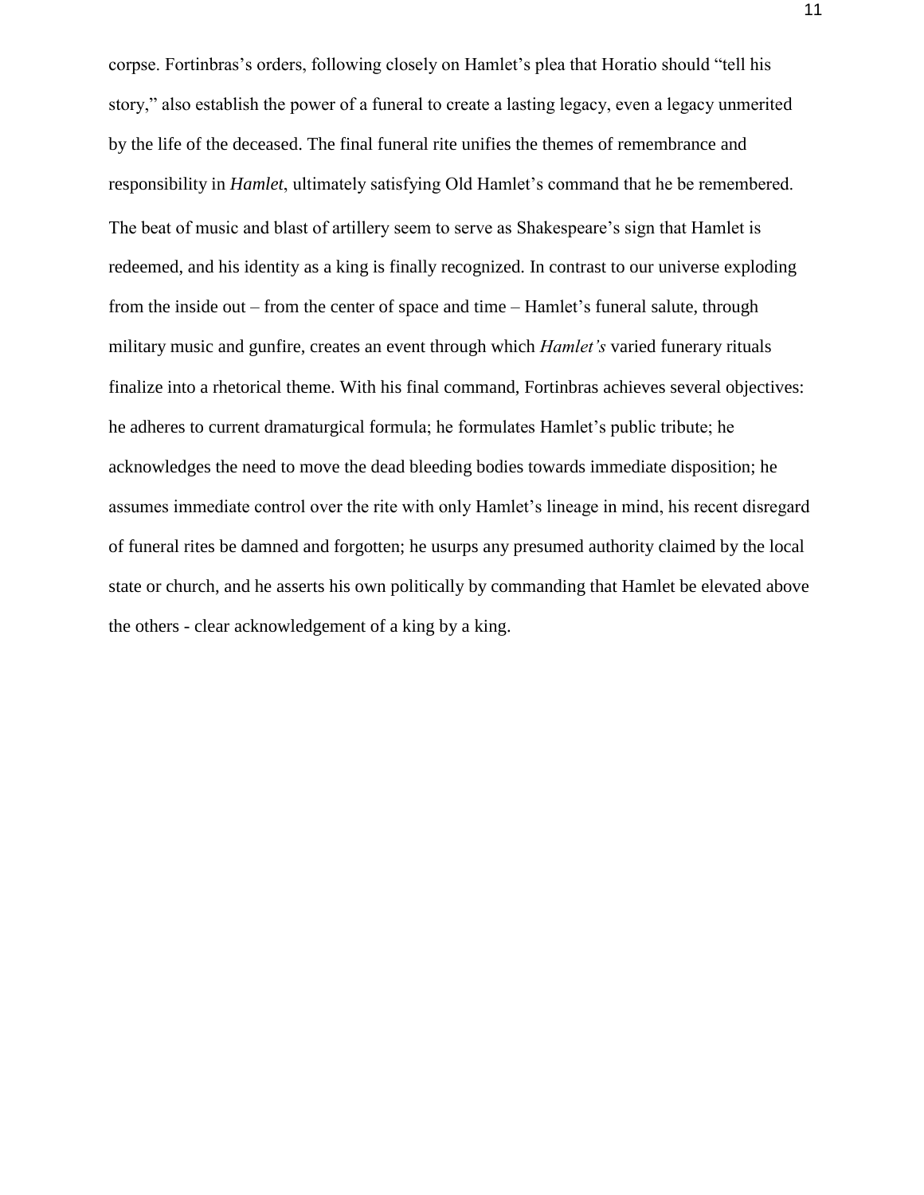corpse. Fortinbras's orders, following closely on Hamlet's plea that Horatio should "tell his story," also establish the power of a funeral to create a lasting legacy, even a legacy unmerited by the life of the deceased. The final funeral rite unifies the themes of remembrance and responsibility in *Hamlet*, ultimately satisfying Old Hamlet's command that he be remembered.

The beat of music and blast of artillery seem to serve as Shakespeare's sign that Hamlet is redeemed, and his identity as a king is finally recognized. In contrast to our universe exploding from the inside out – from the center of space and time – Hamlet's funeral salute, through military music and gunfire, creates an event through which *Hamlet's* varied funerary rituals finalize into a rhetorical theme. With his final command, Fortinbras achieves several objectives: he adheres to current dramaturgical formula; he formulates Hamlet's public tribute; he acknowledges the need to move the dead bleeding bodies towards immediate disposition; he assumes immediate control over the rite with only Hamlet's lineage in mind, his recent disregard of funeral rites be damned and forgotten; he usurps any presumed authority claimed by the local state or church, and he asserts his own politically by commanding that Hamlet be elevated above the others - clear acknowledgement of a king by a king.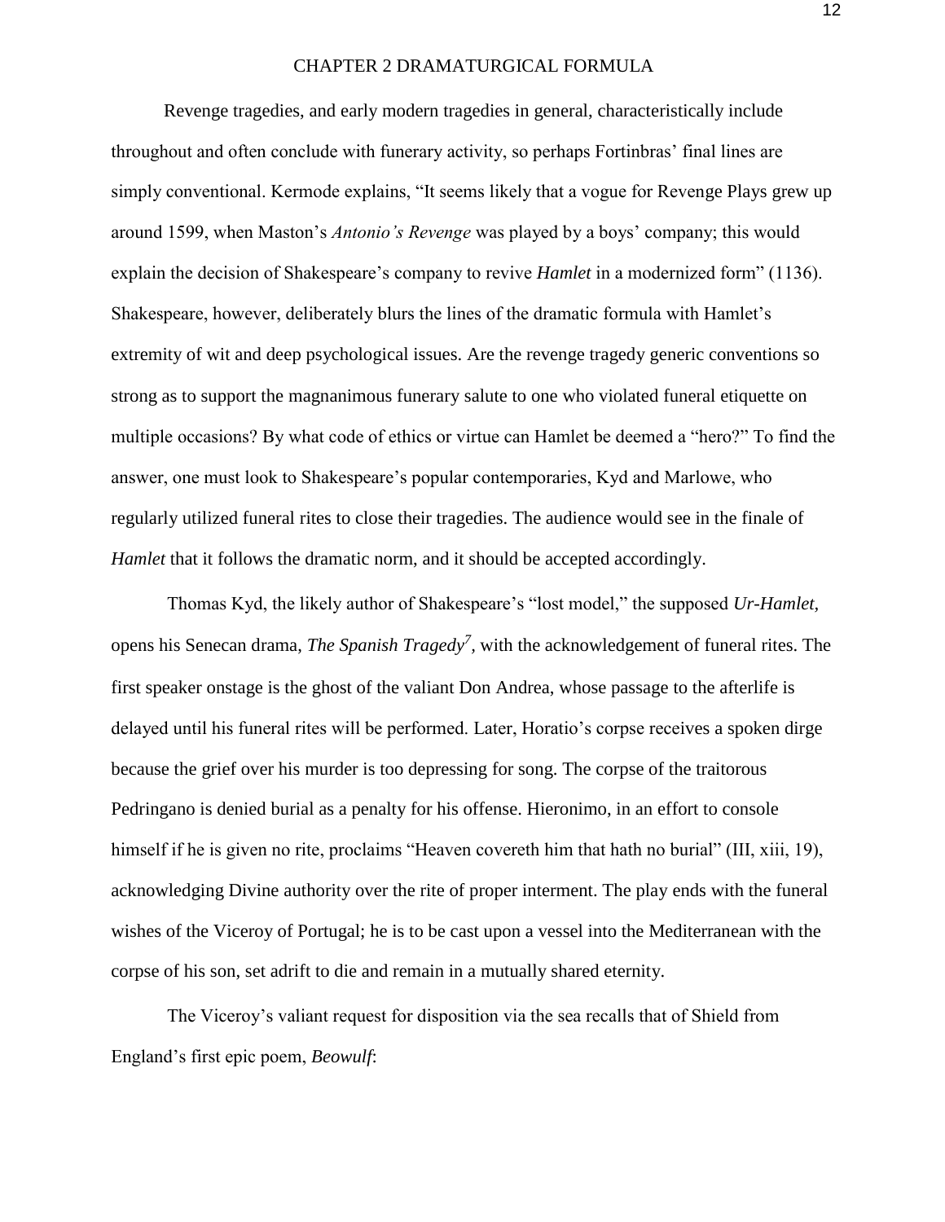# CHAPTER 2 DRAMATURGICAL FORMULA

Revenge tragedies, and early modern tragedies in general, characteristically include throughout and often conclude with funerary activity, so perhaps Fortinbras' final lines are simply conventional. Kermode explains, "It seems likely that a vogue for Revenge Plays grew up around 1599, when Maston's *Antonio's Revenge* was played by a boys' company; this would explain the decision of Shakespeare's company to revive *Hamlet* in a modernized form" (1136). Shakespeare, however, deliberately blurs the lines of the dramatic formula with Hamlet's extremity of wit and deep psychological issues. Are the revenge tragedy generic conventions so strong as to support the magnanimous funerary salute to one who violated funeral etiquette on multiple occasions? By what code of ethics or virtue can Hamlet be deemed a "hero?" To find the answer, one must look to Shakespeare's popular contemporaries, Kyd and Marlowe, who regularly utilized funeral rites to close their tragedies. The audience would see in the finale of *Hamlet* that it follows the dramatic norm, and it should be accepted accordingly.

Thomas Kyd, the likely author of Shakespeare's "lost model," the supposed *Ur-Hamlet,* opens his Senecan drama, *The Spanish Tragedy*[7], with the acknowledgement of funeral rites. The first speaker onstage is the ghost of the valiant Don Andrea, whose passage to the afterlife is delayed until his funeral rites will be performed. Later, Horatio's corpse receives a spoken dirge because the grief over his murder is too depressing for song. The corpse of the traitorous Pedringano is denied burial as a penalty for his offense. Hieronimo, in an effort to console himself if he is given no rite, proclaims "Heaven covereth him that hath no burial" (III, xiii, 19), acknowledging Divine authority over the rite of proper interment. The play ends with the funeral wishes of the Viceroy of Portugal; he is to be cast upon a vessel into the Mediterranean with the corpse of his son, set adrift to die and remain in a mutually shared eternity.

The Viceroy's valiant request for disposition via the sea recalls that of Shield from England's first epic poem, *Beowulf*: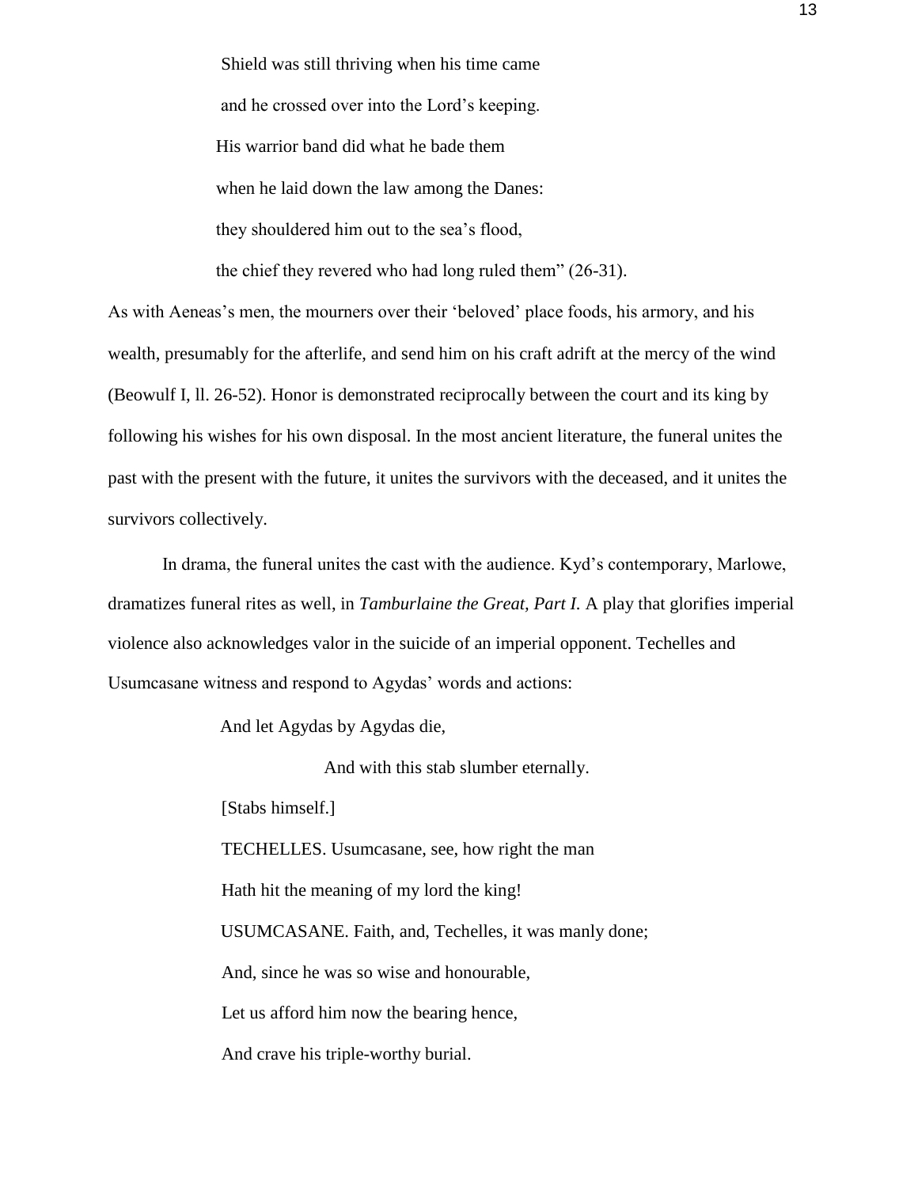> Shield was still thriving when his time came
>
> and he crossed over into the Lord's keeping.
>
> His warrior band did what he bade them
>
> when he laid down the law among the Danes:
>
> they shouldered him out to the sea's flood,
>
> the chief they revered who had long ruled them" (26-31).

As with Aeneas's men, the mourners over their 'beloved' place foods, his armory, and his wealth, presumably for the afterlife, and send him on his craft adrift at the mercy of the wind (Beowulf I, ll. 26-52). Honor is demonstrated reciprocally between the court and its king by following his wishes for his own disposal. In the most ancient literature, the funeral unites the past with the present with the future, it unites the survivors with the deceased, and it unites the survivors collectively.

In drama, the funeral unites the cast with the audience. Kyd's contemporary, Marlowe, dramatizes funeral rites as well, in *Tamburlaine the Great, Part I.* A play that glorifies imperial violence also acknowledges valor in the suicide of an imperial opponent. Techelles and Usumcasane witness and respond to Agydas' words and actions:

> And let Agydas by Agydas die,
>
> And with this stab slumber eternally.
>
> [Stabs himself.]
>
> TECHELLES. Usumcasane, see, how right the man
>
> Hath hit the meaning of my lord the king!
>
> USUMCASANE. Faith, and, Techelles, it was manly done;
>
> And, since he was so wise and honourable,
>
> Let us afford him now the bearing hence,
>
> And crave his triple-worthy burial.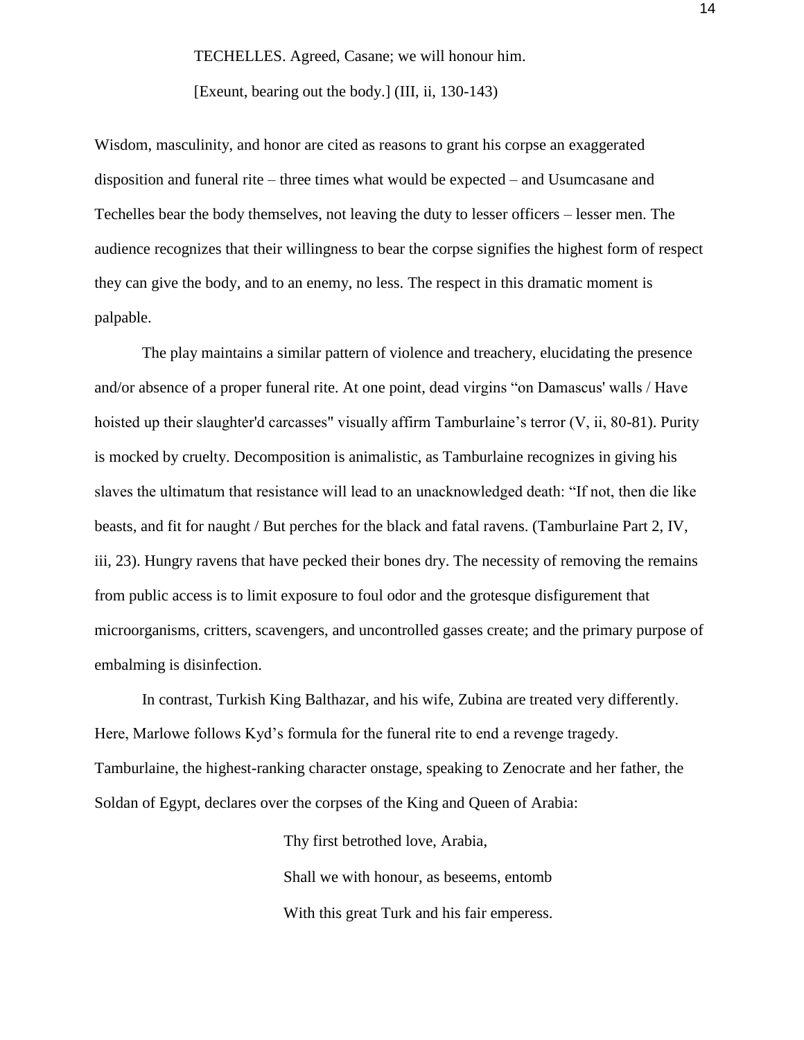TECHELLES. Agreed, Casane; we will honour him.

[Exeunt, bearing out the body.] (III, ii, 130-143)

Wisdom, masculinity, and honor are cited as reasons to grant his corpse an exaggerated disposition and funeral rite – three times what would be expected – and Usumcasane and Techelles bear the body themselves, not leaving the duty to lesser officers – lesser men. The audience recognizes that their willingness to bear the corpse signifies the highest form of respect they can give the body, and to an enemy, no less. The respect in this dramatic moment is palpable.

The play maintains a similar pattern of violence and treachery, elucidating the presence and/or absence of a proper funeral rite. At one point, dead virgins "on Damascus' walls / Have hoisted up their slaughter'd carcasses" visually affirm Tamburlaine's terror (V, ii, 80-81). Purity is mocked by cruelty. Decomposition is animalistic, as Tamburlaine recognizes in giving his slaves the ultimatum that resistance will lead to an unacknowledged death: "If not, then die like beasts, and fit for naught / But perches for the black and fatal ravens. (Tamburlaine Part 2, IV, iii, 23). Hungry ravens that have pecked their bones dry. The necessity of removing the remains from public access is to limit exposure to foul odor and the grotesque disfigurement that microorganisms, critters, scavengers, and uncontrolled gasses create; and the primary purpose of embalming is disinfection.

In contrast, Turkish King Balthazar, and his wife, Zubina are treated very differently. Here, Marlowe follows Kyd's formula for the funeral rite to end a revenge tragedy. Tamburlaine, the highest-ranking character onstage, speaking to Zenocrate and her father, the Soldan of Egypt, declares over the corpses of the King and Queen of Arabia:

> Thy first betrothed love, Arabia,
>
> Shall we with honour, as beseems, entomb
>
> With this great Turk and his fair emperess.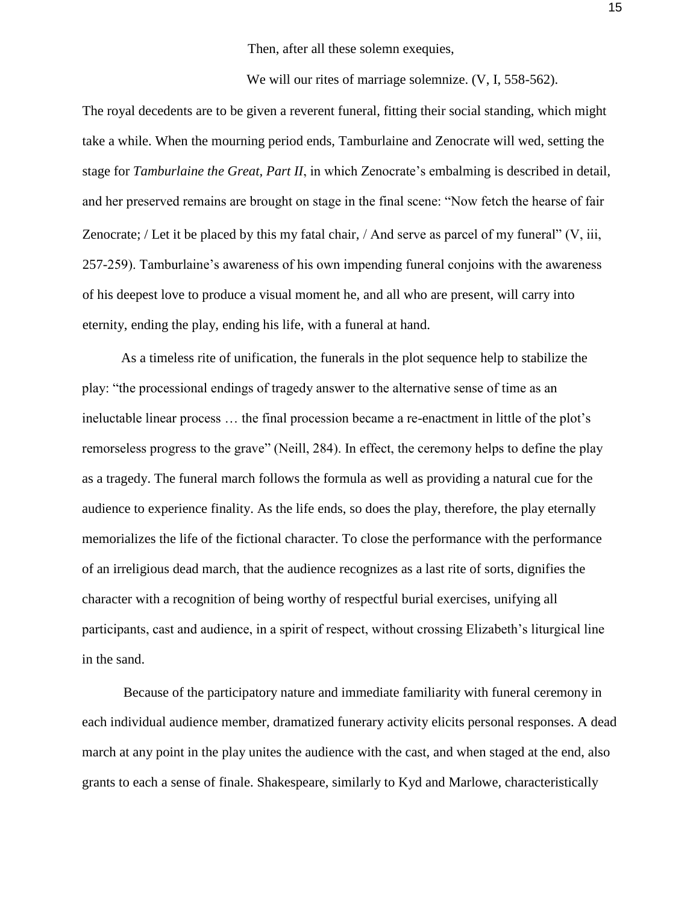Then, after all these solemn exequies,

We will our rites of marriage solemnize. (V, I, 558-562).

The royal decedents are to be given a reverent funeral, fitting their social standing, which might take a while. When the mourning period ends, Tamburlaine and Zenocrate will wed, setting the stage for *Tamburlaine the Great, Part II*, in which Zenocrate's embalming is described in detail, and her preserved remains are brought on stage in the final scene: "Now fetch the hearse of fair Zenocrate; / Let it be placed by this my fatal chair, / And serve as parcel of my funeral" (V, iii, 257-259). Tamburlaine's awareness of his own impending funeral conjoins with the awareness of his deepest love to produce a visual moment he, and all who are present, will carry into eternity, ending the play, ending his life, with a funeral at hand.

As a timeless rite of unification, the funerals in the plot sequence help to stabilize the play: "the processional endings of tragedy answer to the alternative sense of time as an ineluctable linear process … the final procession became a re-enactment in little of the plot's remorseless progress to the grave" (Neill, 284). In effect, the ceremony helps to define the play as a tragedy. The funeral march follows the formula as well as providing a natural cue for the audience to experience finality. As the life ends, so does the play, therefore, the play eternally memorializes the life of the fictional character. To close the performance with the performance of an irreligious dead march, that the audience recognizes as a last rite of sorts, dignifies the character with a recognition of being worthy of respectful burial exercises, unifying all participants, cast and audience, in a spirit of respect, without crossing Elizabeth's liturgical line in the sand.

Because of the participatory nature and immediate familiarity with funeral ceremony in each individual audience member, dramatized funerary activity elicits personal responses. A dead march at any point in the play unites the audience with the cast, and when staged at the end, also grants to each a sense of finale. Shakespeare, similarly to Kyd and Marlowe, characteristically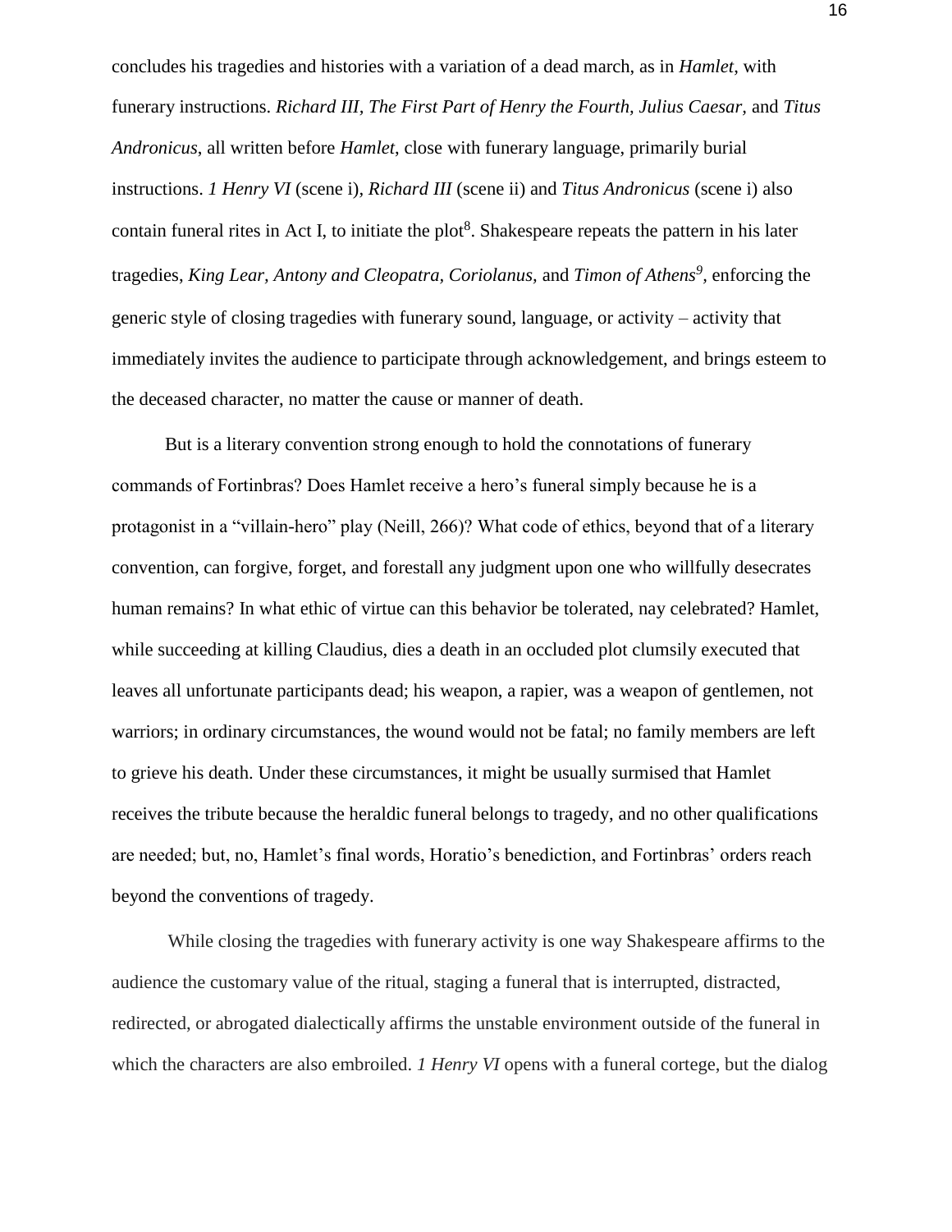concludes his tragedies and histories with a variation of a dead march, as in *Hamlet*, with funerary instructions. *Richard III, The First Part of Henry the Fourth, Julius Caesar*, and *Titus Andronicus*, all written before *Hamlet*, close with funerary language, primarily burial instructions. *1 Henry VI* (scene i), *Richard III* (scene ii) and *Titus Andronicus* (scene i) also contain funeral rites in Act I, to initiate the plot[8]. Shakespeare repeats the pattern in his later tragedies, *King Lear, Antony and Cleopatra, Coriolanus,* and *Timon of Athens*[9], enforcing the generic style of closing tragedies with funerary sound, language, or activity – activity that immediately invites the audience to participate through acknowledgement, and brings esteem to the deceased character, no matter the cause or manner of death.

But is a literary convention strong enough to hold the connotations of funerary commands of Fortinbras? Does Hamlet receive a hero's funeral simply because he is a protagonist in a "villain-hero" play (Neill, 266)? What code of ethics, beyond that of a literary convention, can forgive, forget, and forestall any judgment upon one who willfully desecrates human remains? In what ethic of virtue can this behavior be tolerated, nay celebrated? Hamlet, while succeeding at killing Claudius, dies a death in an occluded plot clumsily executed that leaves all unfortunate participants dead; his weapon, a rapier, was a weapon of gentlemen, not warriors; in ordinary circumstances, the wound would not be fatal; no family members are left to grieve his death. Under these circumstances, it might be usually surmised that Hamlet receives the tribute because the heraldic funeral belongs to tragedy, and no other qualifications are needed; but, no, Hamlet's final words, Horatio's benediction, and Fortinbras' orders reach beyond the conventions of tragedy.

While closing the tragedies with funerary activity is one way Shakespeare affirms to the audience the customary value of the ritual, staging a funeral that is interrupted, distracted, redirected, or abrogated dialectically affirms the unstable environment outside of the funeral in which the characters are also embroiled. *1 Henry VI* opens with a funeral cortege, but the dialog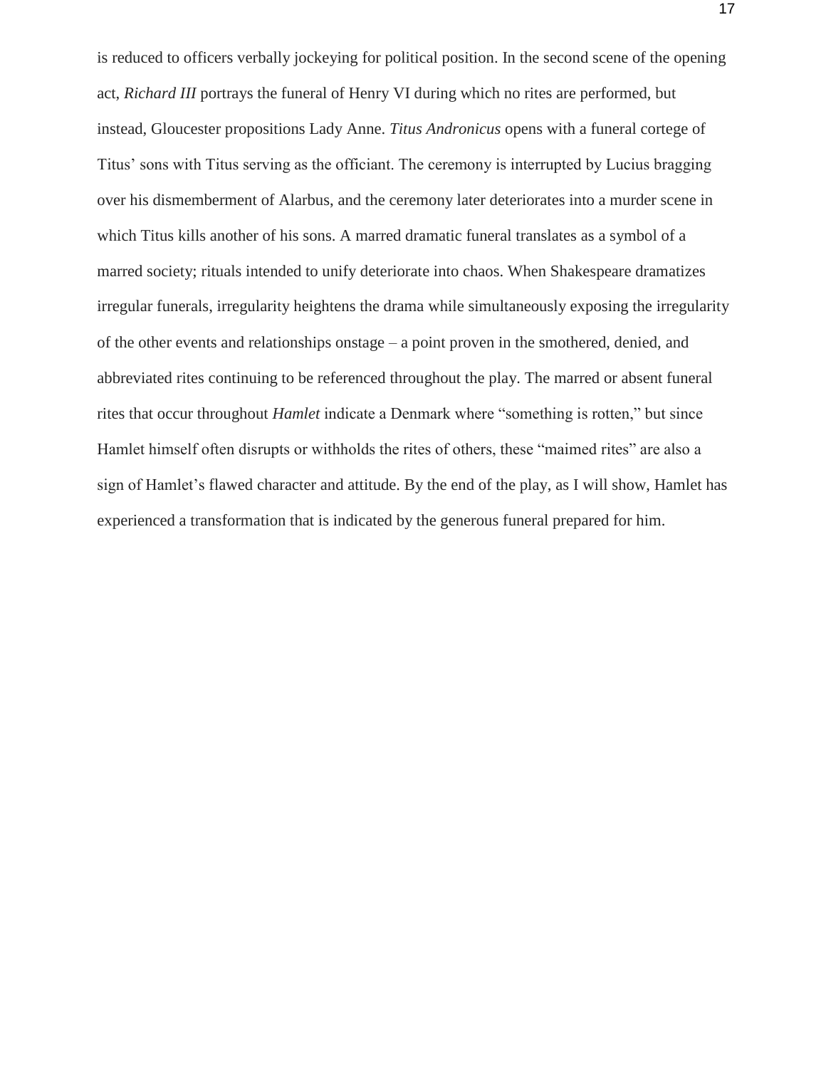is reduced to officers verbally jockeying for political position. In the second scene of the opening act, *Richard III* portrays the funeral of Henry VI during which no rites are performed, but instead, Gloucester propositions Lady Anne. *Titus Andronicus* opens with a funeral cortege of Titus' sons with Titus serving as the officiant. The ceremony is interrupted by Lucius bragging over his dismemberment of Alarbus, and the ceremony later deteriorates into a murder scene in which Titus kills another of his sons. A marred dramatic funeral translates as a symbol of a marred society; rituals intended to unify deteriorate into chaos. When Shakespeare dramatizes irregular funerals, irregularity heightens the drama while simultaneously exposing the irregularity of the other events and relationships onstage – a point proven in the smothered, denied, and abbreviated rites continuing to be referenced throughout the play. The marred or absent funeral rites that occur throughout *Hamlet* indicate a Denmark where "something is rotten," but since Hamlet himself often disrupts or withholds the rites of others, these "maimed rites" are also a sign of Hamlet's flawed character and attitude. By the end of the play, as I will show, Hamlet has experienced a transformation that is indicated by the generous funeral prepared for him.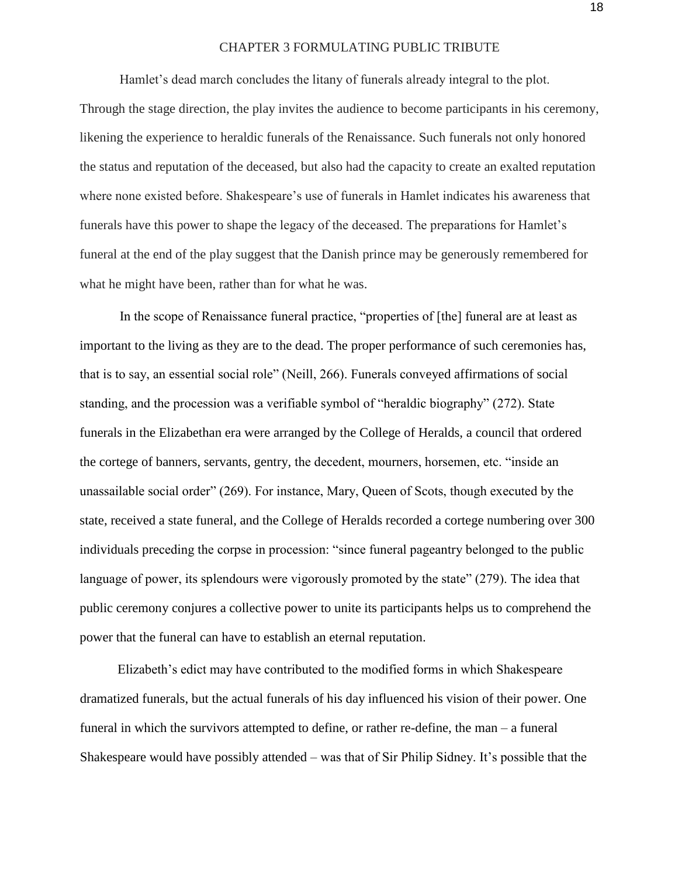# CHAPTER 3 FORMULATING PUBLIC TRIBUTE

Hamlet's dead march concludes the litany of funerals already integral to the plot. Through the stage direction, the play invites the audience to become participants in his ceremony, likening the experience to heraldic funerals of the Renaissance. Such funerals not only honored the status and reputation of the deceased, but also had the capacity to create an exalted reputation where none existed before. Shakespeare's use of funerals in Hamlet indicates his awareness that funerals have this power to shape the legacy of the deceased. The preparations for Hamlet's funeral at the end of the play suggest that the Danish prince may be generously remembered for what he might have been, rather than for what he was.

In the scope of Renaissance funeral practice, "properties of [the] funeral are at least as important to the living as they are to the dead. The proper performance of such ceremonies has, that is to say, an essential social role" (Neill, 266). Funerals conveyed affirmations of social standing, and the procession was a verifiable symbol of "heraldic biography" (272). State funerals in the Elizabethan era were arranged by the College of Heralds, a council that ordered the cortege of banners, servants, gentry, the decedent, mourners, horsemen, etc. "inside an unassailable social order" (269). For instance, Mary, Queen of Scots, though executed by the state, received a state funeral, and the College of Heralds recorded a cortege numbering over 300 individuals preceding the corpse in procession: "since funeral pageantry belonged to the public language of power, its splendours were vigorously promoted by the state" (279). The idea that public ceremony conjures a collective power to unite its participants helps us to comprehend the power that the funeral can have to establish an eternal reputation.

Elizabeth's edict may have contributed to the modified forms in which Shakespeare dramatized funerals, but the actual funerals of his day influenced his vision of their power. One funeral in which the survivors attempted to define, or rather re-define, the man – a funeral Shakespeare would have possibly attended – was that of Sir Philip Sidney. It's possible that the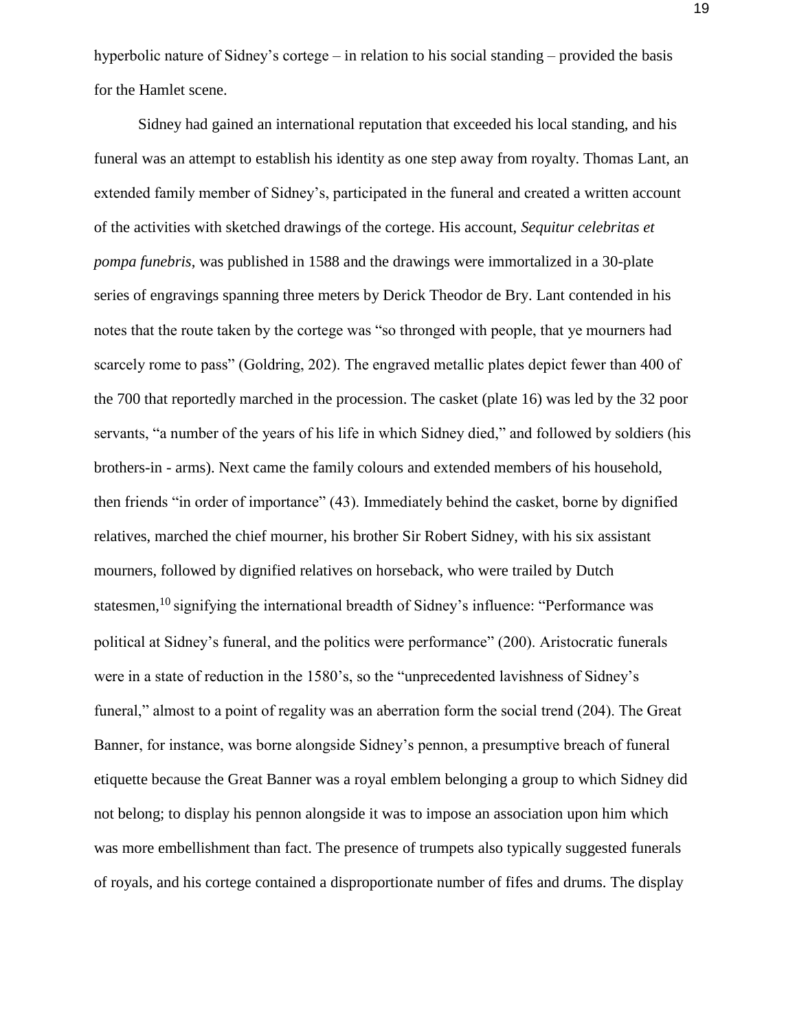hyperbolic nature of Sidney's cortege – in relation to his social standing – provided the basis for the Hamlet scene.

Sidney had gained an international reputation that exceeded his local standing, and his funeral was an attempt to establish his identity as one step away from royalty. Thomas Lant, an extended family member of Sidney's, participated in the funeral and created a written account of the activities with sketched drawings of the cortege. His account, *Sequitur celebritas et pompa funebris*, was published in 1588 and the drawings were immortalized in a 30-plate series of engravings spanning three meters by Derick Theodor de Bry. Lant contended in his notes that the route taken by the cortege was "so thronged with people, that ye mourners had scarcely rome to pass" (Goldring, 202). The engraved metallic plates depict fewer than 400 of the 700 that reportedly marched in the procession. The casket (plate 16) was led by the 32 poor servants, "a number of the years of his life in which Sidney died," and followed by soldiers (his brothers-in - arms). Next came the family colours and extended members of his household, then friends "in order of importance" (43). Immediately behind the casket, borne by dignified relatives, marched the chief mourner, his brother Sir Robert Sidney, with his six assistant mourners, followed by dignified relatives on horseback, who were trailed by Dutch statesmen,[10] signifying the international breadth of Sidney's influence: "Performance was political at Sidney's funeral, and the politics were performance" (200). Aristocratic funerals were in a state of reduction in the 1580's, so the "unprecedented lavishness of Sidney's funeral," almost to a point of regality was an aberration form the social trend (204). The Great Banner, for instance, was borne alongside Sidney's pennon, a presumptive breach of funeral etiquette because the Great Banner was a royal emblem belonging a group to which Sidney did not belong; to display his pennon alongside it was to impose an association upon him which was more embellishment than fact. The presence of trumpets also typically suggested funerals of royals, and his cortege contained a disproportionate number of fifes and drums. The display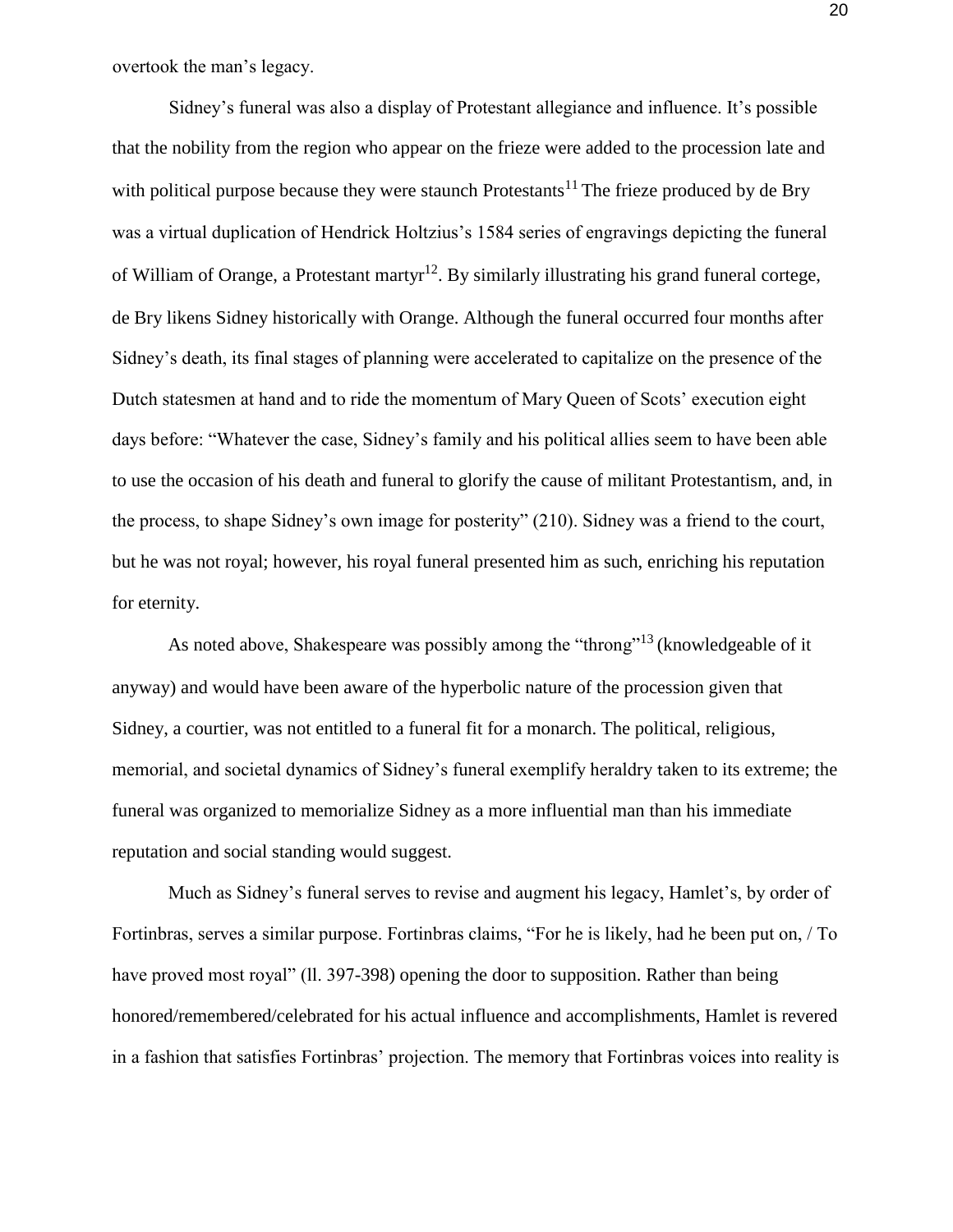overtook the man's legacy.

Sidney's funeral was also a display of Protestant allegiance and influence. It's possible that the nobility from the region who appear on the frieze were added to the procession late and with political purpose because they were staunch Protestants[11] The frieze produced by de Bry was a virtual duplication of Hendrick Holtzius's 1584 series of engravings depicting the funeral of William of Orange, a Protestant martyr[12]. By similarly illustrating his grand funeral cortege, de Bry likens Sidney historically with Orange. Although the funeral occurred four months after Sidney's death, its final stages of planning were accelerated to capitalize on the presence of the Dutch statesmen at hand and to ride the momentum of Mary Queen of Scots' execution eight days before: "Whatever the case, Sidney's family and his political allies seem to have been able to use the occasion of his death and funeral to glorify the cause of militant Protestantism, and, in the process, to shape Sidney's own image for posterity" (210). Sidney was a friend to the court, but he was not royal; however, his royal funeral presented him as such, enriching his reputation for eternity.

As noted above, Shakespeare was possibly among the "throng"[13] (knowledgeable of it anyway) and would have been aware of the hyperbolic nature of the procession given that Sidney, a courtier, was not entitled to a funeral fit for a monarch. The political, religious, memorial, and societal dynamics of Sidney's funeral exemplify heraldry taken to its extreme; the funeral was organized to memorialize Sidney as a more influential man than his immediate reputation and social standing would suggest.

Much as Sidney's funeral serves to revise and augment his legacy, Hamlet's, by order of Fortinbras, serves a similar purpose. Fortinbras claims, "For he is likely, had he been put on, / To have proved most royal" (ll. 397-398) opening the door to supposition. Rather than being honored/remembered/celebrated for his actual influence and accomplishments, Hamlet is revered in a fashion that satisfies Fortinbras' projection. The memory that Fortinbras voices into reality is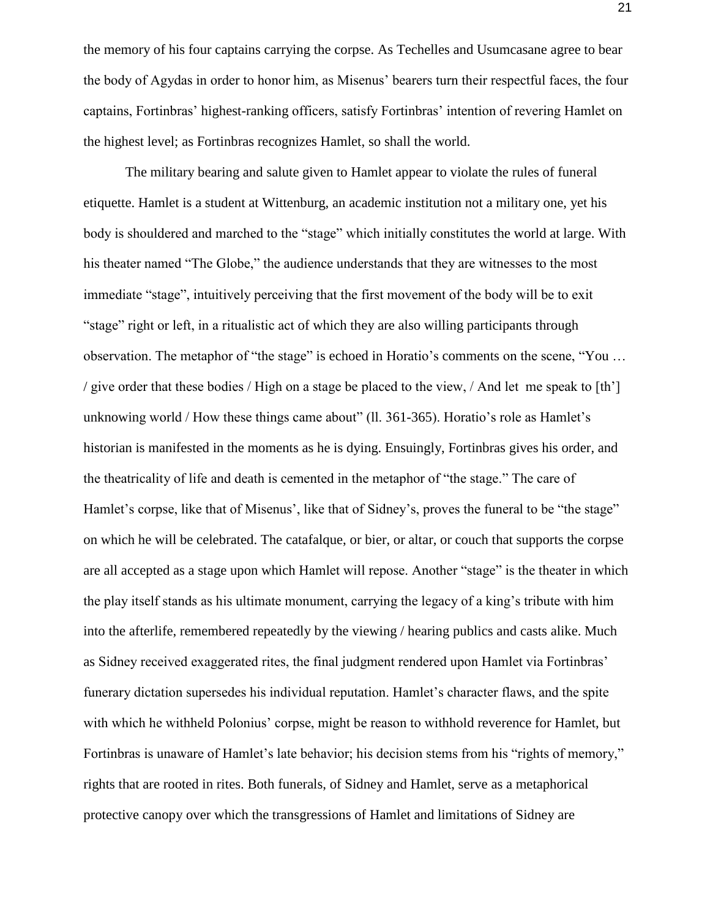the memory of his four captains carrying the corpse. As Techelles and Usumcasane agree to bear the body of Agydas in order to honor him, as Misenus' bearers turn their respectful faces, the four captains, Fortinbras' highest-ranking officers, satisfy Fortinbras' intention of revering Hamlet on the highest level; as Fortinbras recognizes Hamlet, so shall the world.

The military bearing and salute given to Hamlet appear to violate the rules of funeral etiquette. Hamlet is a student at Wittenburg, an academic institution not a military one, yet his body is shouldered and marched to the "stage" which initially constitutes the world at large. With his theater named "The Globe," the audience understands that they are witnesses to the most immediate "stage", intuitively perceiving that the first movement of the body will be to exit "stage" right or left, in a ritualistic act of which they are also willing participants through observation. The metaphor of "the stage" is echoed in Horatio's comments on the scene, "You … / give order that these bodies / High on a stage be placed to the view, / And let me speak to [th'] unknowing world / How these things came about" (ll. 361-365). Horatio's role as Hamlet's historian is manifested in the moments as he is dying. Ensuingly, Fortinbras gives his order, and the theatricality of life and death is cemented in the metaphor of "the stage." The care of Hamlet's corpse, like that of Misenus', like that of Sidney's, proves the funeral to be "the stage" on which he will be celebrated. The catafalque, or bier, or altar, or couch that supports the corpse are all accepted as a stage upon which Hamlet will repose. Another "stage" is the theater in which the play itself stands as his ultimate monument, carrying the legacy of a king's tribute with him into the afterlife, remembered repeatedly by the viewing / hearing publics and casts alike. Much as Sidney received exaggerated rites, the final judgment rendered upon Hamlet via Fortinbras' funerary dictation supersedes his individual reputation. Hamlet's character flaws, and the spite with which he withheld Polonius' corpse, might be reason to withhold reverence for Hamlet, but Fortinbras is unaware of Hamlet's late behavior; his decision stems from his "rights of memory," rights that are rooted in rites. Both funerals, of Sidney and Hamlet, serve as a metaphorical protective canopy over which the transgressions of Hamlet and limitations of Sidney are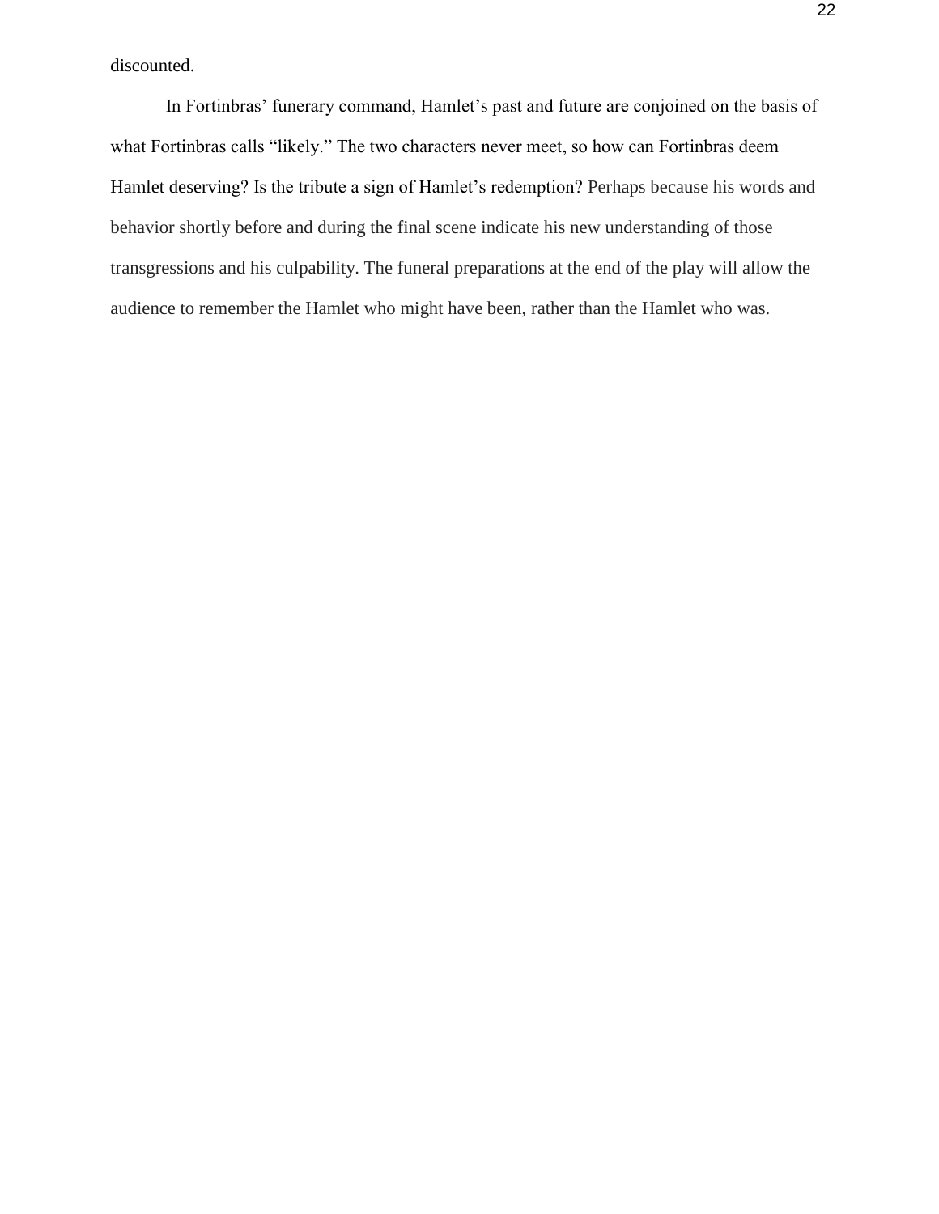discounted.

In Fortinbras' funerary command, Hamlet's past and future are conjoined on the basis of what Fortinbras calls "likely." The two characters never meet, so how can Fortinbras deem Hamlet deserving? Is the tribute a sign of Hamlet's redemption? Perhaps because his words and behavior shortly before and during the final scene indicate his new understanding of those transgressions and his culpability. The funeral preparations at the end of the play will allow the audience to remember the Hamlet who might have been, rather than the Hamlet who was.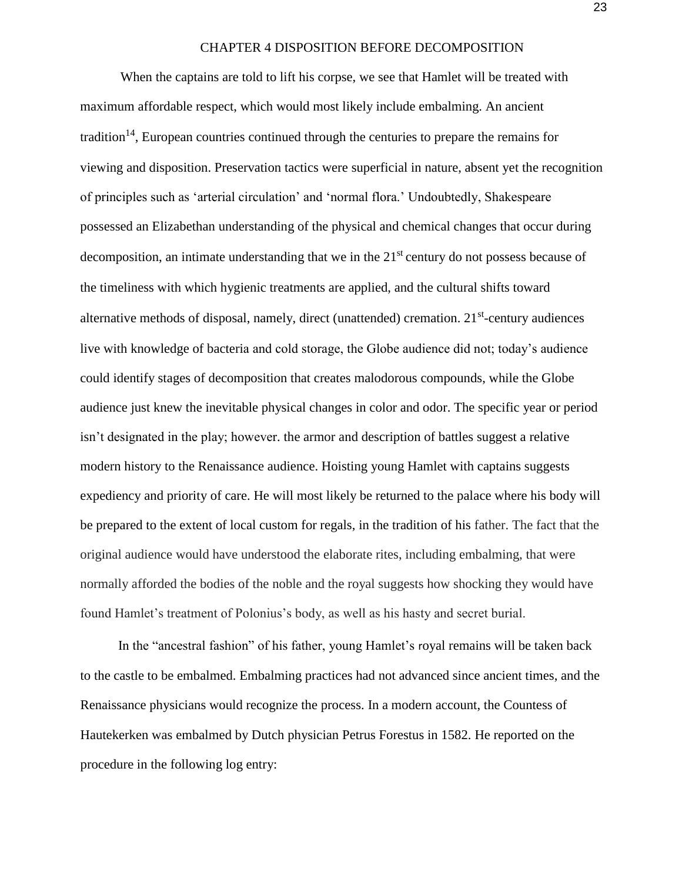# CHAPTER 4 DISPOSITION BEFORE DECOMPOSITION

When the captains are told to lift his corpse, we see that Hamlet will be treated with maximum affordable respect, which would most likely include embalming. An ancient tradition[14], European countries continued through the centuries to prepare the remains for viewing and disposition. Preservation tactics were superficial in nature, absent yet the recognition of principles such as 'arterial circulation' and 'normal flora.' Undoubtedly, Shakespeare possessed an Elizabethan understanding of the physical and chemical changes that occur during decomposition, an intimate understanding that we in the 21st century do not possess because of the timeliness with which hygienic treatments are applied, and the cultural shifts toward alternative methods of disposal, namely, direct (unattended) cremation. 21st-century audiences live with knowledge of bacteria and cold storage, the Globe audience did not; today's audience could identify stages of decomposition that creates malodorous compounds, while the Globe audience just knew the inevitable physical changes in color and odor. The specific year or period isn't designated in the play; however. the armor and description of battles suggest a relative modern history to the Renaissance audience. Hoisting young Hamlet with captains suggests expediency and priority of care. He will most likely be returned to the palace where his body will be prepared to the extent of local custom for regals, in the tradition of his father. The fact that the original audience would have understood the elaborate rites, including embalming, that were normally afforded the bodies of the noble and the royal suggests how shocking they would have found Hamlet's treatment of Polonius's body, as well as his hasty and secret burial.

In the "ancestral fashion" of his father, young Hamlet's royal remains will be taken back to the castle to be embalmed. Embalming practices had not advanced since ancient times, and the Renaissance physicians would recognize the process. In a modern account, the Countess of Hautekerken was embalmed by Dutch physician Petrus Forestus in 1582. He reported on the procedure in the following log entry: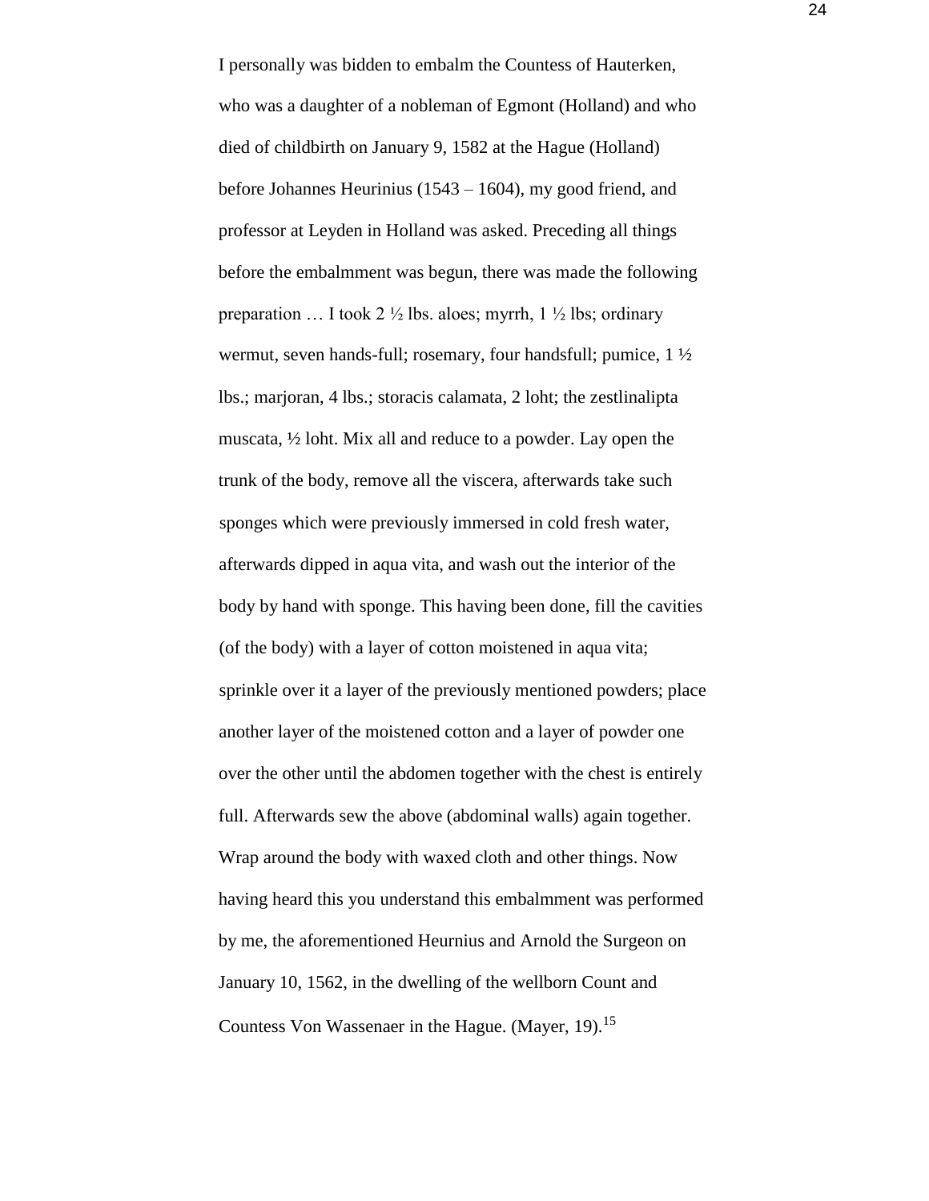I personally was bidden to embalm the Countess of Hauterken, who was a daughter of a nobleman of Egmont (Holland) and who died of childbirth on January 9, 1582 at the Hague (Holland) before Johannes Heurinius (1543 – 1604), my good friend, and professor at Leyden in Holland was asked. Preceding all things before the embalmment was begun, there was made the following preparation … I took 2 ½ lbs. aloes; myrrh, 1 ½ lbs; ordinary wermut, seven hands-full; rosemary, four handsfull; pumice, 1 ½ lbs.; marjoran, 4 lbs.; storacis calamata, 2 loht; the zestlinalipta muscata, ½ loht. Mix all and reduce to a powder. Lay open the trunk of the body, remove all the viscera, afterwards take such sponges which were previously immersed in cold fresh water, afterwards dipped in aqua vita, and wash out the interior of the body by hand with sponge. This having been done, fill the cavities (of the body) with a layer of cotton moistened in aqua vita; sprinkle over it a layer of the previously mentioned powders; place another layer of the moistened cotton and a layer of powder one over the other until the abdomen together with the chest is entirely full. Afterwards sew the above (abdominal walls) again together. Wrap around the body with waxed cloth and other things. Now having heard this you understand this embalmment was performed by me, the aforementioned Heurnius and Arnold the Surgeon on January 10, 1562, in the dwelling of the wellborn Count and Countess Von Wassenaer in the Hague. (Mayer, 19).[15]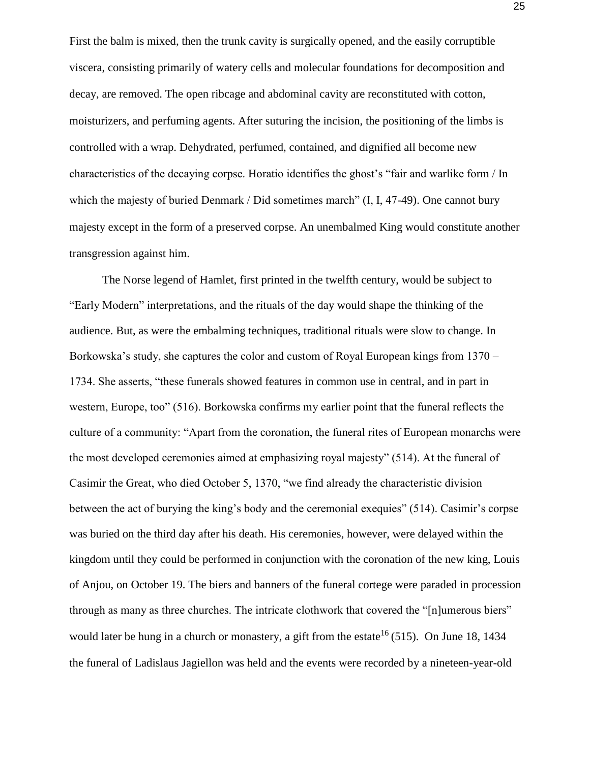First the balm is mixed, then the trunk cavity is surgically opened, and the easily corruptible viscera, consisting primarily of watery cells and molecular foundations for decomposition and decay, are removed. The open ribcage and abdominal cavity are reconstituted with cotton, moisturizers, and perfuming agents. After suturing the incision, the positioning of the limbs is controlled with a wrap. Dehydrated, perfumed, contained, and dignified all become new characteristics of the decaying corpse. Horatio identifies the ghost's "fair and warlike form / In which the majesty of buried Denmark / Did sometimes march" (I, I, 47-49). One cannot bury majesty except in the form of a preserved corpse. An unembalmed King would constitute another transgression against him.

The Norse legend of Hamlet, first printed in the twelfth century, would be subject to "Early Modern" interpretations, and the rituals of the day would shape the thinking of the audience. But, as were the embalming techniques, traditional rituals were slow to change. In Borkowska's study, she captures the color and custom of Royal European kings from 1370 – 1734. She asserts, "these funerals showed features in common use in central, and in part in western, Europe, too" (516). Borkowska confirms my earlier point that the funeral reflects the culture of a community: "Apart from the coronation, the funeral rites of European monarchs were the most developed ceremonies aimed at emphasizing royal majesty" (514). At the funeral of Casimir the Great, who died October 5, 1370, "we find already the characteristic division between the act of burying the king's body and the ceremonial exequies" (514). Casimir's corpse was buried on the third day after his death. His ceremonies, however, were delayed within the kingdom until they could be performed in conjunction with the coronation of the new king, Louis of Anjou, on October 19. The biers and banners of the funeral cortege were paraded in procession through as many as three churches. The intricate clothwork that covered the "[n]umerous biers" would later be hung in a church or monastery, a gift from the estate[16] (515). On June 18, 1434 the funeral of Ladislaus Jagiellon was held and the events were recorded by a nineteen-year-old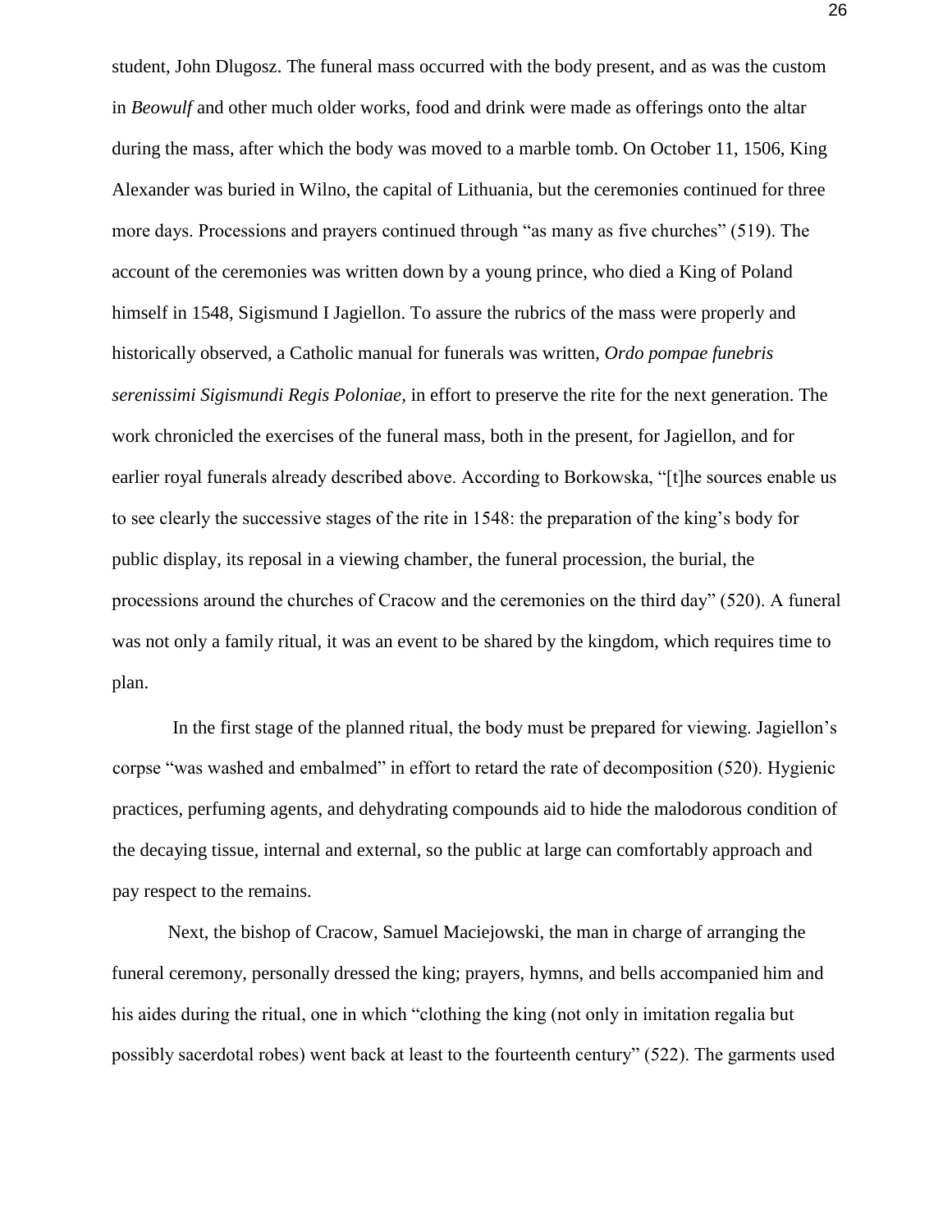student, John Dlugosz. The funeral mass occurred with the body present, and as was the custom in *Beowulf* and other much older works, food and drink were made as offerings onto the altar during the mass, after which the body was moved to a marble tomb. On October 11, 1506, King Alexander was buried in Wilno, the capital of Lithuania, but the ceremonies continued for three more days. Processions and prayers continued through "as many as five churches" (519). The account of the ceremonies was written down by a young prince, who died a King of Poland himself in 1548, Sigismund I Jagiellon. To assure the rubrics of the mass were properly and historically observed, a Catholic manual for funerals was written, *Ordo pompae funebris serenissimi Sigismundi Regis Poloniae,* in effort to preserve the rite for the next generation. The work chronicled the exercises of the funeral mass, both in the present, for Jagiellon, and for earlier royal funerals already described above. According to Borkowska, "[t]he sources enable us to see clearly the successive stages of the rite in 1548: the preparation of the king's body for public display, its reposal in a viewing chamber, the funeral procession, the burial, the processions around the churches of Cracow and the ceremonies on the third day" (520). A funeral was not only a family ritual, it was an event to be shared by the kingdom, which requires time to plan.

In the first stage of the planned ritual, the body must be prepared for viewing. Jagiellon's corpse "was washed and embalmed" in effort to retard the rate of decomposition (520). Hygienic practices, perfuming agents, and dehydrating compounds aid to hide the malodorous condition of the decaying tissue, internal and external, so the public at large can comfortably approach and pay respect to the remains.

Next, the bishop of Cracow, Samuel Maciejowski, the man in charge of arranging the funeral ceremony, personally dressed the king; prayers, hymns, and bells accompanied him and his aides during the ritual, one in which "clothing the king (not only in imitation regalia but possibly sacerdotal robes) went back at least to the fourteenth century" (522). The garments used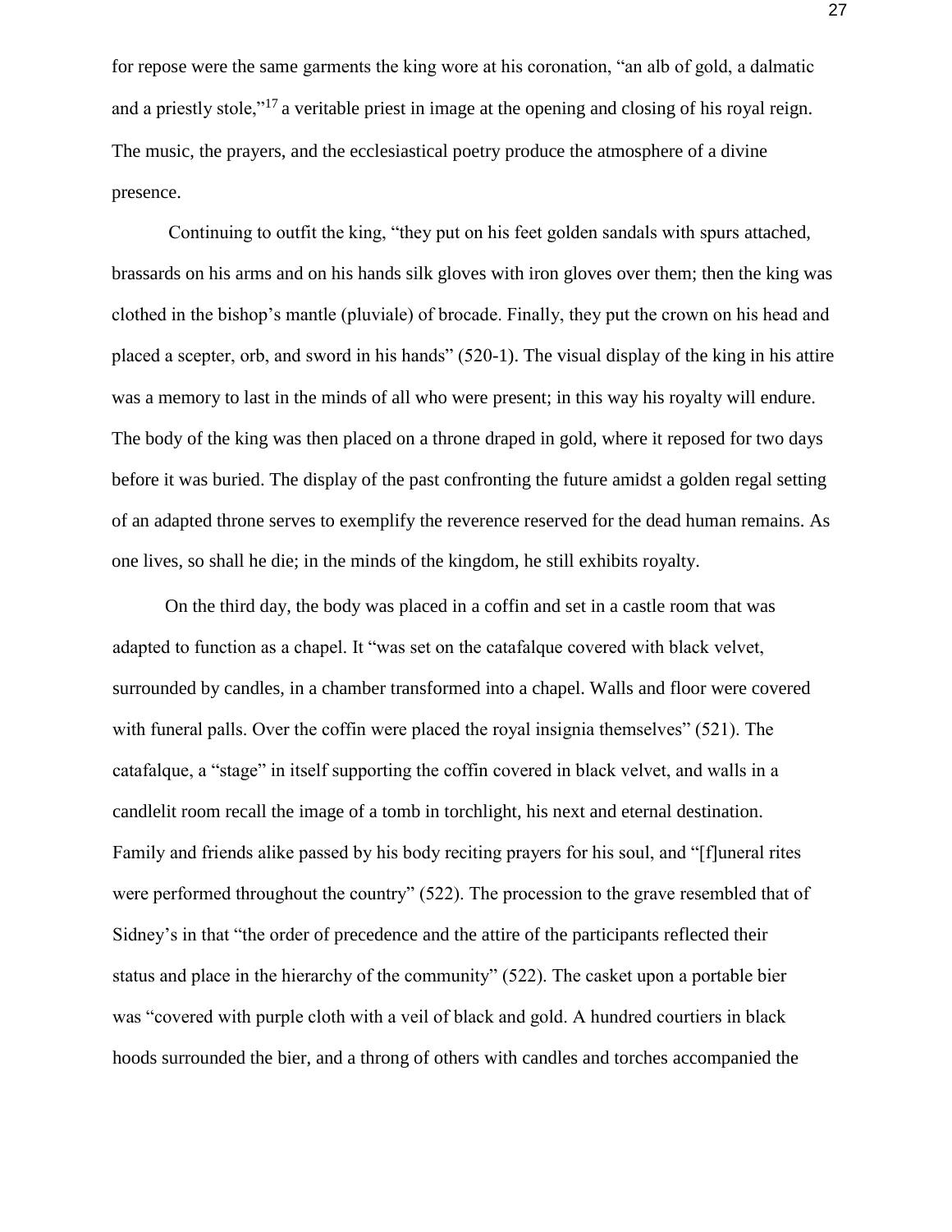for repose were the same garments the king wore at his coronation, "an alb of gold, a dalmatic and a priestly stole,"[17] a veritable priest in image at the opening and closing of his royal reign. The music, the prayers, and the ecclesiastical poetry produce the atmosphere of a divine presence.

Continuing to outfit the king, "they put on his feet golden sandals with spurs attached, brassards on his arms and on his hands silk gloves with iron gloves over them; then the king was clothed in the bishop's mantle (pluviale) of brocade. Finally, they put the crown on his head and placed a scepter, orb, and sword in his hands" (520-1). The visual display of the king in his attire was a memory to last in the minds of all who were present; in this way his royalty will endure. The body of the king was then placed on a throne draped in gold, where it reposed for two days before it was buried. The display of the past confronting the future amidst a golden regal setting of an adapted throne serves to exemplify the reverence reserved for the dead human remains. As one lives, so shall he die; in the minds of the kingdom, he still exhibits royalty.

On the third day, the body was placed in a coffin and set in a castle room that was adapted to function as a chapel. It "was set on the catafalque covered with black velvet, surrounded by candles, in a chamber transformed into a chapel. Walls and floor were covered with funeral palls. Over the coffin were placed the royal insignia themselves" (521). The catafalque, a "stage" in itself supporting the coffin covered in black velvet, and walls in a candlelit room recall the image of a tomb in torchlight, his next and eternal destination. Family and friends alike passed by his body reciting prayers for his soul, and "[f]uneral rites were performed throughout the country" (522). The procession to the grave resembled that of Sidney's in that "the order of precedence and the attire of the participants reflected their status and place in the hierarchy of the community" (522). The casket upon a portable bier was "covered with purple cloth with a veil of black and gold. A hundred courtiers in black hoods surrounded the bier, and a throng of others with candles and torches accompanied the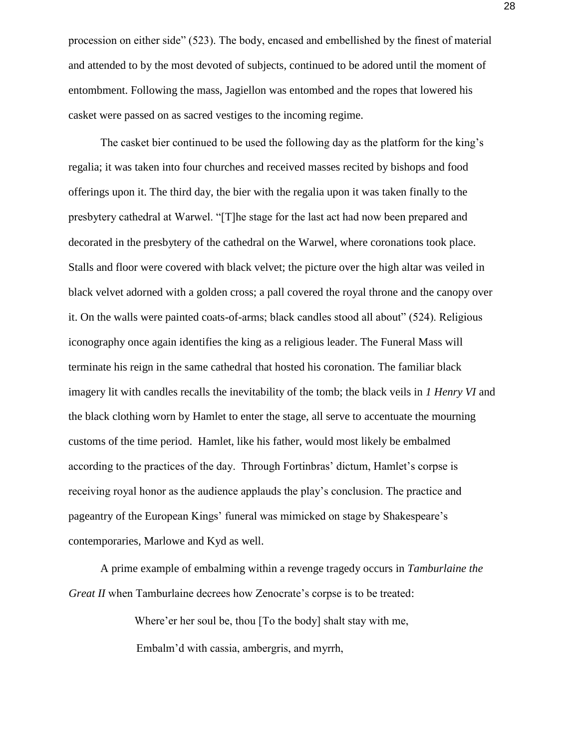procession on either side" (523). The body, encased and embellished by the finest of material and attended to by the most devoted of subjects, continued to be adored until the moment of entombment. Following the mass, Jagiellon was entombed and the ropes that lowered his casket were passed on as sacred vestiges to the incoming regime.

The casket bier continued to be used the following day as the platform for the king's regalia; it was taken into four churches and received masses recited by bishops and food offerings upon it. The third day, the bier with the regalia upon it was taken finally to the presbytery cathedral at Warwel. "[T]he stage for the last act had now been prepared and decorated in the presbytery of the cathedral on the Warwel, where coronations took place. Stalls and floor were covered with black velvet; the picture over the high altar was veiled in black velvet adorned with a golden cross; a pall covered the royal throne and the canopy over it. On the walls were painted coats-of-arms; black candles stood all about" (524). Religious iconography once again identifies the king as a religious leader. The Funeral Mass will terminate his reign in the same cathedral that hosted his coronation. The familiar black imagery lit with candles recalls the inevitability of the tomb; the black veils in *1 Henry VI* and the black clothing worn by Hamlet to enter the stage, all serve to accentuate the mourning customs of the time period. Hamlet, like his father, would most likely be embalmed according to the practices of the day. Through Fortinbras' dictum, Hamlet's corpse is receiving royal honor as the audience applauds the play's conclusion. The practice and pageantry of the European Kings' funeral was mimicked on stage by Shakespeare's contemporaries, Marlowe and Kyd as well.

A prime example of embalming within a revenge tragedy occurs in *Tamburlaine the Great II* when Tamburlaine decrees how Zenocrate's corpse is to be treated:

> Where'er her soul be, thou [To the body] shalt stay with me,
>
> Embalm'd with cassia, ambergris, and myrrh,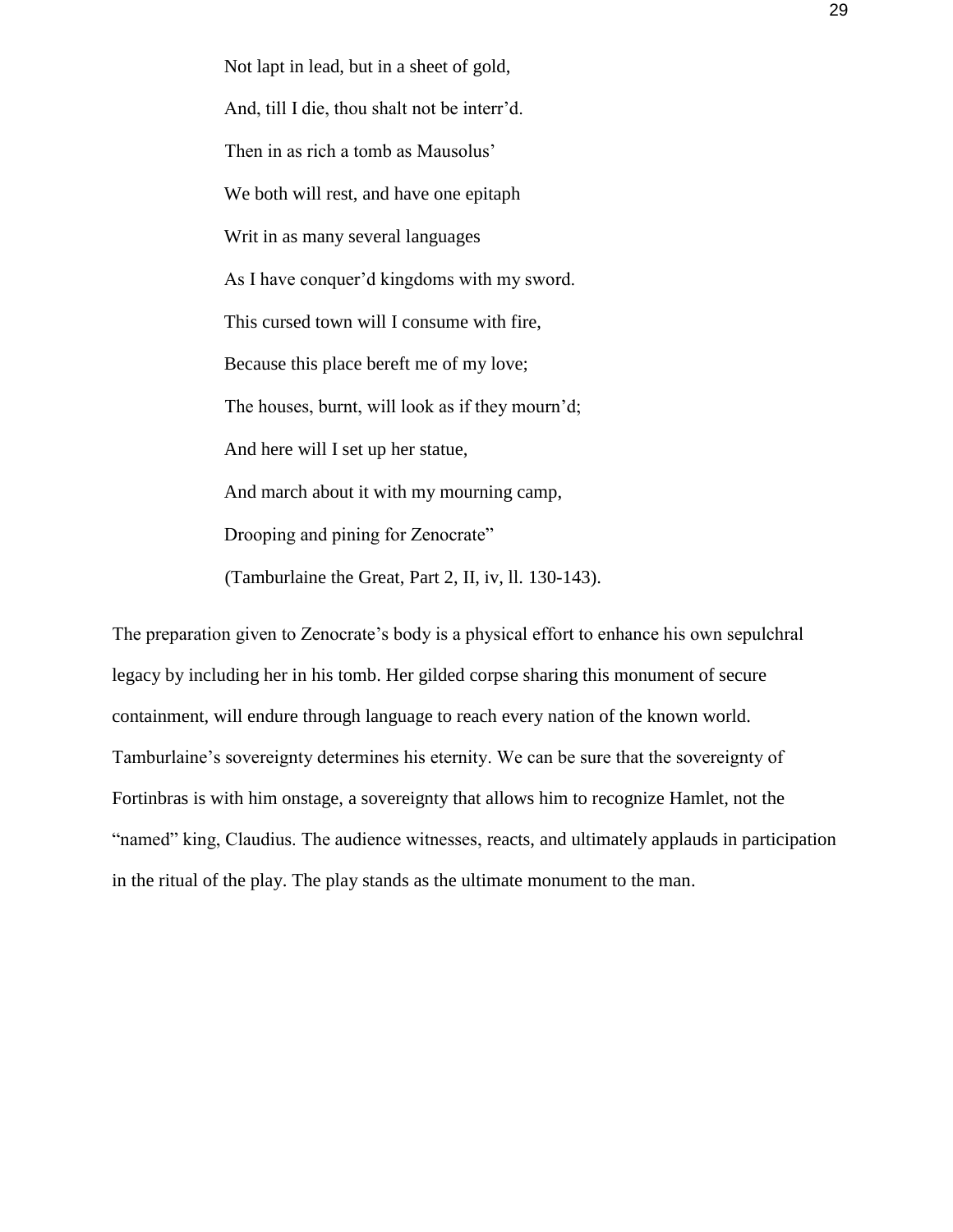> Not lapt in lead, but in a sheet of gold,
>
> And, till I die, thou shalt not be interr'd.
>
> Then in as rich a tomb as Mausolus'
>
> We both will rest, and have one epitaph
>
> Writ in as many several languages
>
> As I have conquer'd kingdoms with my sword.
>
> This cursed town will I consume with fire,
>
> Because this place bereft me of my love;
>
> The houses, burnt, will look as if they mourn'd;
>
> And here will I set up her statue,
>
> And march about it with my mourning camp,
>
> Drooping and pining for Zenocrate"
>
> (Tamburlaine the Great, Part 2, II, iv, ll. 130-143).

The preparation given to Zenocrate's body is a physical effort to enhance his own sepulchral legacy by including her in his tomb. Her gilded corpse sharing this monument of secure containment, will endure through language to reach every nation of the known world. Tamburlaine's sovereignty determines his eternity. We can be sure that the sovereignty of Fortinbras is with him onstage, a sovereignty that allows him to recognize Hamlet, not the "named" king, Claudius. The audience witnesses, reacts, and ultimately applauds in participation in the ritual of the play. The play stands as the ultimate monument to the man.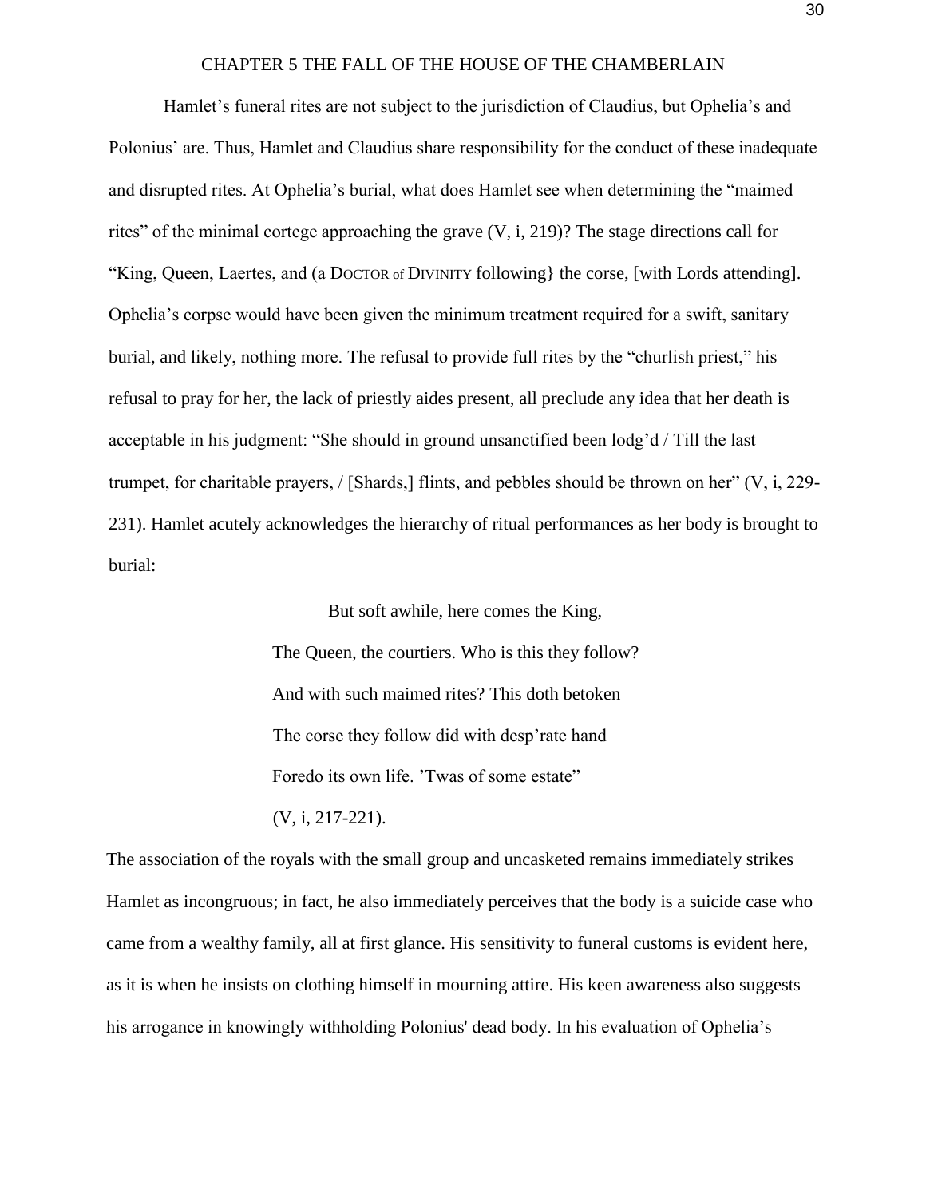# CHAPTER 5 THE FALL OF THE HOUSE OF THE CHAMBERLAIN

Hamlet's funeral rites are not subject to the jurisdiction of Claudius, but Ophelia's and Polonius' are. Thus, Hamlet and Claudius share responsibility for the conduct of these inadequate and disrupted rites. At Ophelia's burial, what does Hamlet see when determining the "maimed rites" of the minimal cortege approaching the grave (V, i, 219)? The stage directions call for "King, Queen, Laertes, and (a DOCTOR of DIVINITY following} the corse, [with Lords attending]. Ophelia's corpse would have been given the minimum treatment required for a swift, sanitary burial, and likely, nothing more. The refusal to provide full rites by the "churlish priest," his refusal to pray for her, the lack of priestly aides present, all preclude any idea that her death is acceptable in his judgment: "She should in ground unsanctified been lodg'd / Till the last trumpet, for charitable prayers, / [Shards,] flints, and pebbles should be thrown on her" (V, i, 229-231). Hamlet acutely acknowledges the hierarchy of ritual performances as her body is brought to burial:

> But soft awhile, here comes the King,
> The Queen, the courtiers. Who is this they follow?
> And with such maimed rites? This doth betoken
> The corse they follow did with desp'rate hand
> Foredo its own life. 'Twas of some estate"
> (V, i, 217-221).

The association of the royals with the small group and uncasketed remains immediately strikes Hamlet as incongruous; in fact, he also immediately perceives that the body is a suicide case who came from a wealthy family, all at first glance. His sensitivity to funeral customs is evident here, as it is when he insists on clothing himself in mourning attire. His keen awareness also suggests his arrogance in knowingly withholding Polonius' dead body. In his evaluation of Ophelia's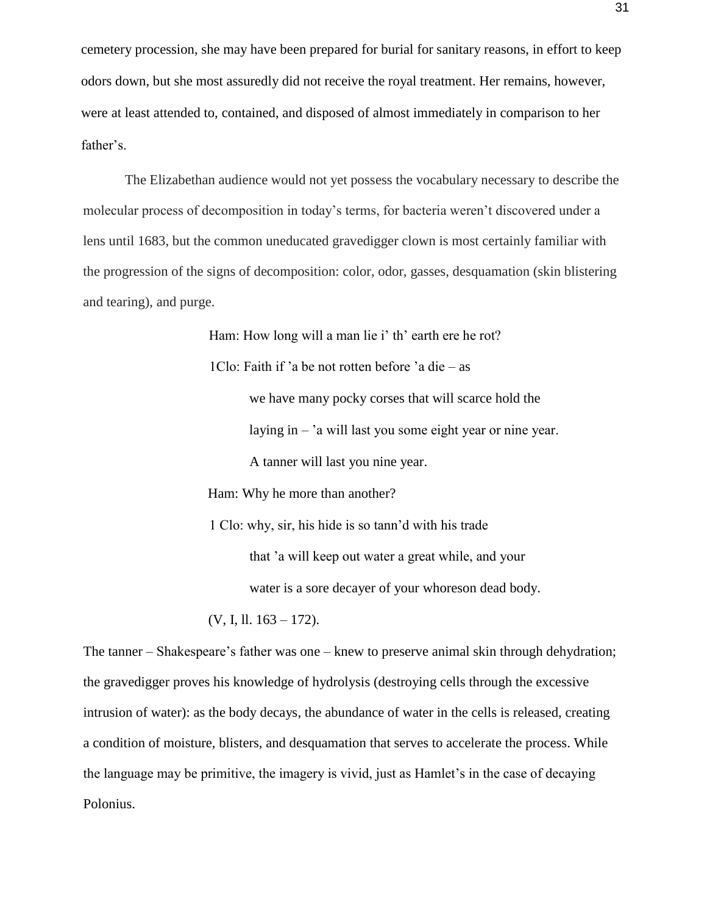cemetery procession, she may have been prepared for burial for sanitary reasons, in effort to keep odors down, but she most assuredly did not receive the royal treatment. Her remains, however, were at least attended to, contained, and disposed of almost immediately in comparison to her father's.

The Elizabethan audience would not yet possess the vocabulary necessary to describe the molecular process of decomposition in today's terms, for bacteria weren't discovered under a lens until 1683, but the common uneducated gravedigger clown is most certainly familiar with the progression of the signs of decomposition: color, odor, gasses, desquamation (skin blistering and tearing), and purge.

> Ham: How long will a man lie i' th' earth ere he rot?
>
> 1Clo: Faith if 'a be not rotten before 'a die – as
>
> we have many pocky corses that will scarce hold the
>
> laying in – 'a will last you some eight year or nine year.
>
> A tanner will last you nine year.
>
> Ham: Why he more than another?
>
> 1 Clo: why, sir, his hide is so tann'd with his trade
>
> that 'a will keep out water a great while, and your
>
> water is a sore decayer of your whoreson dead body.
>
> (V, I, ll. 163 – 172).

The tanner – Shakespeare's father was one – knew to preserve animal skin through dehydration; the gravedigger proves his knowledge of hydrolysis (destroying cells through the excessive intrusion of water): as the body decays, the abundance of water in the cells is released, creating a condition of moisture, blisters, and desquamation that serves to accelerate the process. While the language may be primitive, the imagery is vivid, just as Hamlet's in the case of decaying Polonius.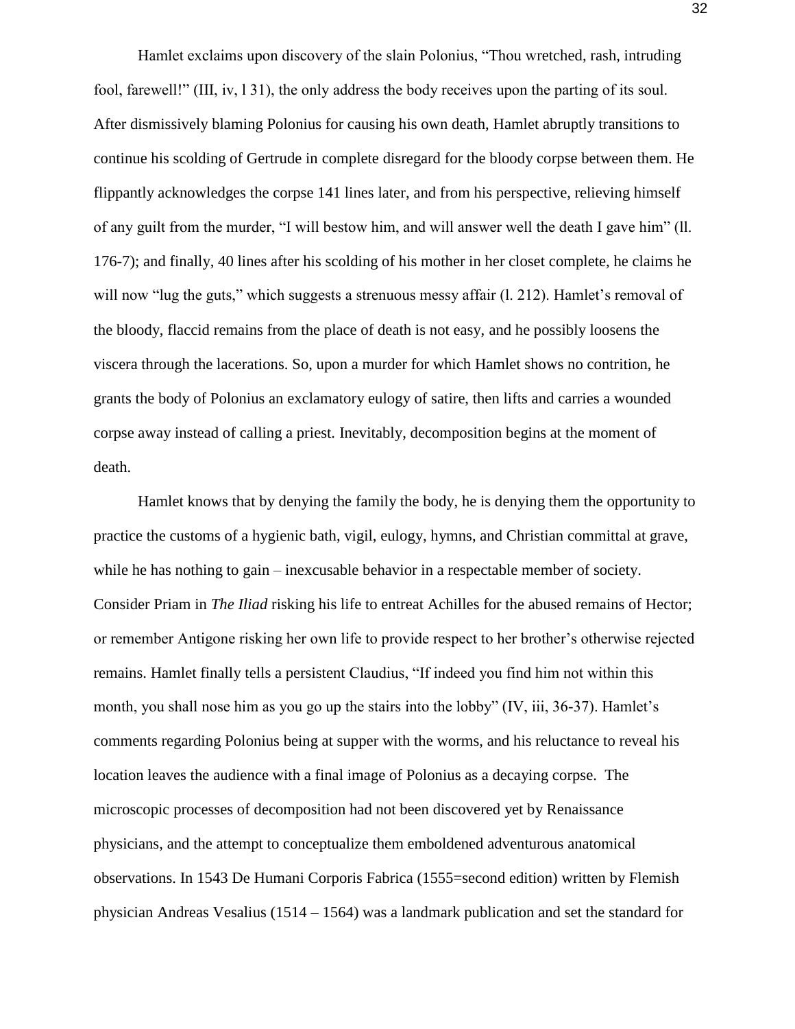Hamlet exclaims upon discovery of the slain Polonius, "Thou wretched, rash, intruding fool, farewell!" (III, iv, l 31), the only address the body receives upon the parting of its soul. After dismissively blaming Polonius for causing his own death, Hamlet abruptly transitions to continue his scolding of Gertrude in complete disregard for the bloody corpse between them. He flippantly acknowledges the corpse 141 lines later, and from his perspective, relieving himself of any guilt from the murder, "I will bestow him, and will answer well the death I gave him" (ll. 176-7); and finally, 40 lines after his scolding of his mother in her closet complete, he claims he will now "lug the guts," which suggests a strenuous messy affair (l. 212). Hamlet's removal of the bloody, flaccid remains from the place of death is not easy, and he possibly loosens the viscera through the lacerations. So, upon a murder for which Hamlet shows no contrition, he grants the body of Polonius an exclamatory eulogy of satire, then lifts and carries a wounded corpse away instead of calling a priest. Inevitably, decomposition begins at the moment of death.

Hamlet knows that by denying the family the body, he is denying them the opportunity to practice the customs of a hygienic bath, vigil, eulogy, hymns, and Christian committal at grave, while he has nothing to gain – inexcusable behavior in a respectable member of society. Consider Priam in *The Iliad* risking his life to entreat Achilles for the abused remains of Hector; or remember Antigone risking her own life to provide respect to her brother's otherwise rejected remains. Hamlet finally tells a persistent Claudius, "If indeed you find him not within this month, you shall nose him as you go up the stairs into the lobby" (IV, iii, 36-37). Hamlet's comments regarding Polonius being at supper with the worms, and his reluctance to reveal his location leaves the audience with a final image of Polonius as a decaying corpse. The microscopic processes of decomposition had not been discovered yet by Renaissance physicians, and the attempt to conceptualize them emboldened adventurous anatomical observations. In 1543 De Humani Corporis Fabrica (1555=second edition) written by Flemish physician Andreas Vesalius (1514 – 1564) was a landmark publication and set the standard for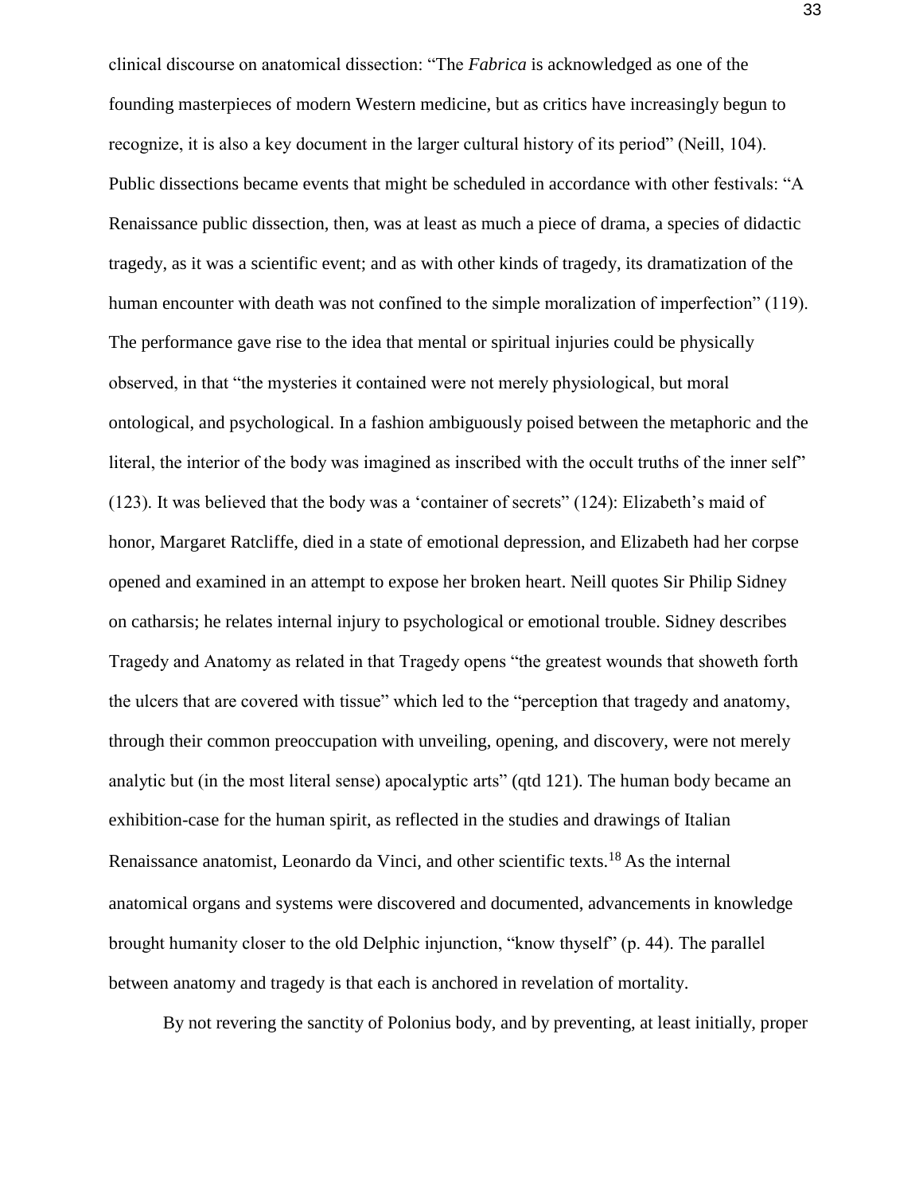clinical discourse on anatomical dissection: "The *Fabrica* is acknowledged as one of the founding masterpieces of modern Western medicine, but as critics have increasingly begun to recognize, it is also a key document in the larger cultural history of its period" (Neill, 104). Public dissections became events that might be scheduled in accordance with other festivals: "A Renaissance public dissection, then, was at least as much a piece of drama, a species of didactic tragedy, as it was a scientific event; and as with other kinds of tragedy, its dramatization of the human encounter with death was not confined to the simple moralization of imperfection" (119). The performance gave rise to the idea that mental or spiritual injuries could be physically observed, in that "the mysteries it contained were not merely physiological, but moral ontological, and psychological. In a fashion ambiguously poised between the metaphoric and the literal, the interior of the body was imagined as inscribed with the occult truths of the inner self" (123). It was believed that the body was a 'container of secrets" (124): Elizabeth's maid of honor, Margaret Ratcliffe, died in a state of emotional depression, and Elizabeth had her corpse opened and examined in an attempt to expose her broken heart. Neill quotes Sir Philip Sidney on catharsis; he relates internal injury to psychological or emotional trouble. Sidney describes Tragedy and Anatomy as related in that Tragedy opens "the greatest wounds that showeth forth the ulcers that are covered with tissue" which led to the "perception that tragedy and anatomy, through their common preoccupation with unveiling, opening, and discovery, were not merely analytic but (in the most literal sense) apocalyptic arts" (qtd 121). The human body became an exhibition-case for the human spirit, as reflected in the studies and drawings of Italian Renaissance anatomist, Leonardo da Vinci, and other scientific texts.[18] As the internal anatomical organs and systems were discovered and documented, advancements in knowledge brought humanity closer to the old Delphic injunction, "know thyself" (p. 44). The parallel between anatomy and tragedy is that each is anchored in revelation of mortality.

By not revering the sanctity of Polonius body, and by preventing, at least initially, proper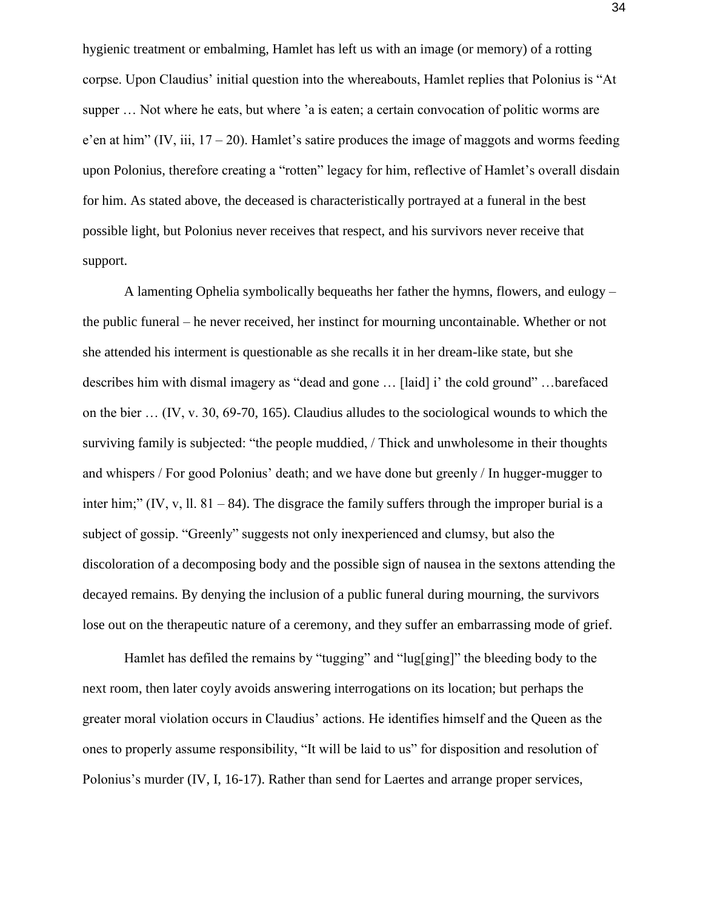hygienic treatment or embalming, Hamlet has left us with an image (or memory) of a rotting corpse. Upon Claudius' initial question into the whereabouts, Hamlet replies that Polonius is "At supper … Not where he eats, but where 'a is eaten; a certain convocation of politic worms are e'en at him" (IV, iii, 17 – 20). Hamlet's satire produces the image of maggots and worms feeding upon Polonius, therefore creating a "rotten" legacy for him, reflective of Hamlet's overall disdain for him. As stated above, the deceased is characteristically portrayed at a funeral in the best possible light, but Polonius never receives that respect, and his survivors never receive that support.

A lamenting Ophelia symbolically bequeaths her father the hymns, flowers, and eulogy – the public funeral – he never received, her instinct for mourning uncontainable. Whether or not she attended his interment is questionable as she recalls it in her dream-like state, but she describes him with dismal imagery as "dead and gone … [laid] i' the cold ground" …barefaced on the bier … (IV, v. 30, 69-70, 165). Claudius alludes to the sociological wounds to which the surviving family is subjected: "the people muddied, / Thick and unwholesome in their thoughts and whispers / For good Polonius' death; and we have done but greenly / In hugger-mugger to inter him;" (IV, v, ll. 81 – 84). The disgrace the family suffers through the improper burial is a subject of gossip. "Greenly" suggests not only inexperienced and clumsy, but also the discoloration of a decomposing body and the possible sign of nausea in the sextons attending the decayed remains. By denying the inclusion of a public funeral during mourning, the survivors lose out on the therapeutic nature of a ceremony, and they suffer an embarrassing mode of grief.

Hamlet has defiled the remains by "tugging" and "lug[ging]" the bleeding body to the next room, then later coyly avoids answering interrogations on its location; but perhaps the greater moral violation occurs in Claudius' actions. He identifies himself and the Queen as the ones to properly assume responsibility, "It will be laid to us" for disposition and resolution of Polonius's murder (IV, I, 16-17). Rather than send for Laertes and arrange proper services,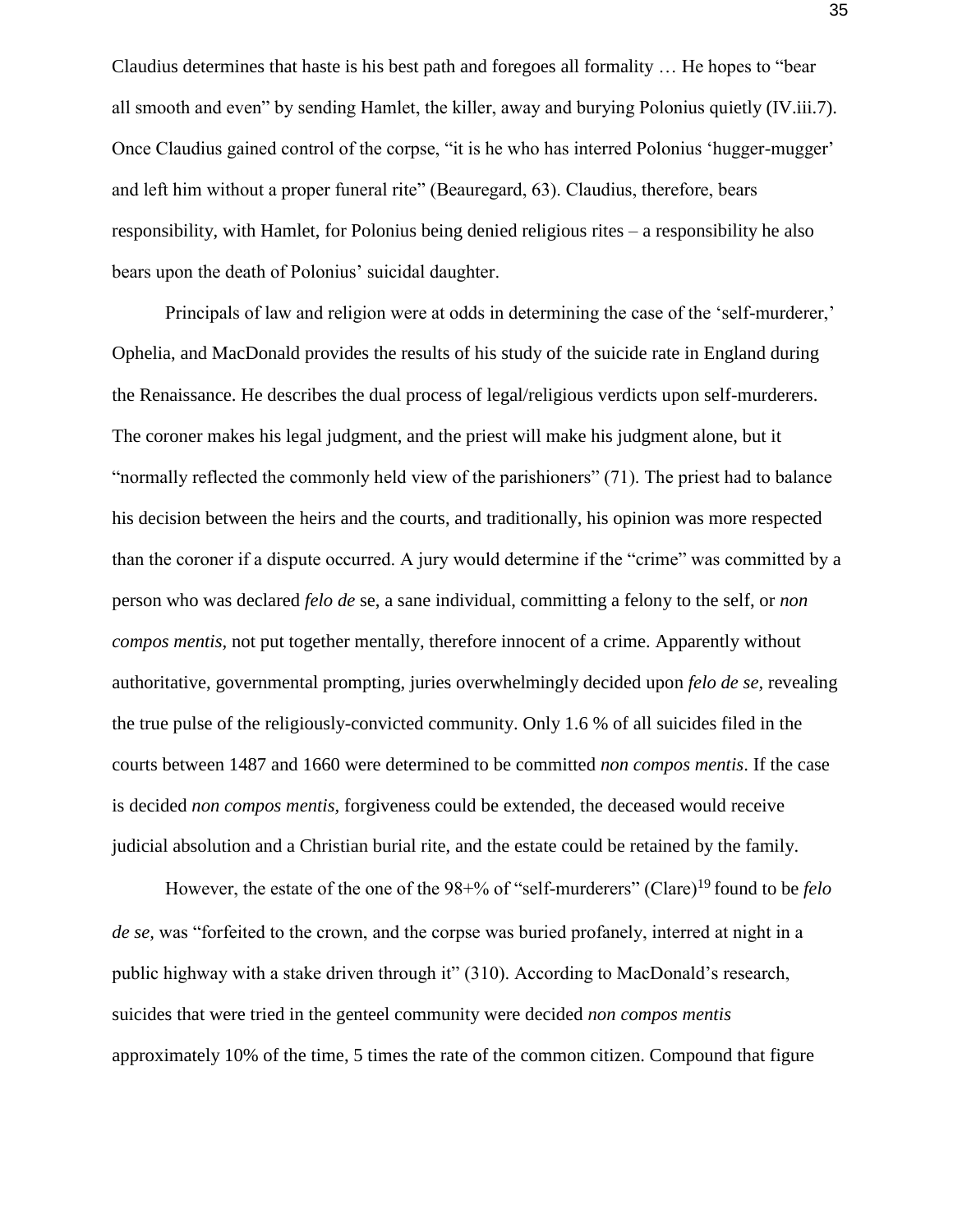Claudius determines that haste is his best path and foregoes all formality … He hopes to "bear all smooth and even" by sending Hamlet, the killer, away and burying Polonius quietly (IV.iii.7). Once Claudius gained control of the corpse, "it is he who has interred Polonius 'hugger-mugger' and left him without a proper funeral rite" (Beauregard, 63). Claudius, therefore, bears responsibility, with Hamlet, for Polonius being denied religious rites – a responsibility he also bears upon the death of Polonius' suicidal daughter.

Principals of law and religion were at odds in determining the case of the 'self-murderer,' Ophelia, and MacDonald provides the results of his study of the suicide rate in England during the Renaissance. He describes the dual process of legal/religious verdicts upon self-murderers. The coroner makes his legal judgment, and the priest will make his judgment alone, but it "normally reflected the commonly held view of the parishioners" (71). The priest had to balance his decision between the heirs and the courts, and traditionally, his opinion was more respected than the coroner if a dispute occurred. A jury would determine if the "crime" was committed by a person who was declared *felo de* se, a sane individual, committing a felony to the self, or *non compos mentis,* not put together mentally, therefore innocent of a crime. Apparently without authoritative, governmental prompting, juries overwhelmingly decided upon *felo de se,* revealing the true pulse of the religiously-convicted community. Only 1.6 % of all suicides filed in the courts between 1487 and 1660 were determined to be committed *non compos mentis*. If the case is decided *non compos mentis,* forgiveness could be extended, the deceased would receive judicial absolution and a Christian burial rite, and the estate could be retained by the family.

However, the estate of the one of the 98+% of "self-murderers" (Clare)[19] found to be *felo de se,* was "forfeited to the crown, and the corpse was buried profanely, interred at night in a public highway with a stake driven through it" (310). According to MacDonald's research, suicides that were tried in the genteel community were decided *non compos mentis* approximately 10% of the time, 5 times the rate of the common citizen. Compound that figure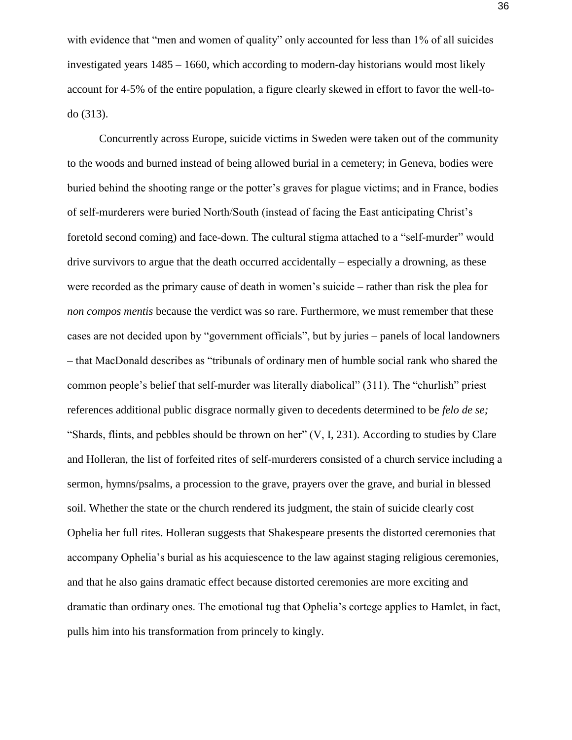with evidence that "men and women of quality" only accounted for less than 1% of all suicides investigated years 1485 – 1660, which according to modern-day historians would most likely account for 4-5% of the entire population, a figure clearly skewed in effort to favor the well-to-do (313).

Concurrently across Europe, suicide victims in Sweden were taken out of the community to the woods and burned instead of being allowed burial in a cemetery; in Geneva, bodies were buried behind the shooting range or the potter's graves for plague victims; and in France, bodies of self-murderers were buried North/South (instead of facing the East anticipating Christ's foretold second coming) and face-down. The cultural stigma attached to a "self-murder" would drive survivors to argue that the death occurred accidentally – especially a drowning, as these were recorded as the primary cause of death in women's suicide – rather than risk the plea for *non compos mentis* because the verdict was so rare. Furthermore, we must remember that these cases are not decided upon by "government officials", but by juries – panels of local landowners – that MacDonald describes as "tribunals of ordinary men of humble social rank who shared the common people's belief that self-murder was literally diabolical" (311). The "churlish" priest references additional public disgrace normally given to decedents determined to be *felo de se;* "Shards, flints, and pebbles should be thrown on her" (V, I, 231). According to studies by Clare and Holleran, the list of forfeited rites of self-murderers consisted of a church service including a sermon, hymns/psalms, a procession to the grave, prayers over the grave, and burial in blessed soil. Whether the state or the church rendered its judgment, the stain of suicide clearly cost Ophelia her full rites. Holleran suggests that Shakespeare presents the distorted ceremonies that accompany Ophelia's burial as his acquiescence to the law against staging religious ceremonies, and that he also gains dramatic effect because distorted ceremonies are more exciting and dramatic than ordinary ones. The emotional tug that Ophelia's cortege applies to Hamlet, in fact, pulls him into his transformation from princely to kingly.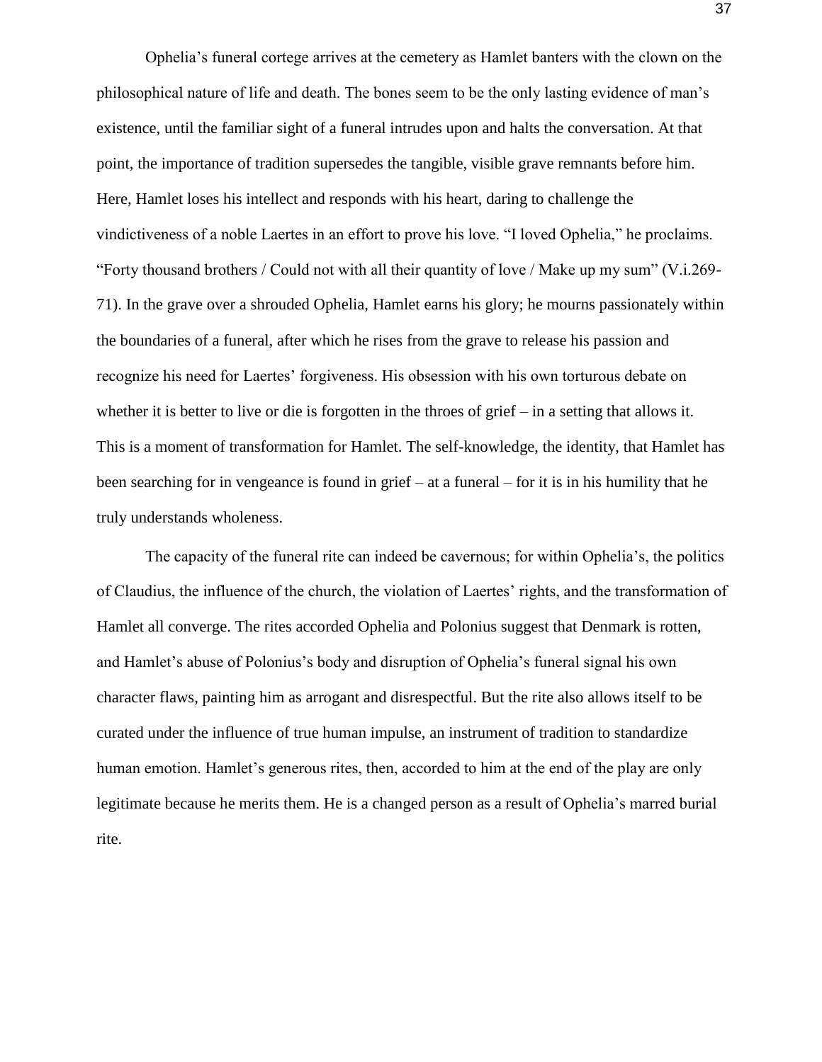Ophelia's funeral cortege arrives at the cemetery as Hamlet banters with the clown on the philosophical nature of life and death. The bones seem to be the only lasting evidence of man's existence, until the familiar sight of a funeral intrudes upon and halts the conversation. At that point, the importance of tradition supersedes the tangible, visible grave remnants before him. Here, Hamlet loses his intellect and responds with his heart, daring to challenge the vindictiveness of a noble Laertes in an effort to prove his love. "I loved Ophelia," he proclaims. "Forty thousand brothers / Could not with all their quantity of love / Make up my sum" (V.i.269-71). In the grave over a shrouded Ophelia, Hamlet earns his glory; he mourns passionately within the boundaries of a funeral, after which he rises from the grave to release his passion and recognize his need for Laertes' forgiveness. His obsession with his own torturous debate on whether it is better to live or die is forgotten in the throes of grief – in a setting that allows it. This is a moment of transformation for Hamlet. The self-knowledge, the identity, that Hamlet has been searching for in vengeance is found in grief – at a funeral – for it is in his humility that he truly understands wholeness.

The capacity of the funeral rite can indeed be cavernous; for within Ophelia's, the politics of Claudius, the influence of the church, the violation of Laertes' rights, and the transformation of Hamlet all converge. The rites accorded Ophelia and Polonius suggest that Denmark is rotten, and Hamlet's abuse of Polonius's body and disruption of Ophelia's funeral signal his own character flaws, painting him as arrogant and disrespectful. But the rite also allows itself to be curated under the influence of true human impulse, an instrument of tradition to standardize human emotion. Hamlet's generous rites, then, accorded to him at the end of the play are only legitimate because he merits them. He is a changed person as a result of Ophelia's marred burial rite.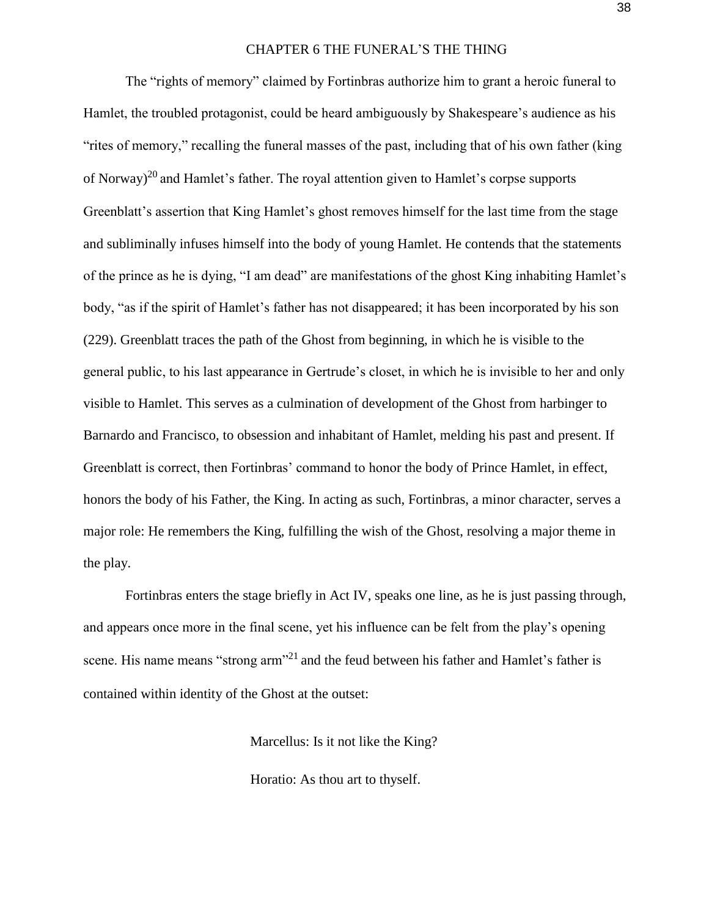# CHAPTER 6 THE FUNERAL'S THE THING

The "rights of memory" claimed by Fortinbras authorize him to grant a heroic funeral to Hamlet, the troubled protagonist, could be heard ambiguously by Shakespeare's audience as his "rites of memory," recalling the funeral masses of the past, including that of his own father (king of Norway)[20] and Hamlet's father. The royal attention given to Hamlet's corpse supports Greenblatt's assertion that King Hamlet's ghost removes himself for the last time from the stage and subliminally infuses himself into the body of young Hamlet. He contends that the statements of the prince as he is dying, "I am dead" are manifestations of the ghost King inhabiting Hamlet's body, "as if the spirit of Hamlet's father has not disappeared; it has been incorporated by his son (229). Greenblatt traces the path of the Ghost from beginning, in which he is visible to the general public, to his last appearance in Gertrude's closet, in which he is invisible to her and only visible to Hamlet. This serves as a culmination of development of the Ghost from harbinger to Barnardo and Francisco, to obsession and inhabitant of Hamlet, melding his past and present. If Greenblatt is correct, then Fortinbras' command to honor the body of Prince Hamlet, in effect, honors the body of his Father, the King. In acting as such, Fortinbras, a minor character, serves a major role: He remembers the King, fulfilling the wish of the Ghost, resolving a major theme in the play.

Fortinbras enters the stage briefly in Act IV, speaks one line, as he is just passing through, and appears once more in the final scene, yet his influence can be felt from the play's opening scene. His name means "strong arm"[21] and the feud between his father and Hamlet's father is contained within identity of the Ghost at the outset:

> Marcellus: Is it not like the King?
>
> Horatio: As thou art to thyself.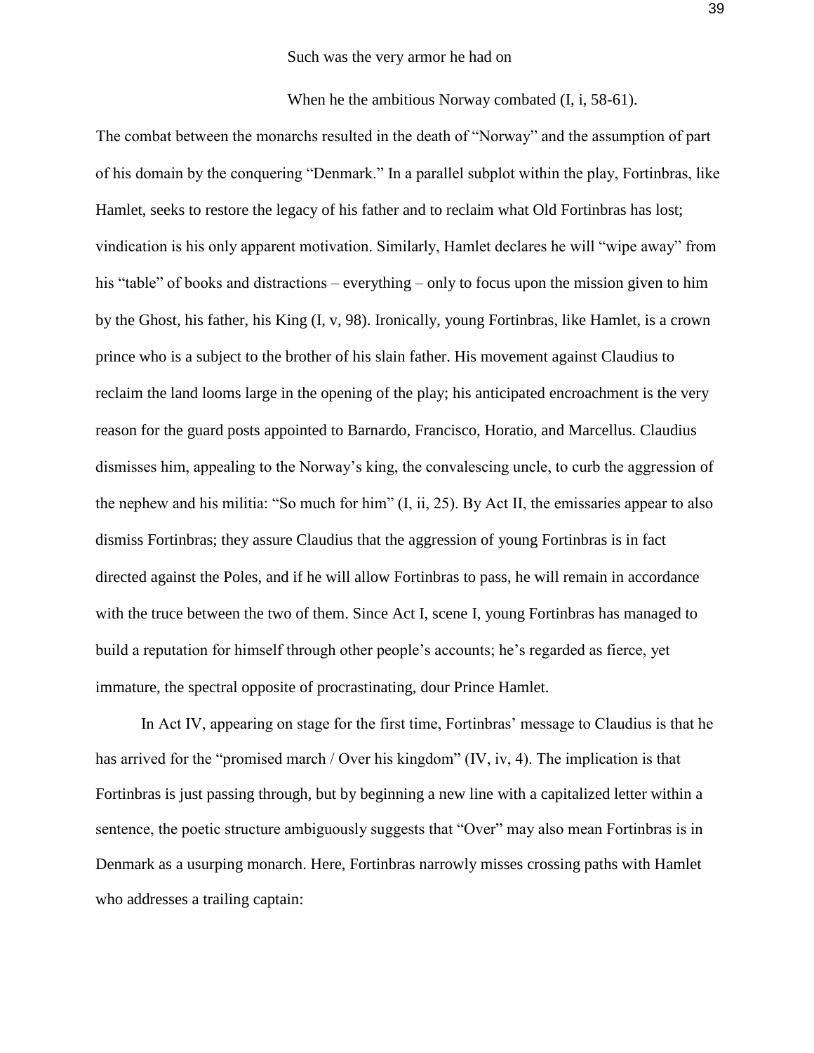Such was the very armor he had on

When he the ambitious Norway combated (I, i, 58-61).

The combat between the monarchs resulted in the death of "Norway" and the assumption of part of his domain by the conquering "Denmark." In a parallel subplot within the play, Fortinbras, like Hamlet, seeks to restore the legacy of his father and to reclaim what Old Fortinbras has lost; vindication is his only apparent motivation. Similarly, Hamlet declares he will "wipe away" from his "table" of books and distractions – everything – only to focus upon the mission given to him by the Ghost, his father, his King (I, v, 98). Ironically, young Fortinbras, like Hamlet, is a crown prince who is a subject to the brother of his slain father. His movement against Claudius to reclaim the land looms large in the opening of the play; his anticipated encroachment is the very reason for the guard posts appointed to Barnardo, Francisco, Horatio, and Marcellus. Claudius dismisses him, appealing to the Norway's king, the convalescing uncle, to curb the aggression of the nephew and his militia: "So much for him" (I, ii, 25). By Act II, the emissaries appear to also dismiss Fortinbras; they assure Claudius that the aggression of young Fortinbras is in fact directed against the Poles, and if he will allow Fortinbras to pass, he will remain in accordance with the truce between the two of them. Since Act I, scene I, young Fortinbras has managed to build a reputation for himself through other people's accounts; he's regarded as fierce, yet immature, the spectral opposite of procrastinating, dour Prince Hamlet.

In Act IV, appearing on stage for the first time, Fortinbras' message to Claudius is that he has arrived for the "promised march / Over his kingdom" (IV, iv, 4). The implication is that Fortinbras is just passing through, but by beginning a new line with a capitalized letter within a sentence, the poetic structure ambiguously suggests that "Over" may also mean Fortinbras is in Denmark as a usurping monarch. Here, Fortinbras narrowly misses crossing paths with Hamlet who addresses a trailing captain: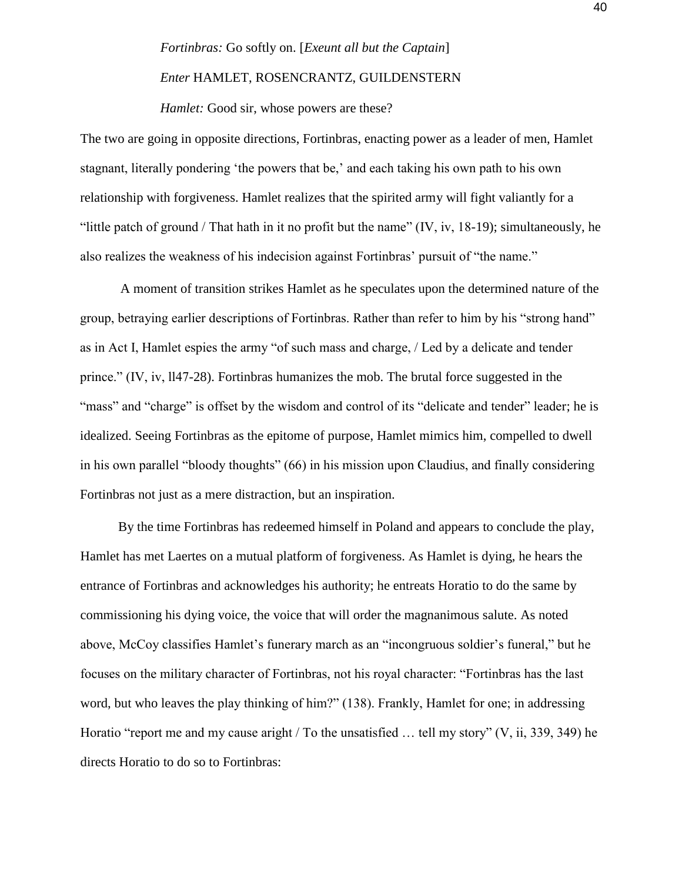*Fortinbras:* Go softly on. [*Exeunt all but the Captain*]

*Enter* HAMLET, ROSENCRANTZ, GUILDENSTERN

*Hamlet:* Good sir, whose powers are these?

The two are going in opposite directions, Fortinbras, enacting power as a leader of men, Hamlet stagnant, literally pondering 'the powers that be,' and each taking his own path to his own relationship with forgiveness. Hamlet realizes that the spirited army will fight valiantly for a "little patch of ground / That hath in it no profit but the name" (IV, iv, 18-19); simultaneously, he also realizes the weakness of his indecision against Fortinbras' pursuit of "the name."

A moment of transition strikes Hamlet as he speculates upon the determined nature of the group, betraying earlier descriptions of Fortinbras. Rather than refer to him by his "strong hand" as in Act I, Hamlet espies the army "of such mass and charge, / Led by a delicate and tender prince." (IV, iv, ll47-28). Fortinbras humanizes the mob. The brutal force suggested in the "mass" and "charge" is offset by the wisdom and control of its "delicate and tender" leader; he is idealized. Seeing Fortinbras as the epitome of purpose, Hamlet mimics him, compelled to dwell in his own parallel "bloody thoughts" (66) in his mission upon Claudius, and finally considering Fortinbras not just as a mere distraction, but an inspiration.

By the time Fortinbras has redeemed himself in Poland and appears to conclude the play, Hamlet has met Laertes on a mutual platform of forgiveness. As Hamlet is dying, he hears the entrance of Fortinbras and acknowledges his authority; he entreats Horatio to do the same by commissioning his dying voice, the voice that will order the magnanimous salute. As noted above, McCoy classifies Hamlet's funerary march as an "incongruous soldier's funeral," but he focuses on the military character of Fortinbras, not his royal character: "Fortinbras has the last word, but who leaves the play thinking of him?" (138). Frankly, Hamlet for one; in addressing Horatio "report me and my cause aright / To the unsatisfied … tell my story" (V, ii, 339, 349) he directs Horatio to do so to Fortinbras: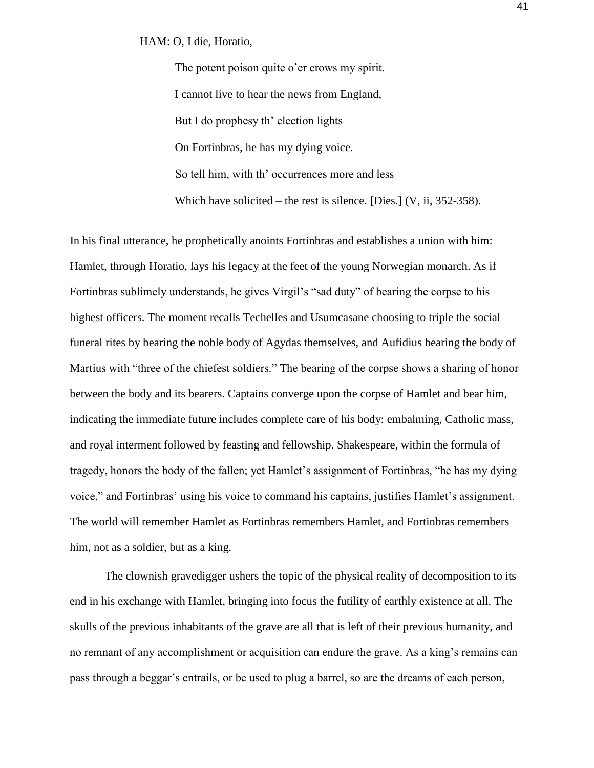HAM: O, I die, Horatio,

The potent poison quite o'er crows my spirit.

I cannot live to hear the news from England,

But I do prophesy th' election lights

On Fortinbras, he has my dying voice.

So tell him, with th' occurrences more and less

Which have solicited – the rest is silence. [Dies.] (V, ii, 352-358).

In his final utterance, he prophetically anoints Fortinbras and establishes a union with him: Hamlet, through Horatio, lays his legacy at the feet of the young Norwegian monarch. As if Fortinbras sublimely understands, he gives Virgil's "sad duty" of bearing the corpse to his highest officers. The moment recalls Techelles and Usumcasane choosing to triple the social funeral rites by bearing the noble body of Agydas themselves, and Aufidius bearing the body of Martius with "three of the chiefest soldiers." The bearing of the corpse shows a sharing of honor between the body and its bearers. Captains converge upon the corpse of Hamlet and bear him, indicating the immediate future includes complete care of his body: embalming, Catholic mass, and royal interment followed by feasting and fellowship. Shakespeare, within the formula of tragedy, honors the body of the fallen; yet Hamlet's assignment of Fortinbras, "he has my dying voice," and Fortinbras' using his voice to command his captains, justifies Hamlet's assignment. The world will remember Hamlet as Fortinbras remembers Hamlet, and Fortinbras remembers him, not as a soldier, but as a king.

The clownish gravedigger ushers the topic of the physical reality of decomposition to its end in his exchange with Hamlet, bringing into focus the futility of earthly existence at all. The skulls of the previous inhabitants of the grave are all that is left of their previous humanity, and no remnant of any accomplishment or acquisition can endure the grave. As a king's remains can pass through a beggar's entrails, or be used to plug a barrel, so are the dreams of each person,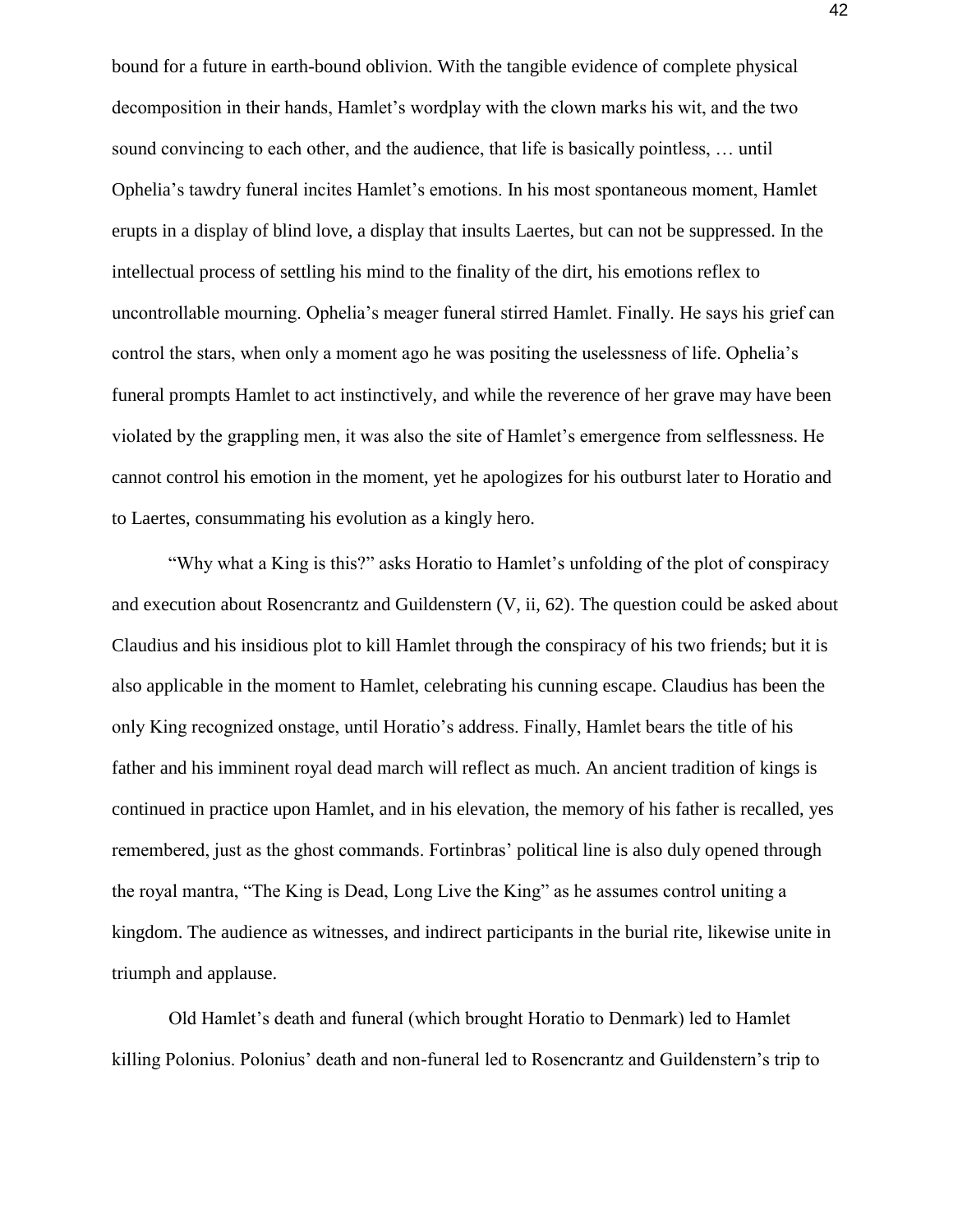bound for a future in earth-bound oblivion. With the tangible evidence of complete physical decomposition in their hands, Hamlet's wordplay with the clown marks his wit, and the two sound convincing to each other, and the audience, that life is basically pointless, … until Ophelia's tawdry funeral incites Hamlet's emotions. In his most spontaneous moment, Hamlet erupts in a display of blind love, a display that insults Laertes, but can not be suppressed. In the intellectual process of settling his mind to the finality of the dirt, his emotions reflex to uncontrollable mourning. Ophelia's meager funeral stirred Hamlet. Finally. He says his grief can control the stars, when only a moment ago he was positing the uselessness of life. Ophelia's funeral prompts Hamlet to act instinctively, and while the reverence of her grave may have been violated by the grappling men, it was also the site of Hamlet's emergence from selflessness. He cannot control his emotion in the moment, yet he apologizes for his outburst later to Horatio and to Laertes, consummating his evolution as a kingly hero.

"Why what a King is this?" asks Horatio to Hamlet's unfolding of the plot of conspiracy and execution about Rosencrantz and Guildenstern (V, ii, 62). The question could be asked about Claudius and his insidious plot to kill Hamlet through the conspiracy of his two friends; but it is also applicable in the moment to Hamlet, celebrating his cunning escape. Claudius has been the only King recognized onstage, until Horatio's address. Finally, Hamlet bears the title of his father and his imminent royal dead march will reflect as much. An ancient tradition of kings is continued in practice upon Hamlet, and in his elevation, the memory of his father is recalled, yes remembered, just as the ghost commands. Fortinbras' political line is also duly opened through the royal mantra, "The King is Dead, Long Live the King" as he assumes control uniting a kingdom. The audience as witnesses, and indirect participants in the burial rite, likewise unite in triumph and applause.

Old Hamlet's death and funeral (which brought Horatio to Denmark) led to Hamlet killing Polonius. Polonius' death and non-funeral led to Rosencrantz and Guildenstern's trip to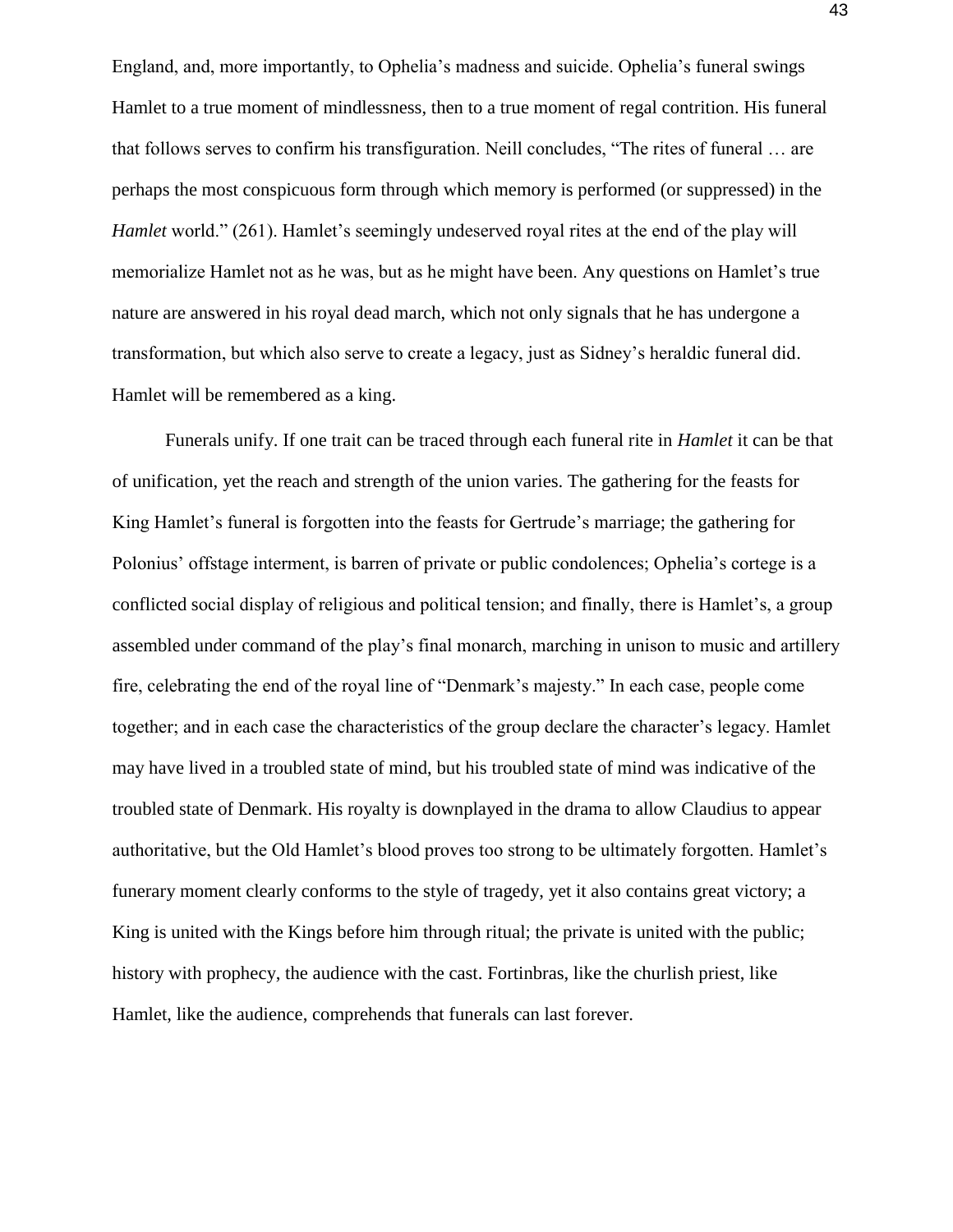England, and, more importantly, to Ophelia's madness and suicide. Ophelia's funeral swings Hamlet to a true moment of mindlessness, then to a true moment of regal contrition. His funeral that follows serves to confirm his transfiguration. Neill concludes, "The rites of funeral … are perhaps the most conspicuous form through which memory is performed (or suppressed) in the *Hamlet* world." (261). Hamlet's seemingly undeserved royal rites at the end of the play will memorialize Hamlet not as he was, but as he might have been. Any questions on Hamlet's true nature are answered in his royal dead march, which not only signals that he has undergone a transformation, but which also serve to create a legacy, just as Sidney's heraldic funeral did. Hamlet will be remembered as a king.

Funerals unify. If one trait can be traced through each funeral rite in *Hamlet* it can be that of unification, yet the reach and strength of the union varies. The gathering for the feasts for King Hamlet's funeral is forgotten into the feasts for Gertrude's marriage; the gathering for Polonius' offstage interment, is barren of private or public condolences; Ophelia's cortege is a conflicted social display of religious and political tension; and finally, there is Hamlet's, a group assembled under command of the play's final monarch, marching in unison to music and artillery fire, celebrating the end of the royal line of "Denmark's majesty." In each case, people come together; and in each case the characteristics of the group declare the character's legacy. Hamlet may have lived in a troubled state of mind, but his troubled state of mind was indicative of the troubled state of Denmark. His royalty is downplayed in the drama to allow Claudius to appear authoritative, but the Old Hamlet's blood proves too strong to be ultimately forgotten. Hamlet's funerary moment clearly conforms to the style of tragedy, yet it also contains great victory; a King is united with the Kings before him through ritual; the private is united with the public; history with prophecy, the audience with the cast. Fortinbras, like the churlish priest, like Hamlet, like the audience, comprehends that funerals can last forever.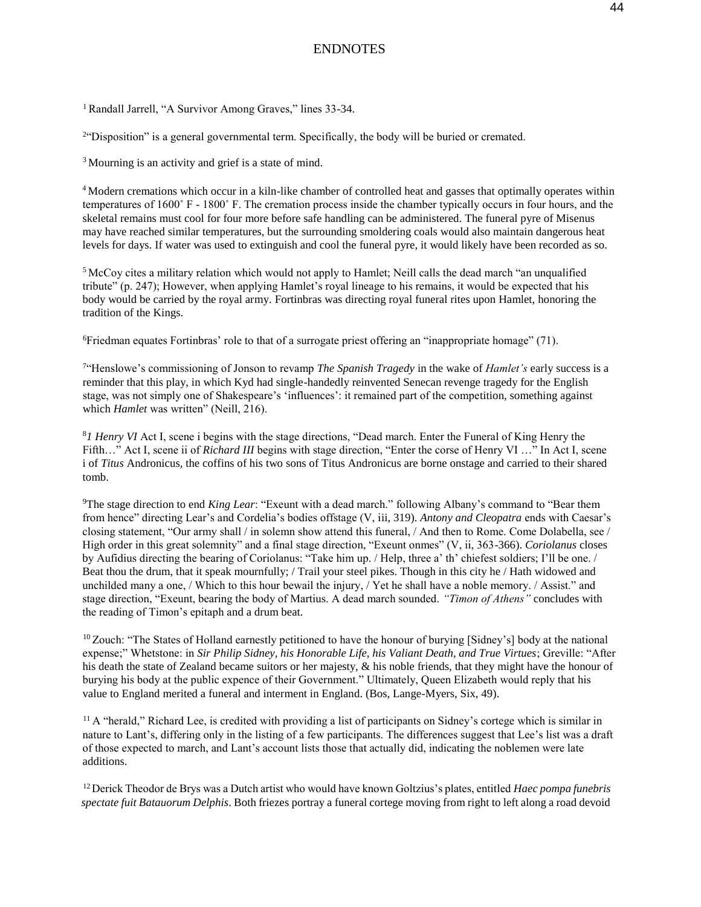# ENDNOTES

[1] Randall Jarrell, "A Survivor Among Graves," lines 33-34.

[2]"Disposition" is a general governmental term. Specifically, the body will be buried or cremated.

[3] Mourning is an activity and grief is a state of mind.

[4] Modern cremations which occur in a kiln-like chamber of controlled heat and gasses that optimally operates within temperatures of 1600˚ F - 1800˚ F. The cremation process inside the chamber typically occurs in four hours, and the skeletal remains must cool for four more before safe handling can be administered. The funeral pyre of Misenus may have reached similar temperatures, but the surrounding smoldering coals would also maintain dangerous heat levels for days. If water was used to extinguish and cool the funeral pyre, it would likely have been recorded as so.

[5] McCoy cites a military relation which would not apply to Hamlet; Neill calls the dead march "an unqualified tribute" (p. 247); However, when applying Hamlet's royal lineage to his remains, it would be expected that his body would be carried by the royal army. Fortinbras was directing royal funeral rites upon Hamlet, honoring the tradition of the Kings.

[6]Friedman equates Fortinbras' role to that of a surrogate priest offering an "inappropriate homage" (71).

[7]"Henslowe's commissioning of Jonson to revamp *The Spanish Tragedy* in the wake of *Hamlet's* early success is a reminder that this play, in which Kyd had single-handedly reinvented Senecan revenge tragedy for the English stage, was not simply one of Shakespeare's 'influences': it remained part of the competition, something against which *Hamlet* was written" (Neill, 216).

[8]*1 Henry VI* Act I, scene i begins with the stage directions, "Dead march. Enter the Funeral of King Henry the Fifth…" Act I, scene ii of *Richard III* begins with stage direction, "Enter the corse of Henry VI …" In Act I, scene i of *Titus* Andronicus, the coffins of his two sons of Titus Andronicus are borne onstage and carried to their shared tomb.

[9]The stage direction to end *King Lear*: "Exeunt with a dead march." following Albany's command to "Bear them from hence" directing Lear's and Cordelia's bodies offstage (V, iii, 319). *Antony and Cleopatra* ends with Caesar's closing statement, "Our army shall / in solemn show attend this funeral, / And then to Rome. Come Dolabella, see / High order in this great solemnity" and a final stage direction, "Exeunt onmes" (V, ii, 363-366). *Coriolanus* closes by Aufidius directing the bearing of Coriolanus: "Take him up. / Help, three a' th' chiefest soldiers; I'll be one. / Beat thou the drum, that it speak mournfully; / Trail your steel pikes. Though in this city he / Hath widowed and unchilded many a one, / Which to this hour bewail the injury, / Yet he shall have a noble memory. / Assist." and stage direction, "Exeunt, bearing the body of Martius. A dead march sounded. *"Timon of Athens"* concludes with the reading of Timon's epitaph and a drum beat.

[10] Zouch: "The States of Holland earnestly petitioned to have the honour of burying [Sidney's] body at the national expense;" Whetstone: in *Sir Philip Sidney, his Honorable Life, his Valiant Death, and True Virtues*; Greville: "After his death the state of Zealand became suitors or her majesty, & his noble friends, that they might have the honour of burying his body at the public expence of their Government." Ultimately, Queen Elizabeth would reply that his value to England merited a funeral and interment in England. (Bos, Lange-Myers, Six, 49).

[11] A "herald," Richard Lee, is credited with providing a list of participants on Sidney's cortege which is similar in nature to Lant's, differing only in the listing of a few participants. The differences suggest that Lee's list was a draft of those expected to march, and Lant's account lists those that actually did, indicating the noblemen were late additions.

[12] Derick Theodor de Brys was a Dutch artist who would have known Goltzius's plates, entitled *Haec pompa funebris spectate fuit Batauorum Delphis*. Both friezes portray a funeral cortege moving from right to left along a road devoid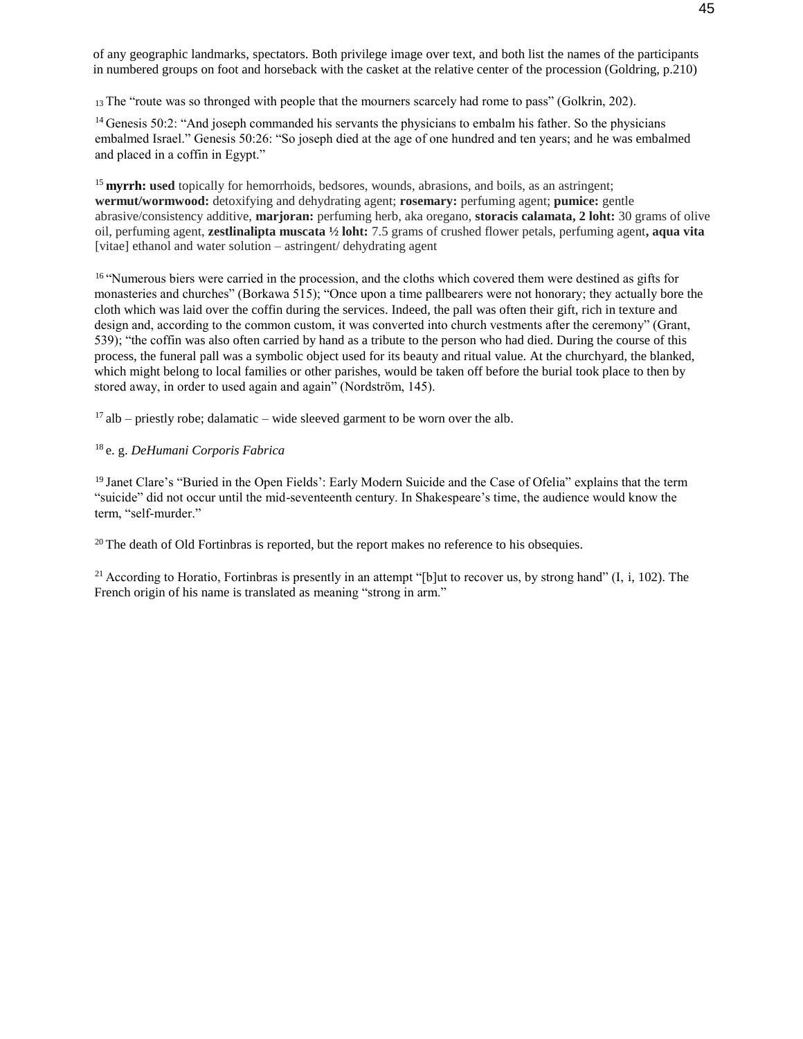of any geographic landmarks, spectators. Both privilege image over text, and both list the names of the participants in numbered groups on foot and horseback with the casket at the relative center of the procession (Goldring, p.210)

[13] The "route was so thronged with people that the mourners scarcely had rome to pass" (Golkrin, 202).

[14] Genesis 50:2: "And joseph commanded his servants the physicians to embalm his father. So the physicians embalmed Israel." Genesis 50:26: "So joseph died at the age of one hundred and ten years; and he was embalmed and placed in a coffin in Egypt."

[15] **myrrh: used** topically for hemorrhoids, bedsores, wounds, abrasions, and boils, as an astringent; **wermut/wormwood:** detoxifying and dehydrating agent; **rosemary:** perfuming agent; **pumice:** gentle abrasive/consistency additive, **marjoran:** perfuming herb, aka oregano, **storacis calamata, 2 loht:** 30 grams of olive oil, perfuming agent, **zestlinalipta muscata ½ loht:** 7.5 grams of crushed flower petals, perfuming agent**, aqua vita** [vitae] ethanol and water solution – astringent/ dehydrating agent

[16] "Numerous biers were carried in the procession, and the cloths which covered them were destined as gifts for monasteries and churches" (Borkawa 515); "Once upon a time pallbearers were not honorary; they actually bore the cloth which was laid over the coffin during the services. Indeed, the pall was often their gift, rich in texture and design and, according to the common custom, it was converted into church vestments after the ceremony" (Grant, 539); "the coffin was also often carried by hand as a tribute to the person who had died. During the course of this process, the funeral pall was a symbolic object used for its beauty and ritual value. At the churchyard, the blanked, which might belong to local families or other parishes, would be taken off before the burial took place to then by stored away, in order to used again and again" (Nordström, 145).

[17] alb – priestly robe; dalamatic – wide sleeved garment to be worn over the alb.

[18] e. g. *DeHumani Corporis Fabrica*

[19] Janet Clare's "Buried in the Open Fields': Early Modern Suicide and the Case of Ofelia" explains that the term "suicide" did not occur until the mid-seventeenth century. In Shakespeare's time, the audience would know the term, "self-murder."

[20] The death of Old Fortinbras is reported, but the report makes no reference to his obsequies.

[21] According to Horatio, Fortinbras is presently in an attempt "[b]ut to recover us, by strong hand" (I, i, 102). The French origin of his name is translated as meaning "strong in arm."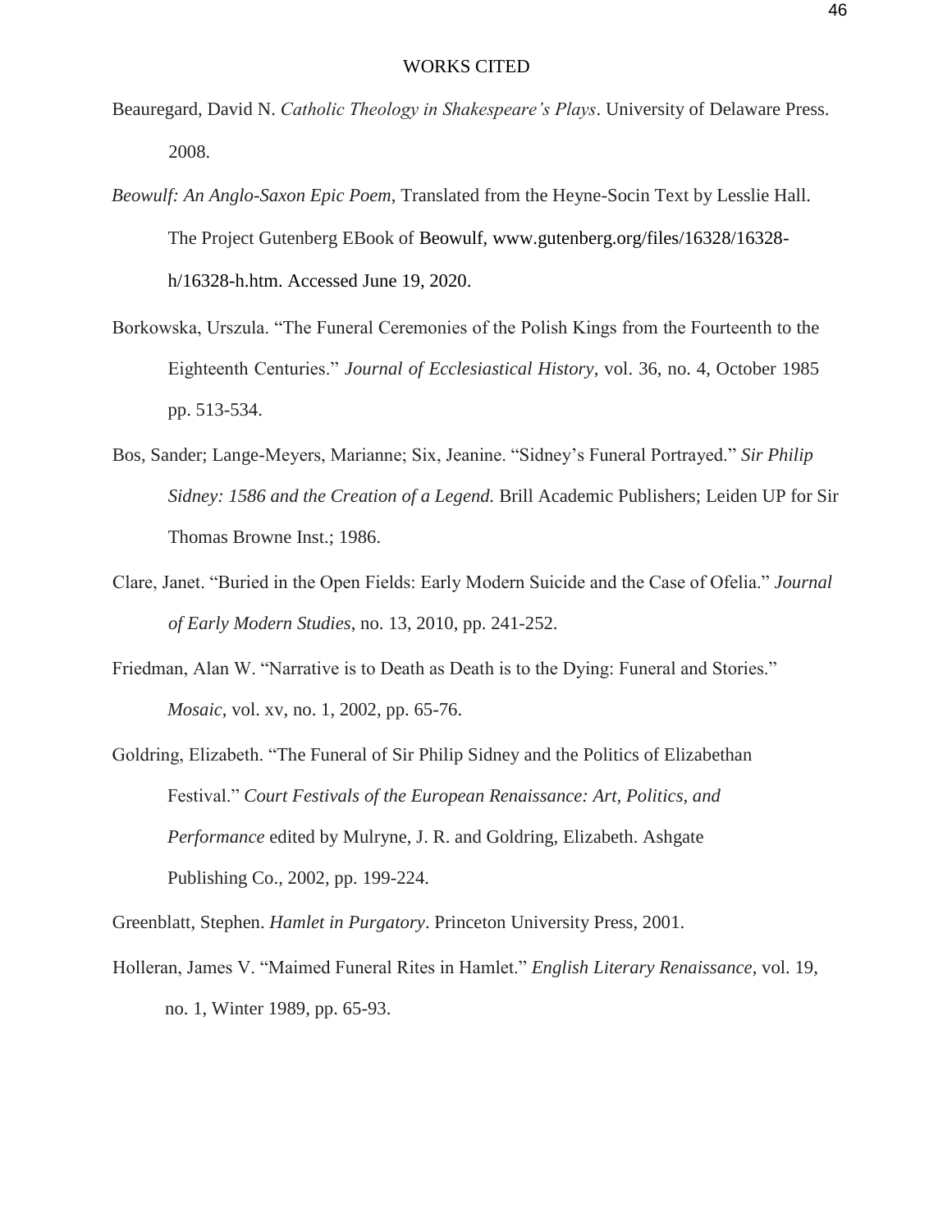# WORKS CITED

Beauregard, David N. *Catholic Theology in Shakespeare's Plays*. University of Delaware Press. 2008.

*Beowulf: An Anglo-Saxon Epic Poem*, Translated from the Heyne-Socin Text by Lesslie Hall. The Project Gutenberg EBook of Beowulf, www.gutenberg.org/files/16328/16328-h/16328-h.htm. Accessed June 19, 2020.

Borkowska, Urszula. "The Funeral Ceremonies of the Polish Kings from the Fourteenth to the Eighteenth Centuries." *Journal of Ecclesiastical History*, vol. 36, no. 4, October 1985 pp. 513-534.

Bos, Sander; Lange-Meyers, Marianne; Six, Jeanine. "Sidney's Funeral Portrayed." *Sir Philip Sidney: 1586 and the Creation of a Legend.* Brill Academic Publishers; Leiden UP for Sir Thomas Browne Inst.; 1986.

Clare, Janet. "Buried in the Open Fields: Early Modern Suicide and the Case of Ofelia." *Journal of Early Modern Studies*, no. 13, 2010, pp. 241-252.

Friedman, Alan W. "Narrative is to Death as Death is to the Dying: Funeral and Stories." *Mosaic*, vol. xv, no. 1, 2002, pp. 65-76.

Goldring, Elizabeth. "The Funeral of Sir Philip Sidney and the Politics of Elizabethan Festival." *Court Festivals of the European Renaissance: Art, Politics, and Performance* edited by Mulryne, J. R. and Goldring, Elizabeth. Ashgate Publishing Co., 2002, pp. 199-224.

Greenblatt, Stephen. *Hamlet in Purgatory*. Princeton University Press, 2001.

Holleran, James V. "Maimed Funeral Rites in Hamlet." *English Literary Renaissance*, vol. 19, no. 1, Winter 1989, pp. 65-93.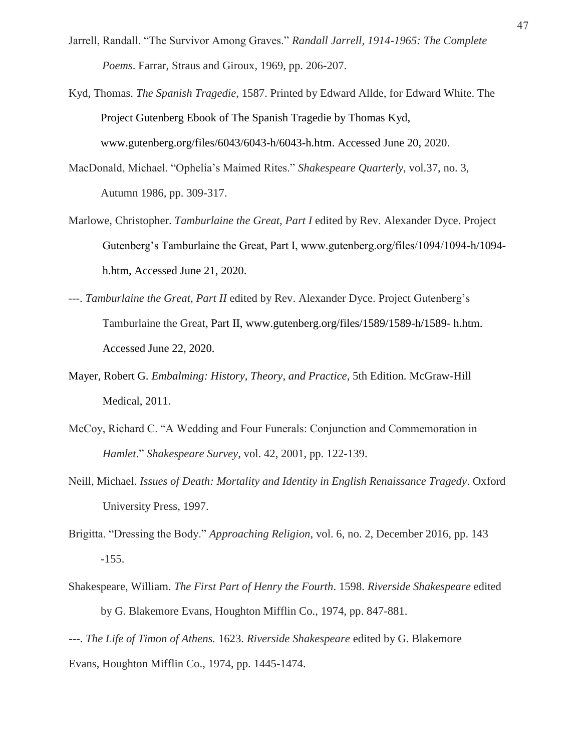Jarrell, Randall. "The Survivor Among Graves." *Randall Jarrell, 1914-1965: The Complete Poems*. Farrar, Straus and Giroux, 1969, pp. 206-207.

Kyd, Thomas. *The Spanish Tragedie*, 1587. Printed by Edward Allde, for Edward White. The Project Gutenberg Ebook of The Spanish Tragedie by Thomas Kyd, www.gutenberg.org/files/6043/6043-h/6043-h.htm. Accessed June 20, 2020.

MacDonald, Michael. "Ophelia's Maimed Rites." *Shakespeare Quarterly*, vol.37, no. 3, Autumn 1986, pp. 309-317.

Marlowe, Christopher. *Tamburlaine the Great, Part I* edited by Rev. Alexander Dyce. Project Gutenberg's Tamburlaine the Great, Part I, www.gutenberg.org/files/1094/1094-h/1094-h.htm, Accessed June 21, 2020.

---. *Tamburlaine the Great, Part II* edited by Rev. Alexander Dyce. Project Gutenberg's Tamburlaine the Great, Part II, www.gutenberg.org/files/1589/1589-h/1589- h.htm. Accessed June 22, 2020.

Mayer, Robert G. *Embalming: History, Theory, and Practice*, 5th Edition. McGraw-Hill Medical, 2011.

McCoy, Richard C. "A Wedding and Four Funerals: Conjunction and Commemoration in *Hamlet*." *Shakespeare Survey*, vol. 42, 2001, pp. 122-139.

Neill, Michael. *Issues of Death: Mortality and Identity in English Renaissance Tragedy*. Oxford University Press, 1997.

Brigitta. "Dressing the Body." *Approaching Religion*, vol. 6, no. 2, December 2016, pp. 143 -155.

Shakespeare, William. *The First Part of Henry the Fourth*. 1598. *Riverside Shakespeare* edited by G. Blakemore Evans, Houghton Mifflin Co., 1974, pp. 847-881.

---. *The Life of Timon of Athens.* 1623. *Riverside Shakespeare* edited by G. Blakemore Evans, Houghton Mifflin Co., 1974, pp. 1445-1474.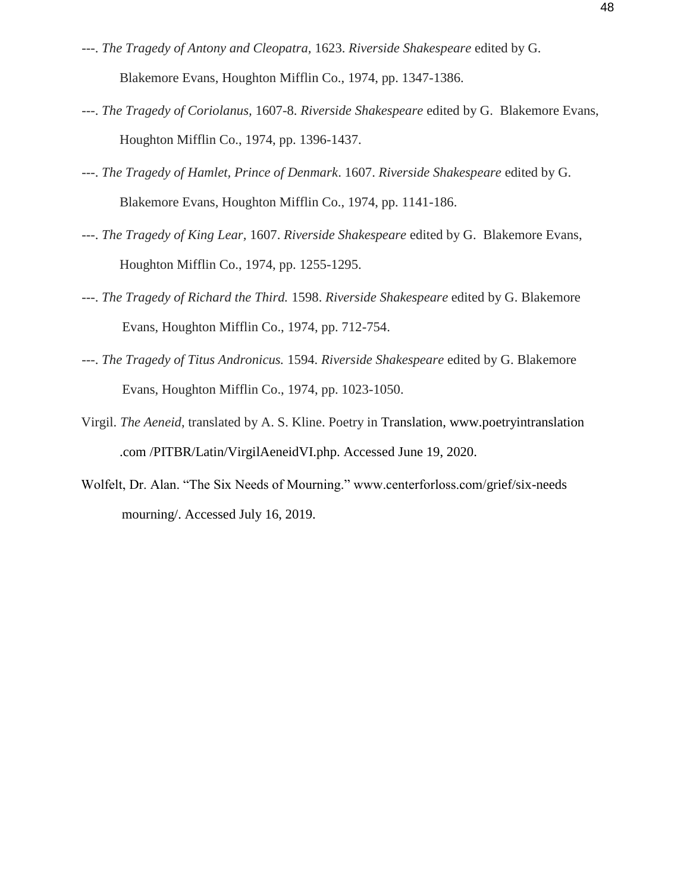---. *The Tragedy of Antony and Cleopatra*, 1623. *Riverside Shakespeare* edited by G. Blakemore Evans, Houghton Mifflin Co., 1974, pp. 1347-1386.

---. *The Tragedy of Coriolanus,* 1607-8. *Riverside Shakespeare* edited by G. Blakemore Evans, Houghton Mifflin Co., 1974, pp. 1396-1437.

---. *The Tragedy of Hamlet, Prince of Denmark*. 1607. *Riverside Shakespeare* edited by G. Blakemore Evans, Houghton Mifflin Co., 1974, pp. 1141-186.

---. *The Tragedy of King Lear,* 1607. *Riverside Shakespeare* edited by G. Blakemore Evans, Houghton Mifflin Co., 1974, pp. 1255-1295.

---. *The Tragedy of Richard the Third.* 1598. *Riverside Shakespeare* edited by G. Blakemore Evans, Houghton Mifflin Co., 1974, pp. 712-754.

---. *The Tragedy of Titus Andronicus.* 1594. *Riverside Shakespeare* edited by G. Blakemore Evans, Houghton Mifflin Co., 1974, pp. 1023-1050.

Virgil. *The Aeneid*, translated by A. S. Kline. Poetry in Translation, www.poetryintranslation .com /PITBR/Latin/VirgilAeneidVI.php. Accessed June 19, 2020.

Wolfelt, Dr. Alan. "The Six Needs of Mourning." www.centerforloss.com/grief/six-needs mourning/. Accessed July 16, 2019.